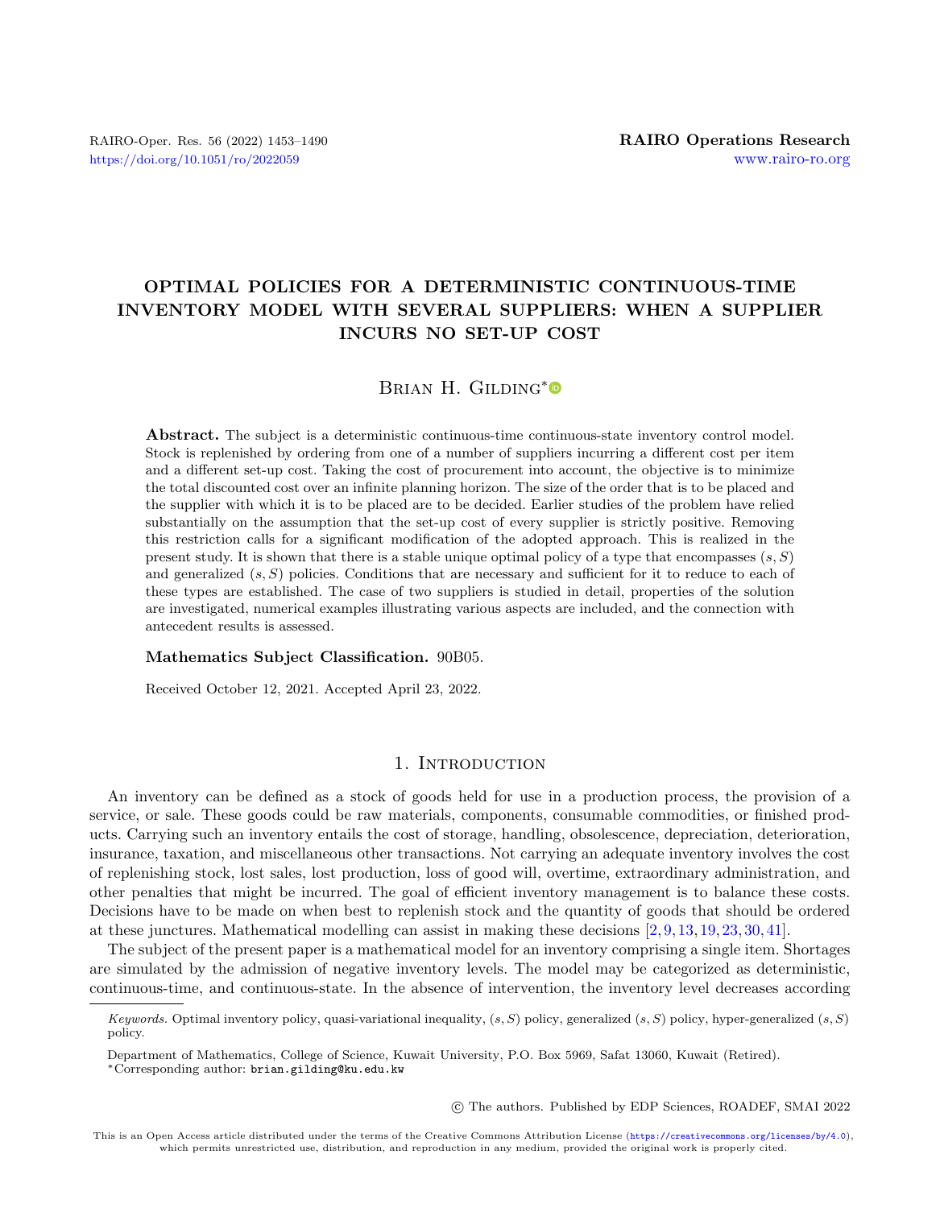# OPTIMAL POLICIES FOR A DETERMINISTIC CONTINUOUS-TIME INVENTORY MODEL WITH SEVERAL SUPPLIERS: WHEN A SUPPLIER INCURS NO SET-UP COST

Brian H. Gilding*

**Abstract.** The subject is a deterministic continuous-time continuous-state inventory control model. Stock is replenished by ordering from one of a number of suppliers incurring a different cost per item and a different set-up cost. Taking the cost of procurement into account, the objective is to minimize the total discounted cost over an infinite planning horizon. The size of the order that is to be placed and the supplier with which it is to be placed are to be decided. Earlier studies of the problem have relied substantially on the assumption that the set-up cost of every supplier is strictly positive. Removing this restriction calls for a significant modification of the adopted approach. This is realized in the present study. It is shown that there is a stable unique optimal policy of a type that encompasses $(s, S)$ and generalized $(s, S)$ policies. Conditions that are necessary and sufficient for it to reduce to each of these types are established. The case of two suppliers is studied in detail, properties of the solution are investigated, numerical examples illustrating various aspects are included, and the connection with antecedent results is assessed.

**Mathematics Subject Classification.** 90B05.

Received October 12, 2021. Accepted April 23, 2022.

## 1. Introduction

An inventory can be defined as a stock of goods held for use in a production process, the provision of a service, or sale. These goods could be raw materials, components, consumable commodities, or finished products. Carrying such an inventory entails the cost of storage, handling, obsolescence, depreciation, deterioration, insurance, taxation, and miscellaneous other transactions. Not carrying an adequate inventory involves the cost of replenishing stock, lost sales, lost production, loss of good will, overtime, extraordinary administration, and other penalties that might be incurred. The goal of efficient inventory management is to balance these costs. Decisions have to be made on when best to replenish stock and the quantity of goods that should be ordered at these junctures. Mathematical modelling can assist in making these decisions [2,9,13,19,23,30,41].

The subject of the present paper is a mathematical model for an inventory comprising a single item. Shortages are simulated by the admission of negative inventory levels. The model may be categorized as deterministic, continuous-time, and continuous-state. In the absence of intervention, the inventory level decreases according

*Keywords.* Optimal inventory policy, quasi-variational inequality, $(s, S)$ policy, generalized $(s, S)$ policy, hyper-generalized $(s, S)$ policy.

Department of Mathematics, College of Science, Kuwait University, P.O. Box 5969, Safat 13060, Kuwait (Retired).

*Corresponding author: brian.gilding@ku.edu.kw

© The authors. Published by EDP Sciences, ROADEF, SMAI 2022

This is an Open Access article distributed under the terms of the Creative Commons Attribution License (https://creativecommons.org/licenses/by/4.0), which permits unrestricted use, distribution, and reproduction in any medium, provided the original work is properly cited.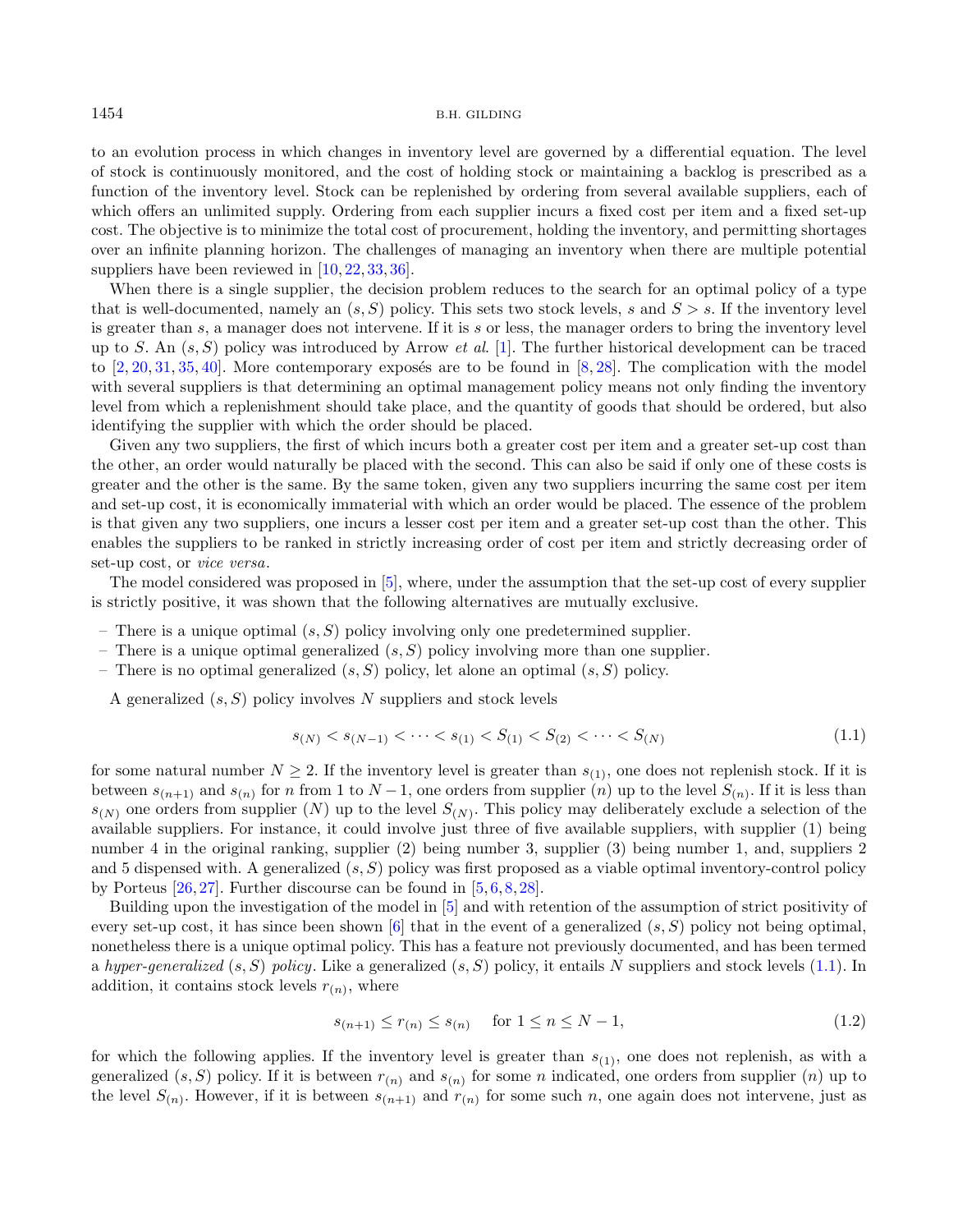to an evolution process in which changes in inventory level are governed by a differential equation. The level of stock is continuously monitored, and the cost of holding stock or maintaining a backlog is prescribed as a function of the inventory level. Stock can be replenished by ordering from several available suppliers, each of which offers an unlimited supply. Ordering from each supplier incurs a fixed cost per item and a fixed set-up cost. The objective is to minimize the total cost of procurement, holding the inventory, and permitting shortages over an infinite planning horizon. The challenges of managing an inventory when there are multiple potential suppliers have been reviewed in [10, 22, 33, 36].

When there is a single supplier, the decision problem reduces to the search for an optimal policy of a type that is well-documented, namely an $(s, S)$ policy. This sets two stock levels, $s$ and $S > s$. If the inventory level is greater than $s$, a manager does not intervene. If it is $s$ or less, the manager orders to bring the inventory level up to $S$. An $(s, S)$ policy was introduced by Arrow *et al.* [1]. The further historical development can be traced to [2, 20, 31, 35, 40]. More contemporary exposés are to be found in [8, 28]. The complication with the model with several suppliers is that determining an optimal management policy means not only finding the inventory level from which a replenishment should take place, and the quantity of goods that should be ordered, but also identifying the supplier with which the order should be placed.

Given any two suppliers, the first of which incurs both a greater cost per item and a greater set-up cost than the other, an order would naturally be placed with the second. This can also be said if only one of these costs is greater and the other is the same. By the same token, given any two suppliers incurring the same cost per item and set-up cost, it is economically immaterial with which an order would be placed. The essence of the problem is that given any two suppliers, one incurs a lesser cost per item and a greater set-up cost than the other. This enables the suppliers to be ranked in strictly increasing order of cost per item and strictly decreasing order of set-up cost, or *vice versa*.

The model considered was proposed in [5], where, under the assumption that the set-up cost of every supplier is strictly positive, it was shown that the following alternatives are mutually exclusive.

- There is a unique optimal $(s, S)$ policy involving only one predetermined supplier.
- There is a unique optimal generalized $(s, S)$ policy involving more than one supplier.
- There is no optimal generalized $(s, S)$ policy, let alone an optimal $(s, S)$ policy.

A generalized $(s, S)$ policy involves $N$ suppliers and stock levels

$$s_{(N)} < s_{(N-1)} < \cdots < s_{(1)} < S_{(1)} < S_{(2)} < \cdots < S_{(N)} \tag{1.1}$$

for some natural number $N \geq 2$. If the inventory level is greater than $s_{(1)}$, one does not replenish stock. If it is between $s_{(n+1)}$ and $s_{(n)}$ for $n$ from 1 to $N - 1$, one orders from supplier $(n)$ up to the level $S_{(n)}$. If it is less than $s_{(N)}$ one orders from supplier $(N)$ up to the level $S_{(N)}$. This policy may deliberately exclude a selection of the available suppliers. For instance, it could involve just three of five available suppliers, with supplier (1) being number 4 in the original ranking, supplier (2) being number 3, supplier (3) being number 1, and, suppliers 2 and 5 dispensed with. A generalized $(s, S)$ policy was first proposed as a viable optimal inventory-control policy by Porteus [26, 27]. Further discourse can be found in [5, 6, 8, 28].

Building upon the investigation of the model in [5] and with retention of the assumption of strict positivity of every set-up cost, it has since been shown [6] that in the event of a generalized $(s, S)$ policy not being optimal, nonetheless there is a unique optimal policy. This has a feature not previously documented, and has been termed a *hyper-generalized* $(s, S)$ *policy*. Like a generalized $(s, S)$ policy, it entails $N$ suppliers and stock levels (1.1). In addition, it contains stock levels $r_{(n)}$, where

$$s_{(n+1)} \leq r_{(n)} \leq s_{(n)} \quad \text{ for } 1 \leq n \leq N - 1, \tag{1.2}$$

for which the following applies. If the inventory level is greater than $s_{(1)}$, one does not replenish, as with a generalized $(s, S)$ policy. If it is between $r_{(n)}$ and $s_{(n)}$ for some $n$ indicated, one orders from supplier $(n)$ up to the level $S_{(n)}$. However, if it is between $s_{(n+1)}$ and $r_{(n)}$ for some such $n$, one again does not intervene, just as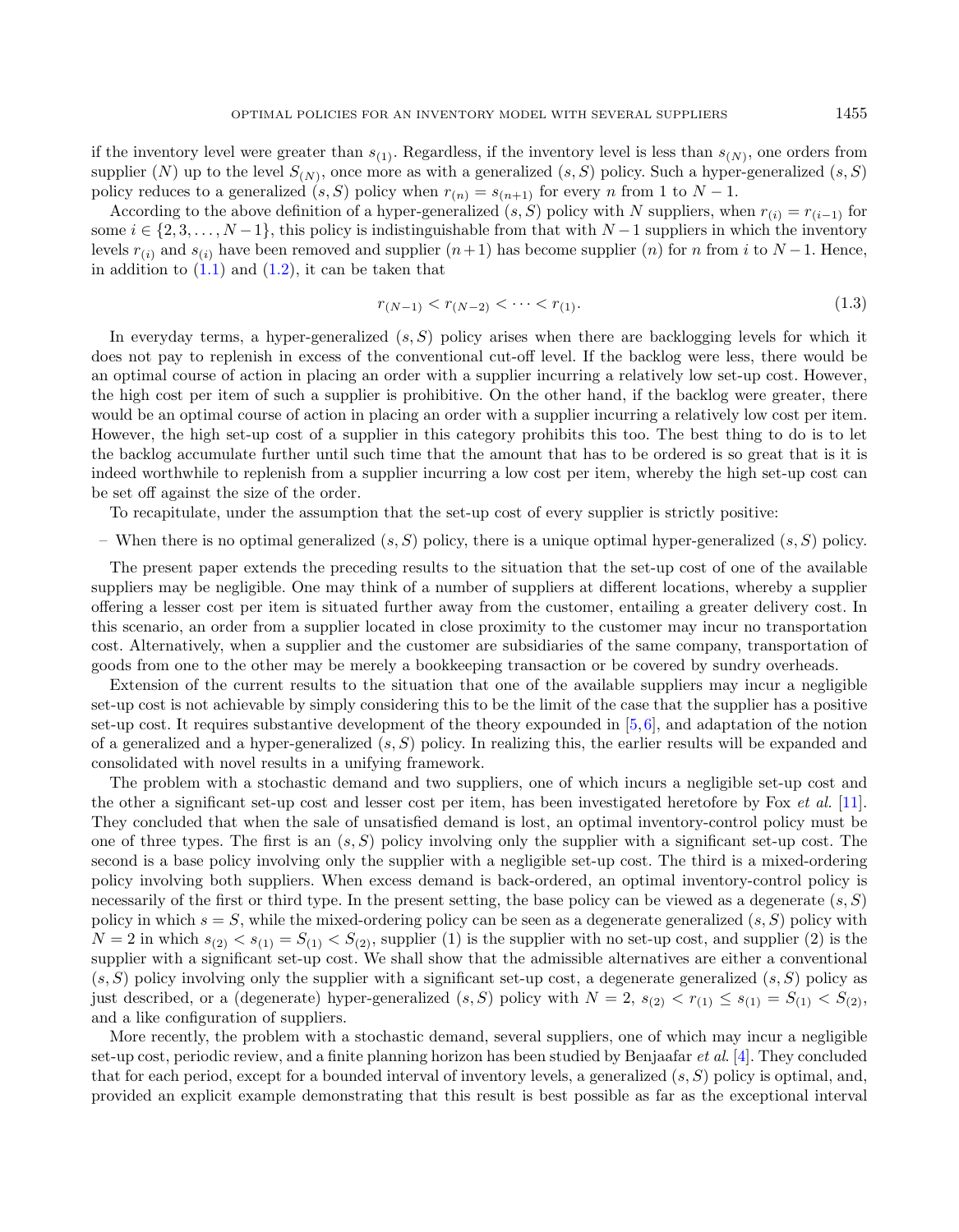if the inventory level were greater than $s_{(1)}$. Regardless, if the inventory level is less than $s_{(N)}$, one orders from supplier $(N)$ up to the level $S_{(N)}$, once more as with a generalized $(s, S)$ policy. Such a hyper-generalized $(s, S)$ policy reduces to a generalized $(s, S)$ policy when $r_{(n)} = s_{(n+1)}$ for every $n$ from 1 to $N-1$.

According to the above definition of a hyper-generalized $(s, S)$ policy with $N$ suppliers, when $r_{(i)} = r_{(i-1)}$ for some $i \in \{2, 3, \ldots, N-1\}$, this policy is indistinguishable from that with $N-1$ suppliers in which the inventory levels $r_{(i)}$ and $s_{(i)}$ have been removed and supplier $(n+1)$ has become supplier $(n)$ for $n$ from $i$ to $N-1$. Hence, in addition to (1.1) and (1.2), it can be taken that

$$r_{(N-1)} < r_{(N-2)} < \cdots < r_{(1)}. \tag{1.3}$$

In everyday terms, a hyper-generalized $(s, S)$ policy arises when there are backlogging levels for which it does not pay to replenish in excess of the conventional cut-off level. If the backlog were less, there would be an optimal course of action in placing an order with a supplier incurring a relatively low set-up cost. However, the high cost per item of such a supplier is prohibitive. On the other hand, if the backlog were greater, there would be an optimal course of action in placing an order with a supplier incurring a relatively low cost per item. However, the high set-up cost of a supplier in this category prohibits this too. The best thing to do is to let the backlog accumulate further until such time that the amount that has to be ordered is so great that is it is indeed worthwhile to replenish from a supplier incurring a low cost per item, whereby the high set-up cost can be set off against the size of the order.

To recapitulate, under the assumption that the set-up cost of every supplier is strictly positive:

– When there is no optimal generalized $(s, S)$ policy, there is a unique optimal hyper-generalized $(s, S)$ policy.

The present paper extends the preceding results to the situation that the set-up cost of one of the available suppliers may be negligible. One may think of a number of suppliers at different locations, whereby a supplier offering a lesser cost per item is situated further away from the customer, entailing a greater delivery cost. In this scenario, an order from a supplier located in close proximity to the customer may incur no transportation cost. Alternatively, when a supplier and the customer are subsidiaries of the same company, transportation of goods from one to the other may be merely a bookkeeping transaction or be covered by sundry overheads.

Extension of the current results to the situation that one of the available suppliers may incur a negligible set-up cost is not achievable by simply considering this to be the limit of the case that the supplier has a positive set-up cost. It requires substantive development of the theory expounded in [5,6], and adaptation of the notion of a generalized and a hyper-generalized $(s, S)$ policy. In realizing this, the earlier results will be expanded and consolidated with novel results in a unifying framework.

The problem with a stochastic demand and two suppliers, one of which incurs a negligible set-up cost and the other a significant set-up cost and lesser cost per item, has been investigated heretofore by Fox *et al.* [11]. They concluded that when the sale of unsatisfied demand is lost, an optimal inventory-control policy must be one of three types. The first is an $(s, S)$ policy involving only the supplier with a significant set-up cost. The second is a base policy involving only the supplier with a negligible set-up cost. The third is a mixed-ordering policy involving both suppliers. When excess demand is back-ordered, an optimal inventory-control policy is necessarily of the first or third type. In the present setting, the base policy can be viewed as a degenerate $(s, S)$ policy in which $s = S$, while the mixed-ordering policy can be seen as a degenerate generalized $(s, S)$ policy with $N = 2$ in which $s_{(2)} < s_{(1)} = S_{(1)} < S_{(2)}$, supplier (1) is the supplier with no set-up cost, and supplier (2) is the supplier with a significant set-up cost. We shall show that the admissible alternatives are either a conventional $(s, S)$ policy involving only the supplier with a significant set-up cost, a degenerate generalized $(s, S)$ policy as just described, or a (degenerate) hyper-generalized $(s, S)$ policy with $N = 2$, $s_{(2)} < r_{(1)} \le s_{(1)} = S_{(1)} < S_{(2)}$, and a like configuration of suppliers.

More recently, the problem with a stochastic demand, several suppliers, one of which may incur a negligible set-up cost, periodic review, and a finite planning horizon has been studied by Benjaafar *et al.* [4]. They concluded that for each period, except for a bounded interval of inventory levels, a generalized $(s, S)$ policy is optimal, and, provided an explicit example demonstrating that this result is best possible as far as the exceptional interval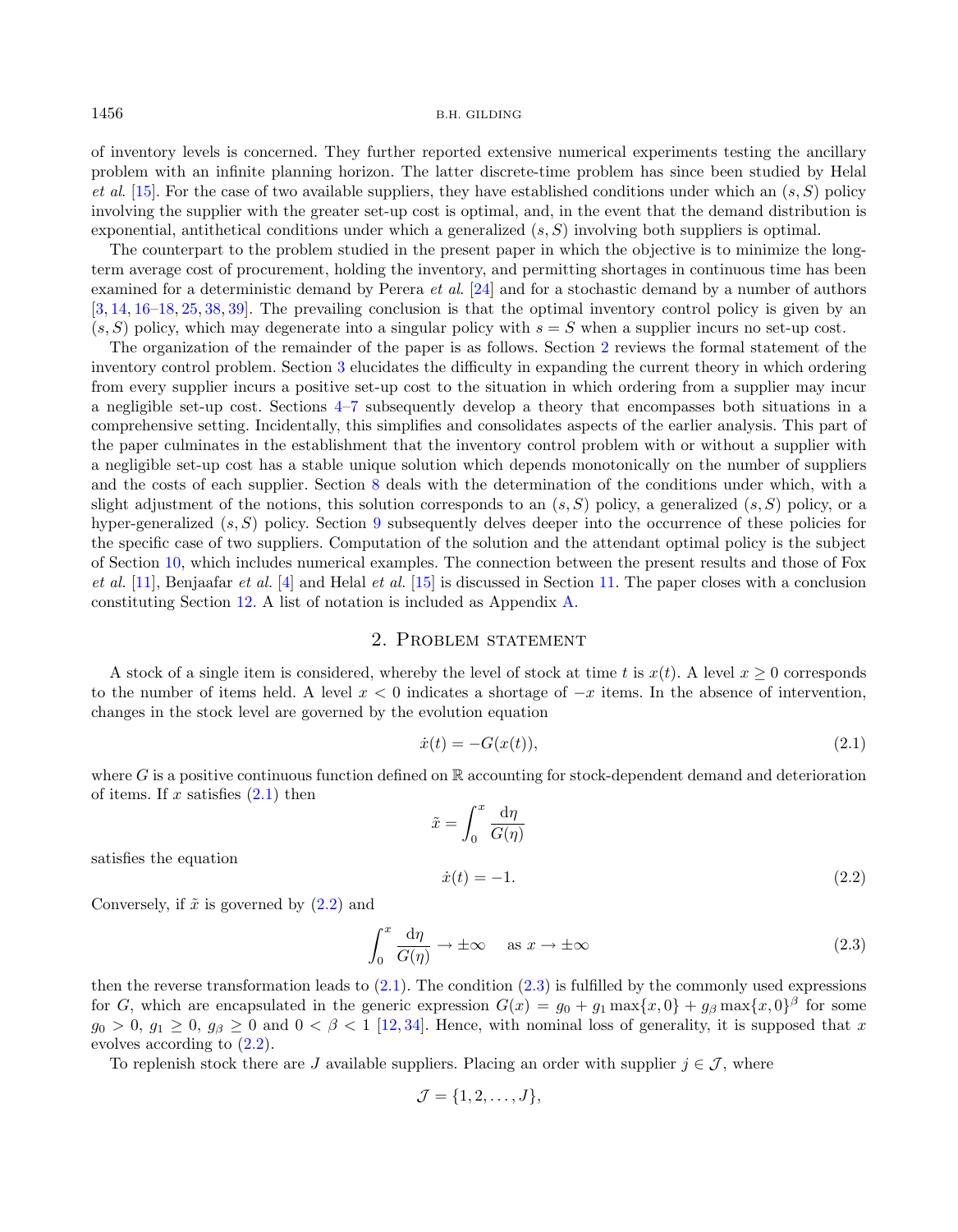of inventory levels is concerned. They further reported extensive numerical experiments testing the ancillary problem with an infinite planning horizon. The latter discrete-time problem has since been studied by Helal *et al.* [15]. For the case of two available suppliers, they have established conditions under which an $(s, S)$ policy involving the supplier with the greater set-up cost is optimal, and, in the event that the demand distribution is exponential, antithetical conditions under which a generalized $(s, S)$ involving both suppliers is optimal.

The counterpart to the problem studied in the present paper in which the objective is to minimize the long-term average cost of procurement, holding the inventory, and permitting shortages in continuous time has been examined for a deterministic demand by Perera *et al.* [24] and for a stochastic demand by a number of authors [3, 14, 16–18, 25, 38, 39]. The prevailing conclusion is that the optimal inventory control policy is given by an $(s, S)$ policy, which may degenerate into a singular policy with $s = S$ when a supplier incurs no set-up cost.

The organization of the remainder of the paper is as follows. Section 2 reviews the formal statement of the inventory control problem. Section 3 elucidates the difficulty in expanding the current theory in which ordering from every supplier incurs a positive set-up cost to the situation in which ordering from a supplier may incur a negligible set-up cost. Sections 4–7 subsequently develop a theory that encompasses both situations in a comprehensive setting. Incidentally, this simplifies and consolidates aspects of the earlier analysis. This part of the paper culminates in the establishment that the inventory control problem with or without a supplier with a negligible set-up cost has a stable unique solution which depends monotonically on the number of suppliers and the costs of each supplier. Section 8 deals with the determination of the conditions under which, with a slight adjustment of the notions, this solution corresponds to an $(s, S)$ policy, a generalized $(s, S)$ policy, or a hyper-generalized $(s, S)$ policy. Section 9 subsequently delves deeper into the occurrence of these policies for the specific case of two suppliers. Computation of the solution and the attendant optimal policy is the subject of Section 10, which includes numerical examples. The connection between the present results and those of Fox *et al.* [11], Benjaafar *et al.* [4] and Helal *et al.* [15] is discussed in Section 11. The paper closes with a conclusion constituting Section 12. A list of notation is included as Appendix A.

## 2. Problem statement

A stock of a single item is considered, whereby the level of stock at time $t$ is $x(t)$. A level $x \geq 0$ corresponds to the number of items held. A level $x < 0$ indicates a shortage of $-x$ items. In the absence of intervention, changes in the stock level are governed by the evolution equation

$$\dot{x}(t) = -G(x(t)), \tag{2.1}$$

where $G$ is a positive continuous function defined on $\mathbb{R}$ accounting for stock-dependent demand and deterioration of items. If $x$ satisfies (2.1) then

$$\tilde{x} = \int_0^x \frac{\mathrm{d}\eta}{G(\eta)}$$

satisfies the equation

$$\dot{x}(t) = -1. \tag{2.2}$$

Conversely, if $\tilde{x}$ is governed by (2.2) and

$$\int_0^x \frac{\mathrm{d}\eta}{G(\eta)} \to \pm\infty \quad \text{as } x \to \pm\infty \tag{2.3}$$

then the reverse transformation leads to (2.1). The condition (2.3) is fulfilled by the commonly used expressions for $G$, which are encapsulated in the generic expression $G(x) = g_0 + g_1 \max\{x, 0\} + g_\beta \max\{x, 0\}^\beta$ for some $g_0 > 0$, $g_1 \geq 0$, $g_\beta \geq 0$ and $0 < \beta < 1$ [12, 34]. Hence, with nominal loss of generality, it is supposed that $x$ evolves according to (2.2).

To replenish stock there are $J$ available suppliers. Placing an order with supplier $j \in \mathcal{J}$, where

$$\mathcal{J} = \{1, 2, \ldots, J\},$$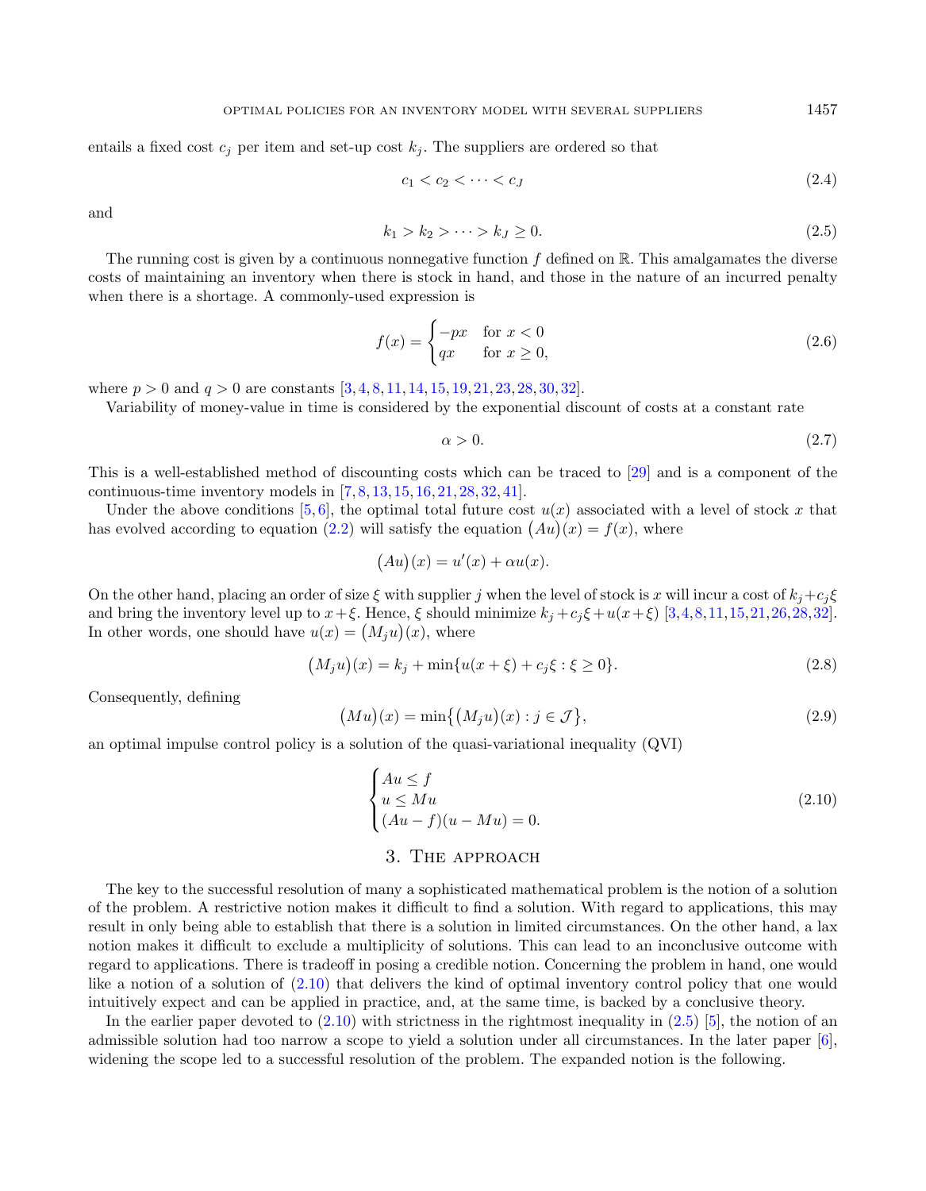entails a fixed cost $c_j$ per item and set-up cost $k_j$. The suppliers are ordered so that

$$c_1 < c_2 < \cdots < c_J \tag{2.4}$$

and

$$k_1 > k_2 > \cdots > k_J \geq 0. \tag{2.5}$$

The running cost is given by a continuous nonnegative function $f$ defined on $\mathbb{R}$. This amalgamates the diverse costs of maintaining an inventory when there is stock in hand, and those in the nature of an incurred penalty when there is a shortage. A commonly-used expression is

$$f(x) = \begin{cases} -px & \text{for } x < 0 \\ qx & \text{for } x \geq 0, \end{cases} \tag{2.6}$$

where $p > 0$ and $q > 0$ are constants [3, 4, 8, 11, 14, 15, 19, 21, 23, 28, 30, 32].

Variability of money-value in time is considered by the exponential discount of costs at a constant rate

$$\alpha > 0. \tag{2.7}$$

This is a well-established method of discounting costs which can be traced to [29] and is a component of the continuous-time inventory models in [7, 8, 13, 15, 16, 21, 28, 32, 41].

Under the above conditions [5, 6], the optimal total future cost $u(x)$ associated with a level of stock $x$ that has evolved according to equation (2.2) will satisfy the equation $\big(Au\big)(x) = f(x)$, where

$$\big(Au\big)(x) = u'(x) + \alpha u(x).$$

On the other hand, placing an order of size $\xi$ with supplier $j$ when the level of stock is $x$ will incur a cost of $k_j + c_j\xi$ and bring the inventory level up to $x + \xi$. Hence, $\xi$ should minimize $k_j + c_j\xi + u(x+\xi)$ [3, 4, 8, 11, 15, 21, 26, 28, 32]. In other words, one should have $u(x) = \big(M_j u\big)(x)$, where

$$\big(M_j u\big)(x) = k_j + \min\{u(x+\xi) + c_j\xi : \xi \geq 0\}. \tag{2.8}$$

Consequently, defining

$$\big(Mu\big)(x) = \min\big\{\big(M_j u\big)(x) : j \in \mathcal{J}\big\}, \tag{2.9}$$

an optimal impulse control policy is a solution of the quasi-variational inequality (QVI)

$$\begin{cases} Au \leq f \\ u \leq Mu \\ (Au - f)(u - Mu) = 0. \end{cases} \tag{2.10}$$

## 3. The approach

The key to the successful resolution of many a sophisticated mathematical problem is the notion of a solution of the problem. A restrictive notion makes it difficult to find a solution. With regard to applications, this may result in only being able to establish that there is a solution in limited circumstances. On the other hand, a lax notion makes it difficult to exclude a multiplicity of solutions. This can lead to an inconclusive outcome with regard to applications. There is tradeoff in posing a credible notion. Concerning the problem in hand, one would like a notion of a solution of (2.10) that delivers the kind of optimal inventory control policy that one would intuitively expect and can be applied in practice, and, at the same time, is backed by a conclusive theory.

In the earlier paper devoted to (2.10) with strictness in the rightmost inequality in (2.5) [5], the notion of an admissible solution had too narrow a scope to yield a solution under all circumstances. In the later paper [6], widening the scope led to a successful resolution of the problem. The expanded notion is the following.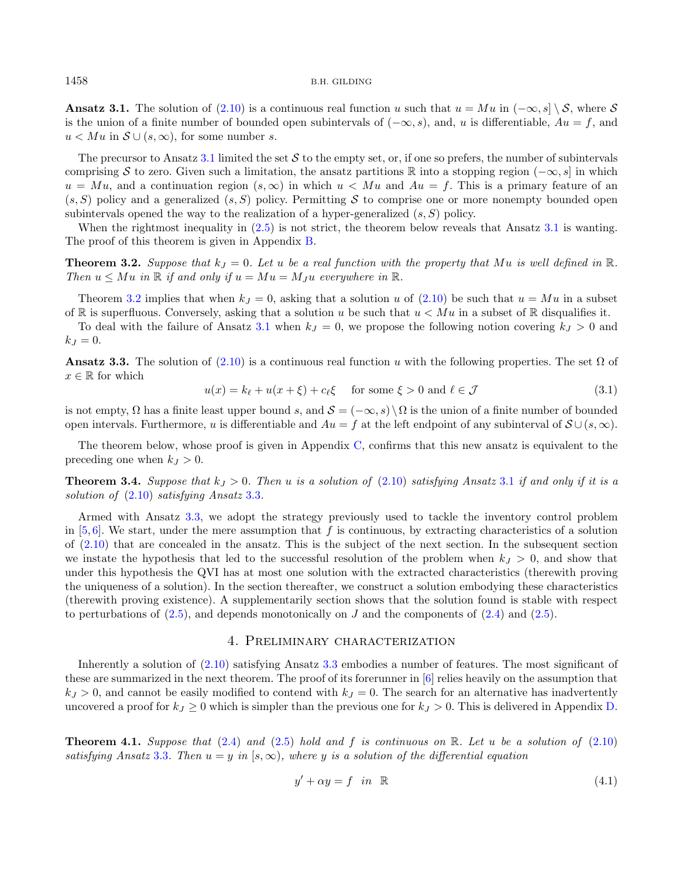**Ansatz 3.1.** The solution of (2.10) is a continuous real function $u$ such that $u = Mu$ in $(-\infty, s] \setminus \mathcal{S}$, where $\mathcal{S}$ is the union of a finite number of bounded open subintervals of $(-\infty, s)$, and, $u$ is differentiable, $Au = f$, and $u < Mu$ in $\mathcal{S} \cup (s, \infty)$, for some number $s$.

The precursor to Ansatz 3.1 limited the set $\mathcal{S}$ to the empty set, or, if one so prefers, the number of subintervals comprising $\mathcal{S}$ to zero. Given such a limitation, the ansatz partitions $\mathbb{R}$ into a stopping region $(-\infty, s]$ in which $u = Mu$, and a continuation region $(s, \infty)$ in which $u < Mu$ and $Au = f$. This is a primary feature of an $(s, S)$ policy and a generalized $(s, S)$ policy. Permitting $\mathcal{S}$ to comprise one or more nonempty bounded open subintervals opened the way to the realization of a hyper-generalized $(s, S)$ policy.

When the rightmost inequality in (2.5) is not strict, the theorem below reveals that Ansatz 3.1 is wanting. The proof of this theorem is given in Appendix B.

**Theorem 3.2.** *Suppose that $k_J = 0$. Let $u$ be a real function with the property that $Mu$ is well defined in $\mathbb{R}$. Then $u \leq Mu$ in $\mathbb{R}$ if and only if $u = Mu = M_J u$ everywhere in $\mathbb{R}$.*

Theorem 3.2 implies that when $k_J = 0$, asking that a solution $u$ of (2.10) be such that $u = Mu$ in a subset of $\mathbb{R}$ is superfluous. Conversely, asking that a solution $u$ be such that $u < Mu$ in a subset of $\mathbb{R}$ disqualifies it.

To deal with the failure of Ansatz 3.1 when $k_J = 0$, we propose the following notion covering $k_J > 0$ and $k_J = 0$.

**Ansatz 3.3.** The solution of (2.10) is a continuous real function $u$ with the following properties. The set $\Omega$ of $x \in \mathbb{R}$ for which

$$u(x) = k_\ell + u(x + \xi) + c_\ell \xi \quad \text{for some } \xi > 0 \text{ and } \ell \in \mathcal{J} \tag{3.1}$$

is not empty, $\Omega$ has a finite least upper bound $s$, and $\mathcal{S} = (-\infty, s) \setminus \Omega$ is the union of a finite number of bounded open intervals. Furthermore, $u$ is differentiable and $Au = f$ at the left endpoint of any subinterval of $\mathcal{S} \cup (s, \infty)$.

The theorem below, whose proof is given in Appendix C, confirms that this new ansatz is equivalent to the preceding one when $k_J > 0$.

**Theorem 3.4.** *Suppose that $k_J > 0$. Then $u$ is a solution of (2.10) satisfying Ansatz 3.1 if and only if it is a solution of (2.10) satisfying Ansatz 3.3.*

Armed with Ansatz 3.3, we adopt the strategy previously used to tackle the inventory control problem in [5,6]. We start, under the mere assumption that $f$ is continuous, by extracting characteristics of a solution of (2.10) that are concealed in the ansatz. This is the subject of the next section. In the subsequent section we instate the hypothesis that led to the successful resolution of the problem when $k_J > 0$, and show that under this hypothesis the QVI has at most one solution with the extracted characteristics (therewith proving the uniqueness of a solution). In the section thereafter, we construct a solution embodying these characteristics (therewith proving existence). A supplementarily section shows that the solution found is stable with respect to perturbations of (2.5), and depends monotonically on $J$ and the components of (2.4) and (2.5).

## 4. Preliminary characterization

Inherently a solution of (2.10) satisfying Ansatz 3.3 embodies a number of features. The most significant of these are summarized in the next theorem. The proof of its forerunner in [6] relies heavily on the assumption that $k_J > 0$, and cannot be easily modified to contend with $k_J = 0$. The search for an alternative has inadvertently uncovered a proof for $k_J \geq 0$ which is simpler than the previous one for $k_J > 0$. This is delivered in Appendix D.

**Theorem 4.1.** *Suppose that (2.4) and (2.5) hold and $f$ is continuous on $\mathbb{R}$. Let $u$ be a solution of (2.10) satisfying Ansatz 3.3. Then $u = y$ in $[s, \infty)$, where $y$ is a solution of the differential equation*

$$y' + \alpha y = f \quad \text{in} \quad \mathbb{R} \tag{4.1}$$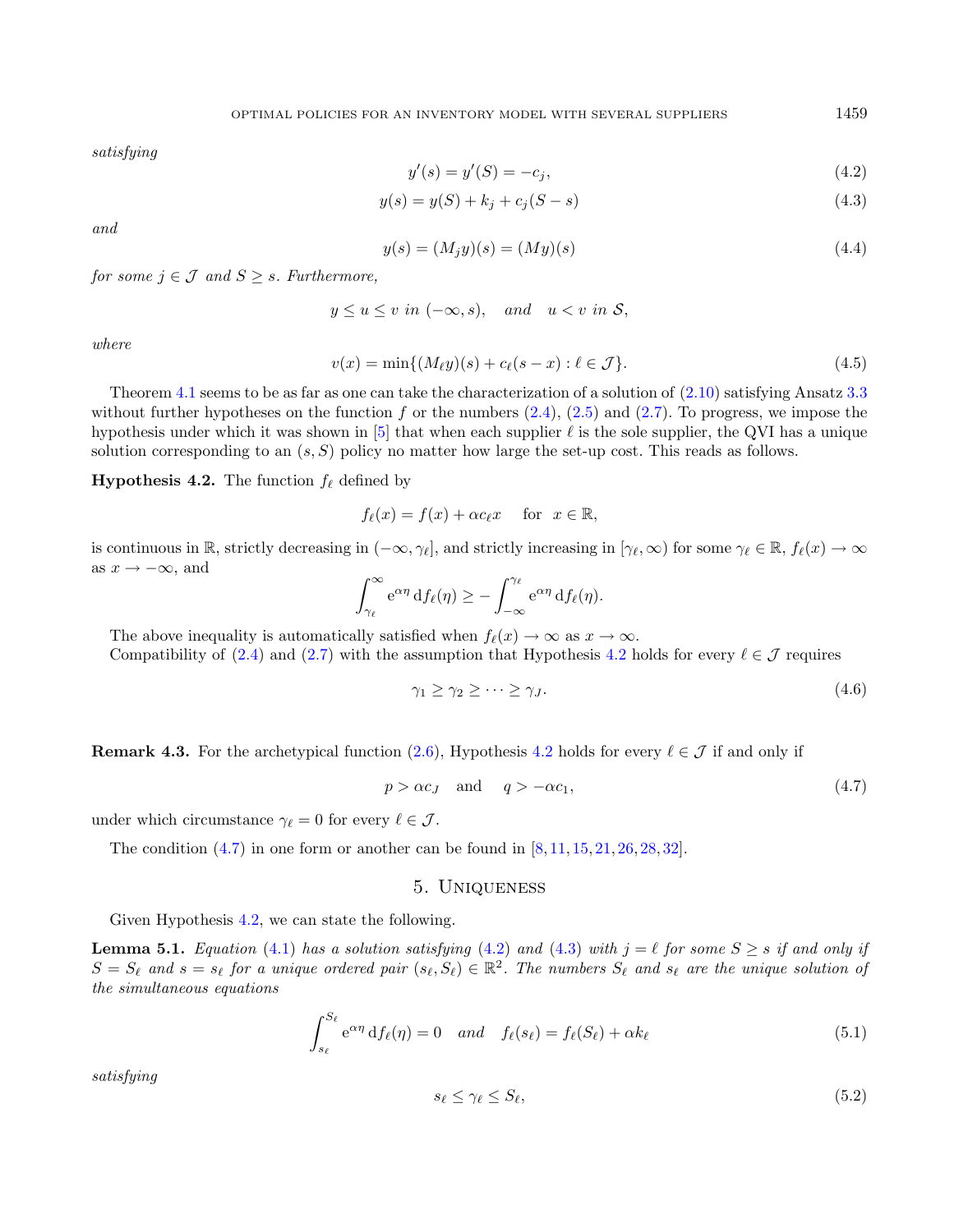*satisfying*

$$y'(s) = y'(S) = -c_j, \tag{4.2}$$

$$y(s) = y(S) + k_j + c_j(S - s) \tag{4.3}$$

*and*

$$y(s) = (M_j y)(s) = (My)(s) \tag{4.4}$$

*for some* $j \in \mathcal{J}$ *and* $S \geq s$. *Furthermore,*

$$y \leq u \leq v \text{ in } (-\infty, s), \quad \text{and} \quad u < v \text{ in } \mathcal{S},$$

*where*

$$v(x) = \min\{(M_\ell y)(s) + c_\ell(s - x) : \ell \in \mathcal{J}\}. \tag{4.5}$$

Theorem 4.1 seems to be as far as one can take the characterization of a solution of (2.10) satisfying Ansatz 3.3 without further hypotheses on the function $f$ or the numbers (2.4), (2.5) and (2.7). To progress, we impose the hypothesis under which it was shown in [5] that when each supplier $\ell$ is the sole supplier, the QVI has a unique solution corresponding to an $(s, S)$ policy no matter how large the set-up cost. This reads as follows.

**Hypothesis 4.2.** The function $f_\ell$ defined by

$$f_\ell(x) = f(x) + \alpha c_\ell x \quad \text{for } x \in \mathbb{R},$$

is continuous in $\mathbb{R}$, strictly decreasing in $(-\infty, \gamma_\ell]$, and strictly increasing in $[\gamma_\ell, \infty)$ for some $\gamma_\ell \in \mathbb{R}$, $f_\ell(x) \to \infty$ as $x \to -\infty$, and

$$\int_{\gamma_\ell}^{\infty} \mathrm{e}^{\alpha\eta} \, \mathrm{d}f_\ell(\eta) \geq -\int_{-\infty}^{\gamma_\ell} \mathrm{e}^{\alpha\eta} \, \mathrm{d}f_\ell(\eta).$$

The above inequality is automatically satisfied when $f_\ell(x) \to \infty$ as $x \to \infty$.

Compatibility of (2.4) and (2.7) with the assumption that Hypothesis 4.2 holds for every $\ell \in \mathcal{J}$ requires

$$\gamma_1 \geq \gamma_2 \geq \cdots \geq \gamma_J. \tag{4.6}$$

**Remark 4.3.** For the archetypical function (2.6), Hypothesis 4.2 holds for every $\ell \in \mathcal{J}$ if and only if

$$p > \alpha c_J \quad \text{and} \quad q > -\alpha c_1, \tag{4.7}$$

under which circumstance $\gamma_\ell = 0$ for every $\ell \in \mathcal{J}$.

The condition (4.7) in one form or another can be found in [8, 11, 15, 21, 26, 28, 32].

## 5. Uniqueness

Given Hypothesis 4.2, we can state the following.

**Lemma 5.1.** *Equation* (4.1) *has a solution satisfying* (4.2) *and* (4.3) *with* $j = \ell$ *for some* $S \geq s$ *if and only if* $S = S_\ell$ *and* $s = s_\ell$ *for a unique ordered pair* $(s_\ell, S_\ell) \in \mathbb{R}^2$. *The numbers* $S_\ell$ *and* $s_\ell$ *are the unique solution of the simultaneous equations*

$$\int_{s_\ell}^{S_\ell} \mathrm{e}^{\alpha\eta} \, \mathrm{d}f_\ell(\eta) = 0 \quad \text{and} \quad f_\ell(s_\ell) = f_\ell(S_\ell) + \alpha k_\ell \tag{5.1}$$

*satisfying*

$$s_\ell \leq \gamma_\ell \leq S_\ell, \tag{5.2}$$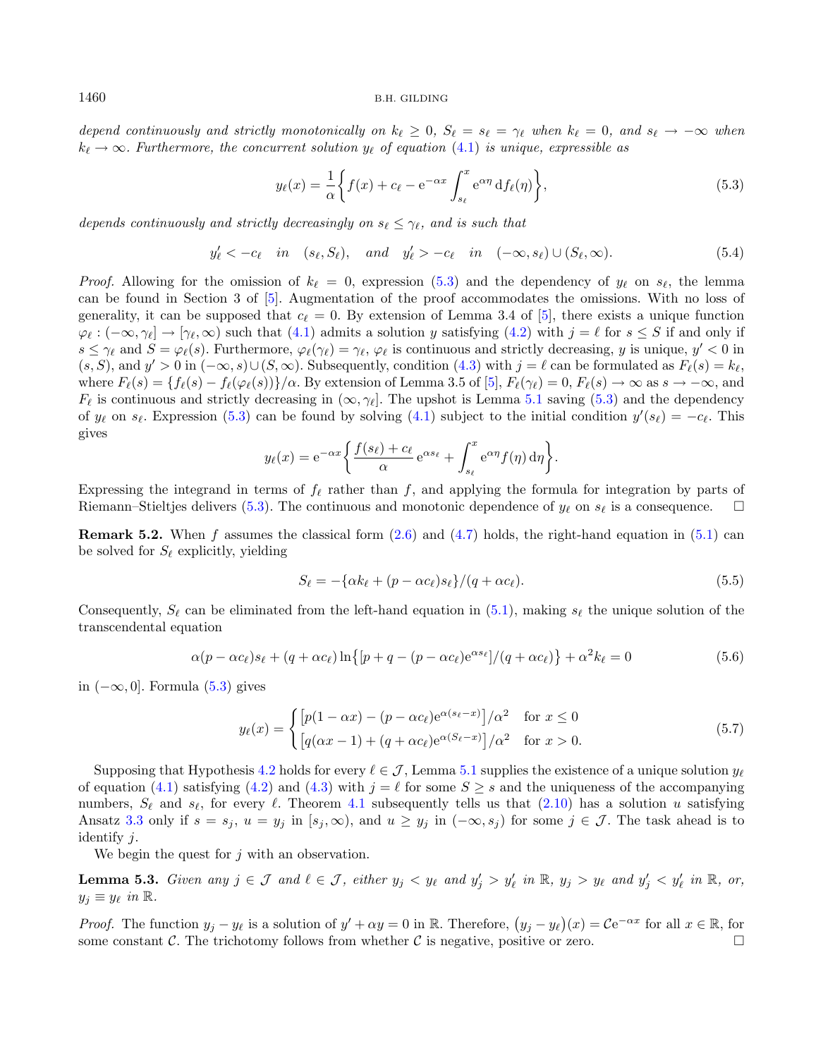*depend continuously and strictly monotonically on* $k_\ell \geq 0$*,* $S_\ell = s_\ell = \gamma_\ell$ *when* $k_\ell = 0$*, and* $s_\ell \to -\infty$ *when* $k_\ell \to \infty$*. Furthermore, the concurrent solution* $y_\ell$ *of equation* (4.1) *is unique, expressible as*

$$y_\ell(x) = \frac{1}{\alpha}\bigg\{ f(x) + c_\ell - \mathrm{e}^{-\alpha x} \int_{s_\ell}^{x} \mathrm{e}^{\alpha\eta}\, \mathrm{d}f_\ell(\eta) \bigg\}, \tag{5.3}$$

*depends continuously and strictly decreasingly on* $s_\ell \leq \gamma_\ell$*, and is such that*

$$y_\ell' < -c_\ell \quad \text{in} \quad (s_\ell, S_\ell), \quad \text{and} \quad y_\ell' > -c_\ell \quad \text{in} \quad (-\infty, s_\ell) \cup (S_\ell, \infty). \tag{5.4}$$

*Proof.* Allowing for the omission of $k_\ell = 0$, expression (5.3) and the dependency of $y_\ell$ on $s_\ell$, the lemma can be found in Section 3 of [5]. Augmentation of the proof accommodates the omissions. With no loss of generality, it can be supposed that $c_\ell = 0$. By extension of Lemma 3.4 of [5], there exists a unique function $\varphi_\ell : (-\infty, \gamma_\ell] \to [\gamma_\ell, \infty)$ such that (4.1) admits a solution $y$ satisfying (4.2) with $j = \ell$ for $s \leq S$ if and only if $s \leq \gamma_\ell$ and $S = \varphi_\ell(s)$. Furthermore, $\varphi_\ell(\gamma_\ell) = \gamma_\ell$, $\varphi_\ell$ is continuous and strictly decreasing, $y$ is unique, $y' < 0$ in $(s, S)$, and $y' > 0$ in $(-\infty, s) \cup (S, \infty)$. Subsequently, condition (4.3) with $j = \ell$ can be formulated as $F_\ell(s) = k_\ell$, where $F_\ell(s) = \{f_\ell(s) - f_\ell(\varphi_\ell(s))\}/\alpha$. By extension of Lemma 3.5 of [5], $F_\ell(\gamma_\ell) = 0$, $F_\ell(s) \to \infty$ as $s \to -\infty$, and $F_\ell$ is continuous and strictly decreasing in $(\infty, \gamma_\ell]$. The upshot is Lemma 5.1 saving (5.3) and the dependency of $y_\ell$ on $s_\ell$. Expression (5.3) can be found by solving (4.1) subject to the initial condition $y'(s_\ell) = -c_\ell$. This gives

$$y_\ell(x) = \mathrm{e}^{-\alpha x} \bigg\{ \frac{f(s_\ell) + c_\ell}{\alpha}\, \mathrm{e}^{\alpha s_\ell} + \int_{s_\ell}^{x} \mathrm{e}^{\alpha\eta} f(\eta)\, \mathrm{d}\eta \bigg\}.$$

Expressing the integrand in terms of $f_\ell$ rather than $f$, and applying the formula for integration by parts of Riemann–Stieltjes delivers (5.3). The continuous and monotonic dependence of $y_\ell$ on $s_\ell$ is a consequence. $\square$

**Remark 5.2.** When $f$ assumes the classical form (2.6) and (4.7) holds, the right-hand equation in (5.1) can be solved for $S_\ell$ explicitly, yielding

$$S_\ell = -\{\alpha k_\ell + (p - \alpha c_\ell) s_\ell\}/(q + \alpha c_\ell). \tag{5.5}$$

Consequently, $S_\ell$ can be eliminated from the left-hand equation in (5.1), making $s_\ell$ the unique solution of the transcendental equation

$$\alpha(p - \alpha c_\ell) s_\ell + (q + \alpha c_\ell) \ln\big\{[p + q - (p - \alpha c_\ell)\mathrm{e}^{\alpha s_\ell}]/(q + \alpha c_\ell)\big\} + \alpha^2 k_\ell = 0 \tag{5.6}$$

in $(-\infty, 0]$. Formula (5.3) gives

$$y_\ell(x) = \begin{cases} \big[p(1 - \alpha x) - (p - \alpha c_\ell)\mathrm{e}^{\alpha(s_\ell - x)}\big]/\alpha^2 & \text{for } x \leq 0 \\ \big[q(\alpha x - 1) + (q + \alpha c_\ell)\mathrm{e}^{\alpha(S_\ell - x)}\big]/\alpha^2 & \text{for } x > 0. \end{cases} \tag{5.7}$$

Supposing that Hypothesis 4.2 holds for every $\ell \in \mathcal{J}$, Lemma 5.1 supplies the existence of a unique solution $y_\ell$ of equation (4.1) satisfying (4.2) and (4.3) with $j = \ell$ for some $S \geq s$ and the uniqueness of the accompanying numbers, $S_\ell$ and $s_\ell$, for every $\ell$. Theorem 4.1 subsequently tells us that (2.10) has a solution $u$ satisfying Ansatz 3.3 only if $s = s_j$, $u = y_j$ in $[s_j, \infty)$, and $u \geq y_j$ in $(-\infty, s_j)$ for some $j \in \mathcal{J}$. The task ahead is to identify $j$.

We begin the quest for $j$ with an observation.

**Lemma 5.3.** *Given any* $j \in \mathcal{J}$ *and* $\ell \in \mathcal{J}$*, either* $y_j < y_\ell$ *and* $y_j' > y_\ell'$ *in* $\mathbb{R}$*,* $y_j > y_\ell$ *and* $y_j' < y_\ell'$ *in* $\mathbb{R}$*, or,* $y_j \equiv y_\ell$ *in* $\mathbb{R}$*.*

*Proof.* The function $y_j - y_\ell$ is a solution of $y' + \alpha y = 0$ in $\mathbb{R}$. Therefore, $\big(y_j - y_\ell\big)(x) = \mathcal{C}\mathrm{e}^{-\alpha x}$ for all $x \in \mathbb{R}$, for some constant $\mathcal{C}$. The trichotomy follows from whether $\mathcal{C}$ is negative, positive or zero. $\square$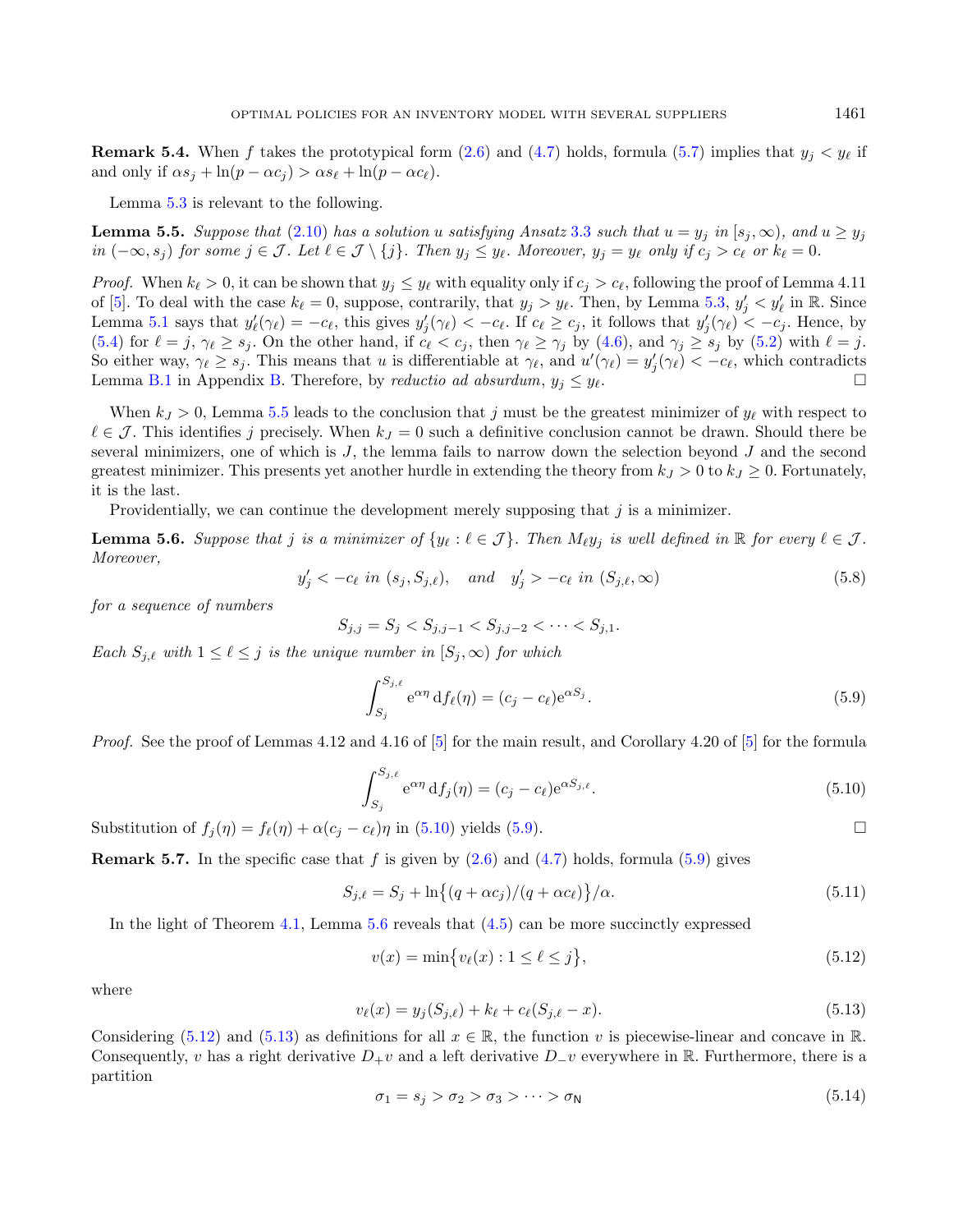**Remark 5.4.** When $f$ takes the prototypical form (2.6) and (4.7) holds, formula (5.7) implies that $y_j < y_\ell$ if and only if $\alpha s_j + \ln(p - \alpha c_j) > \alpha s_\ell + \ln(p - \alpha c_\ell)$.

Lemma 5.3 is relevant to the following.

**Lemma 5.5.** *Suppose that* (2.10) *has a solution $u$ satisfying Ansatz 3.3 such that $u = y_j$ in $[s_j, \infty)$, and $u \geq y_j$ in $(-\infty, s_j)$ for some $j \in \mathcal{J}$. Let $\ell \in \mathcal{J} \setminus \{j\}$. Then $y_j \leq y_\ell$. Moreover, $y_j = y_\ell$ only if $c_j > c_\ell$ or $k_\ell = 0$.*

*Proof.* When $k_\ell > 0$, it can be shown that $y_j \leq y_\ell$ with equality only if $c_j > c_\ell$, following the proof of Lemma 4.11 of [5]. To deal with the case $k_\ell = 0$, suppose, contrarily, that $y_j > y_\ell$. Then, by Lemma 5.3, $y_j' < y_\ell'$ in $\mathbb{R}$. Since Lemma 5.1 says that $y_\ell'(\gamma_\ell) = -c_\ell$, this gives $y_j'(\gamma_\ell) < -c_\ell$. If $c_\ell \geq c_j$, it follows that $y_j'(\gamma_\ell) < -c_j$. Hence, by (5.4) for $\ell = j$, $\gamma_\ell \geq s_j$. On the other hand, if $c_\ell < c_j$, then $\gamma_\ell \geq \gamma_j$ by (4.6), and $\gamma_j \geq s_j$ by (5.2) with $\ell = j$. So either way, $\gamma_\ell \geq s_j$. This means that $u$ is differentiable at $\gamma_\ell$, and $u'(\gamma_\ell) = y_j'(\gamma_\ell) < -c_\ell$, which contradicts Lemma B.1 in Appendix B. Therefore, by *reductio ad absurdum*, $y_j \leq y_\ell$. $\square$

When $k_J > 0$, Lemma 5.5 leads to the conclusion that $j$ must be the greatest minimizer of $y_\ell$ with respect to $\ell \in \mathcal{J}$. This identifies $j$ precisely. When $k_J = 0$ such a definitive conclusion cannot be drawn. Should there be several minimizers, one of which is $J$, the lemma fails to narrow down the selection beyond $J$ and the second greatest minimizer. This presents yet another hurdle in extending the theory from $k_J > 0$ to $k_J \geq 0$. Fortunately, it is the last.

Providentially, we can continue the development merely supposing that $j$ is a minimizer.

**Lemma 5.6.** *Suppose that $j$ is a minimizer of $\{y_\ell : \ell \in \mathcal{J}\}$. Then $M_\ell y_j$ is well defined in $\mathbb{R}$ for every $\ell \in \mathcal{J}$. Moreover,*

$$y_j' < -c_\ell \text{ in } (s_j, S_{j,\ell}), \quad \text{and} \quad y_j' > -c_\ell \text{ in } (S_{j,\ell}, \infty) \tag{5.8}$$

*for a sequence of numbers*

$$S_{j,j} = S_j < S_{j,j-1} < S_{j,j-2} < \cdots < S_{j,1}.$$

*Each $S_{j,\ell}$ with $1 \leq \ell \leq j$ is the unique number in $[S_j, \infty)$ for which*

$$\int_{S_j}^{S_{j,\ell}} \mathrm{e}^{\alpha\eta} \, \mathrm{d}f_\ell(\eta) = (c_j - c_\ell)\mathrm{e}^{\alpha S_j}. \tag{5.9}$$

*Proof.* See the proof of Lemmas 4.12 and 4.16 of [5] for the main result, and Corollary 4.20 of [5] for the formula

$$\int_{S_j}^{S_{j,\ell}} \mathrm{e}^{\alpha\eta} \, \mathrm{d}f_j(\eta) = (c_j - c_\ell)\mathrm{e}^{\alpha S_{j,\ell}}. \tag{5.10}$$

Substitution of $f_j(\eta) = f_\ell(\eta) + \alpha(c_j - c_\ell)\eta$ in (5.10) yields (5.9). $\square$

**Remark 5.7.** In the specific case that $f$ is given by (2.6) and (4.7) holds, formula (5.9) gives

$$S_{j,\ell} = S_j + \ln\{(q + \alpha c_j)/(q + \alpha c_\ell)\}/\alpha. \tag{5.11}$$

In the light of Theorem 4.1, Lemma 5.6 reveals that (4.5) can be more succinctly expressed

$$v(x) = \min\{v_\ell(x) : 1 \leq \ell \leq j\}, \tag{5.12}$$

where

$$v_\ell(x) = y_j(S_{j,\ell}) + k_\ell + c_\ell(S_{j,\ell} - x). \tag{5.13}$$

Considering (5.12) and (5.13) as definitions for all $x \in \mathbb{R}$, the function $v$ is piecewise-linear and concave in $\mathbb{R}$. Consequently, $v$ has a right derivative $D_+v$ and a left derivative $D_-v$ everywhere in $\mathbb{R}$. Furthermore, there is a partition

$$\sigma_1 = s_j > \sigma_2 > \sigma_3 > \cdots > \sigma_{\mathsf{N}} \tag{5.14}$$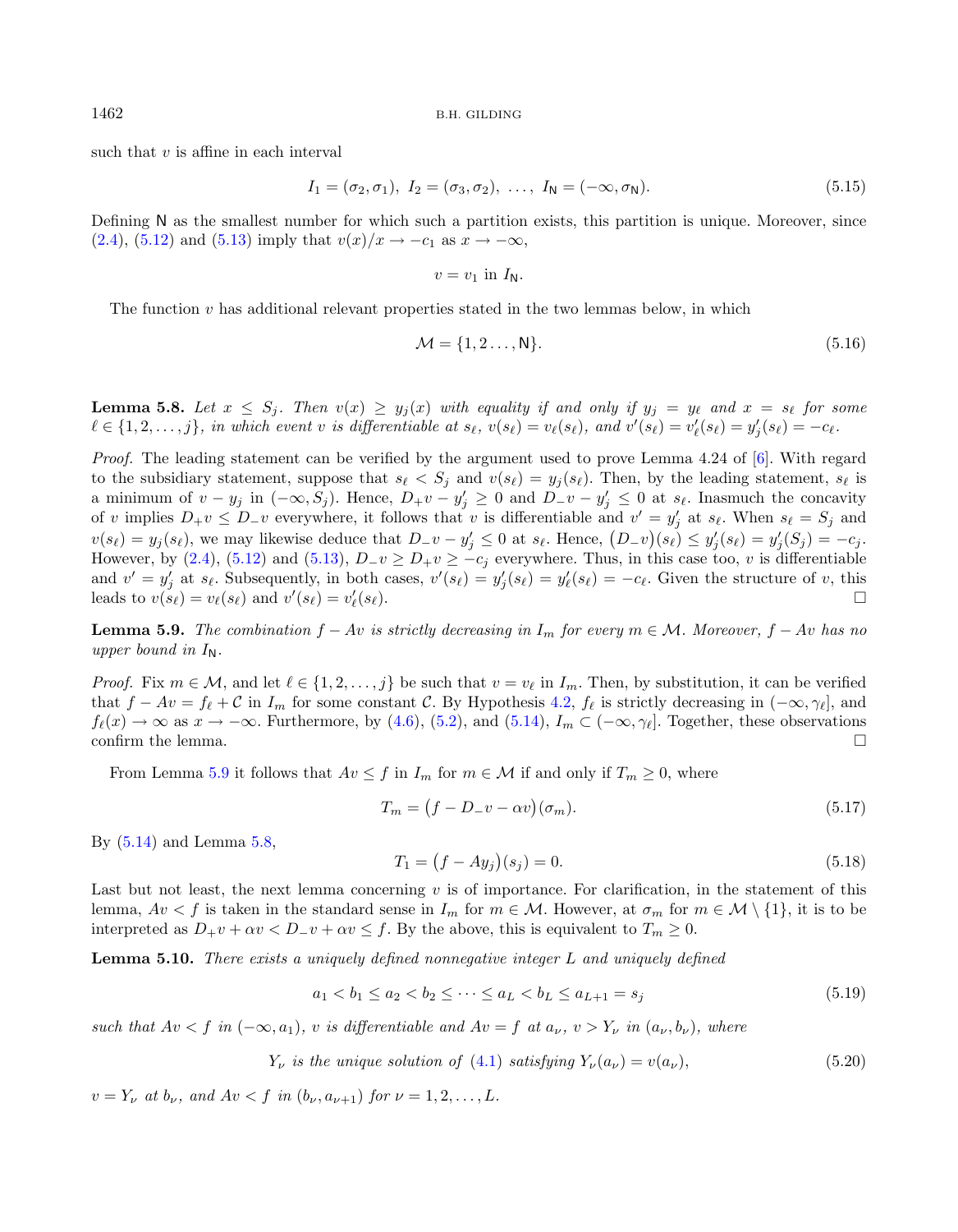such that $v$ is affine in each interval

$$I_1 = (\sigma_2, \sigma_1),\ I_2 = (\sigma_3, \sigma_2),\ \ldots,\ I_{\mathsf{N}} = (-\infty, \sigma_{\mathsf{N}}). \tag{5.15}$$

Defining $\mathsf{N}$ as the smallest number for which such a partition exists, this partition is unique. Moreover, since (2.4), (5.12) and (5.13) imply that $v(x)/x \to -c_1$ as $x \to -\infty$,

$$v = v_1 \text{ in } I_{\mathsf{N}}.$$

The function $v$ has additional relevant properties stated in the two lemmas below, in which

$$\mathcal{M} = \{1, 2 \ldots, \mathsf{N}\}. \tag{5.16}$$

**Lemma 5.8.** *Let $x \le S_j$. Then $v(x) \ge y_j(x)$ with equality if and only if $y_j = y_\ell$ and $x = s_\ell$ for some $\ell \in \{1, 2, \ldots, j\}$, in which event $v$ is differentiable at $s_\ell$, $v(s_\ell) = v_\ell(s_\ell)$, and $v'(s_\ell) = v_\ell'(s_\ell) = y_j'(s_\ell) = -c_\ell$.*

*Proof.* The leading statement can be verified by the argument used to prove Lemma 4.24 of [6]. With regard to the subsidiary statement, suppose that $s_\ell < S_j$ and $v(s_\ell) = y_j(s_\ell)$. Then, by the leading statement, $s_\ell$ is a minimum of $v - y_j$ in $(-\infty, S_j)$. Hence, $D_+v - y_j' \ge 0$ and $D_-v - y_j' \le 0$ at $s_\ell$. Inasmuch the concavity of $v$ implies $D_+v \le D_-v$ everywhere, it follows that $v$ is differentiable and $v' = y_j'$ at $s_\ell$. When $s_\ell = S_j$ and $v(s_\ell) = y_j(s_\ell)$, we may likewise deduce that $D_-v - y_j' \le 0$ at $s_\ell$. Hence, $\big(D_-v\big)(s_\ell) \le y_j'(s_\ell) = y_j'(S_j) = -c_j$. However, by (2.4), (5.12) and (5.13), $D_-v \ge D_+v \ge -c_j$ everywhere. Thus, in this case too, $v$ is differentiable and $v' = y_j'$ at $s_\ell$. Subsequently, in both cases, $v'(s_\ell) = y_j'(s_\ell) = y_\ell'(s_\ell) = -c_\ell$. Given the structure of $v$, this leads to $v(s_\ell) = v_\ell(s_\ell)$ and $v'(s_\ell) = v_\ell'(s_\ell)$. □

**Lemma 5.9.** *The combination $f - Av$ is strictly decreasing in $I_m$ for every $m \in \mathcal{M}$. Moreover, $f - Av$ has no upper bound in $I_{\mathsf{N}}$.*

*Proof.* Fix $m \in \mathcal{M}$, and let $\ell \in \{1, 2, \ldots, j\}$ be such that $v = v_\ell$ in $I_m$. Then, by substitution, it can be verified that $f - Av = f_\ell + \mathcal{C}$ in $I_m$ for some constant $\mathcal{C}$. By Hypothesis 4.2, $f_\ell$ is strictly decreasing in $(-\infty, \gamma_\ell]$, and $f_\ell(x) \to \infty$ as $x \to -\infty$. Furthermore, by (4.6), (5.2), and (5.14), $I_m \subset (-\infty, \gamma_\ell]$. Together, these observations confirm the lemma. □

From Lemma 5.9 it follows that $Av \le f$ in $I_m$ for $m \in \mathcal{M}$ if and only if $T_m \ge 0$, where

$$T_m = \big(f - D_-v - \alpha v\big)(\sigma_m). \tag{5.17}$$

By (5.14) and Lemma 5.8,

$$T_1 = \big(f - Ay_j\big)(s_j) = 0. \tag{5.18}$$

Last but not least, the next lemma concerning $v$ is of importance. For clarification, in the statement of this lemma, $Av < f$ is taken in the standard sense in $I_m$ for $m \in \mathcal{M}$. However, at $\sigma_m$ for $m \in \mathcal{M} \setminus \{1\}$, it is to be interpreted as $D_+v + \alpha v < D_-v + \alpha v \le f$. By the above, this is equivalent to $T_m \ge 0$.

**Lemma 5.10.** *There exists a uniquely defined nonnegative integer $L$ and uniquely defined*

$$a_1 < b_1 \le a_2 < b_2 \le \cdots \le a_L < b_L \le a_{L+1} = s_j \tag{5.19}$$

*such that $Av < f$ in $(-\infty, a_1)$, $v$ is differentiable and $Av = f$ at $a_\nu$, $v > Y_\nu$ in $(a_\nu, b_\nu)$, where*

$$Y_\nu \text{ is the unique solution of (4.1) satisfying } Y_\nu(a_\nu) = v(a_\nu), \tag{5.20}$$

*$v = Y_\nu$ at $b_\nu$, and $Av < f$ in $(b_\nu, a_{\nu+1})$ for $\nu = 1, 2, \ldots, L$.*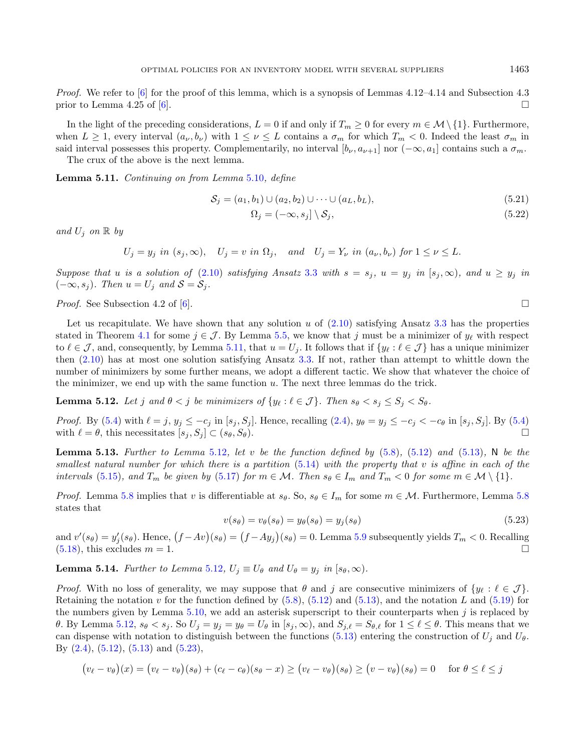*Proof.* We refer to [6] for the proof of this lemma, which is a synopsis of Lemmas 4.12–4.14 and Subsection 4.3 prior to Lemma 4.25 of [6]. □

In the light of the preceding considerations, $L = 0$ if and only if $T_m \geq 0$ for every $m \in \mathcal{M} \setminus \{1\}$. Furthermore, when $L \geq 1$, every interval $(a_\nu, b_\nu)$ with $1 \leq \nu \leq L$ contains a $\sigma_m$ for which $T_m < 0$. Indeed the least $\sigma_m$ in said interval possesses this property. Complementarily, no interval $[b_\nu, a_{\nu+1}]$ nor $(-\infty, a_1]$ contains such a $\sigma_m$.

The crux of the above is the next lemma.

**Lemma 5.11.** *Continuing on from Lemma 5.10, define*

$$\mathcal{S}_j = (a_1, b_1) \cup (a_2, b_2) \cup \cdots \cup (a_L, b_L), \tag{5.21}$$

$$\Omega_j = (-\infty, s_j] \setminus \mathcal{S}_j, \tag{5.22}$$

*and* $U_j$ *on* $\mathbb{R}$ *by*

$$U_j = y_j \text{ in } (s_j, \infty), \quad U_j = v \text{ in } \Omega_j, \quad \text{and} \quad U_j = Y_\nu \text{ in } (a_\nu, b_\nu) \text{ for } 1 \leq \nu \leq L.$$

*Suppose that* $u$ *is a solution of* (2.10) *satisfying Ansatz 3.3 with* $s = s_j$, $u = y_j$ *in* $[s_j, \infty)$, *and* $u \geq y_j$ *in* $(-\infty, s_j)$. *Then* $u = U_j$ *and* $\mathcal{S} = \mathcal{S}_j$.

*Proof.* See Subsection 4.2 of [6]. □

Let us recapitulate. We have shown that any solution $u$ of (2.10) satisfying Ansatz 3.3 has the properties stated in Theorem 4.1 for some $j \in \mathcal{J}$. By Lemma 5.5, we know that $j$ must be a minimizer of $y_\ell$ with respect to $\ell \in \mathcal{J}$, and, consequently, by Lemma 5.11, that $u = U_j$. It follows that if $\{y_\ell : \ell \in \mathcal{J}\}$ has a unique minimizer then (2.10) has at most one solution satisfying Ansatz 3.3. If not, rather than attempt to whittle down the number of minimizers by some further means, we adopt a different tactic. We show that whatever the choice of the minimizer, we end up with the same function $u$. The next three lemmas do the trick.

**Lemma 5.12.** *Let* $j$ *and* $\theta < j$ *be minimizers of* $\{y_\ell : \ell \in \mathcal{J}\}$. *Then* $s_\theta < s_j \leq S_j < S_\theta$.

*Proof.* By (5.4) with $\ell = j$, $y_j \leq -c_j$ in $[s_j, S_j]$. Hence, recalling (2.4), $y_\theta = y_j \leq -c_j < -c_\theta$ in $[s_j, S_j]$. By (5.4) with $\ell = \theta$, this necessitates $[s_j, S_j] \subset (s_\theta, S_\theta)$. □

**Lemma 5.13.** *Further to Lemma 5.12, let* $v$ *be the function defined by* (5.8), (5.12) *and* (5.13), $\mathsf{N}$ *be the smallest natural number for which there is a partition* (5.14) *with the property that* $v$ *is affine in each of the intervals* (5.15), *and* $T_m$ *be given by* (5.17) *for* $m \in \mathcal{M}$. *Then* $s_\theta \in I_m$ *and* $T_m < 0$ *for some* $m \in \mathcal{M} \setminus \{1\}$.

*Proof.* Lemma 5.8 implies that $v$ is differentiable at $s_\theta$. So, $s_\theta \in I_m$ for some $m \in \mathcal{M}$. Furthermore, Lemma 5.8 states that

$$v(s_\theta) = v_\theta(s_\theta) = y_\theta(s_\theta) = y_j(s_\theta) \tag{5.23}$$

and $v'(s_\theta) = y_j'(s_\theta)$. Hence, $\big(f - Av\big)(s_\theta) = \big(f - Ay_j\big)(s_\theta) = 0$. Lemma 5.9 subsequently yields $T_m < 0$. Recalling (5.18), this excludes $m = 1$. □

**Lemma 5.14.** *Further to Lemma 5.12,* $U_j \equiv U_\theta$ *and* $U_\theta = y_j$ *in* $[s_\theta, \infty)$.

*Proof.* With no loss of generality, we may suppose that $\theta$ and $j$ are consecutive minimizers of $\{y_\ell : \ell \in \mathcal{J}\}$. Retaining the notation $v$ for the function defined by (5.8), (5.12) and (5.13), and the notation $L$ and (5.19) for the numbers given by Lemma 5.10, we add an asterisk superscript to their counterparts when $j$ is replaced by $\theta$. By Lemma 5.12, $s_\theta < s_j$. So $U_j = y_j = y_\theta = U_\theta$ in $[s_j, \infty)$, and $S_{j,\ell} = S_{\theta,\ell}$ for $1 \leq \ell \leq \theta$. This means that we can dispense with notation to distinguish between the functions (5.13) entering the construction of $U_j$ and $U_\theta$. By (2.4), (5.12), (5.13) and (5.23),

$$\big(v_\ell - v_\theta\big)(x) = \big(v_\ell - v_\theta\big)(s_\theta) + (c_\ell - c_\theta)(s_\theta - x) \geq \big(v_\ell - v_\theta\big)(s_\theta) \geq \big(v - v_\theta\big)(s_\theta) = 0 \quad \text{for } \theta \leq \ell \leq j$$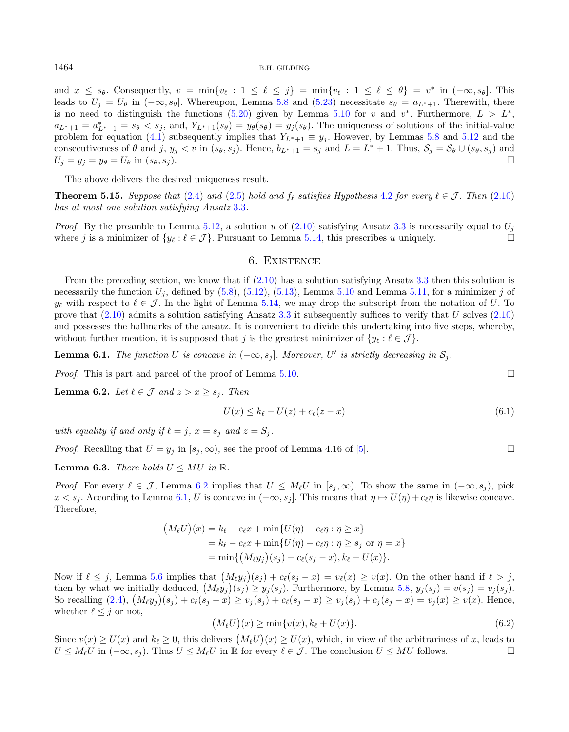and $x \leq s_\theta$. Consequently, $v = \min\{v_\ell : 1 \leq \ell \leq j\} = \min\{v_\ell : 1 \leq \ell \leq \theta\} = v^*$ in $(-\infty, s_\theta]$. This leads to $U_j = U_\theta$ in $(-\infty, s_\theta]$. Whereupon, Lemma 5.8 and (5.23) necessitate $s_\theta = a_{L^*+1}$. Therewith, there is no need to distinguish the functions (5.20) given by Lemma 5.10 for $v$ and $v^*$. Furthermore, $L > L^*$, $a_{L^*+1} = a^*_{L^*+1} = s_\theta < s_j$, and, $Y_{L^*+1}(s_\theta) = y_\theta(s_\theta) = y_j(s_\theta)$. The uniqueness of solutions of the initial-value problem for equation (4.1) subsequently implies that $Y_{L^*+1} \equiv y_j$. However, by Lemmas 5.8 and 5.12 and the consecutiveness of $\theta$ and $j$, $y_j < v$ in $(s_\theta, s_j)$. Hence, $b_{L^*+1} = s_j$ and $L = L^* + 1$. Thus, $\mathcal{S}_j = \mathcal{S}_\theta \cup (s_\theta, s_j)$ and $U_j = y_j = y_\theta = U_\theta$ in $(s_\theta, s_j)$. □

The above delivers the desired uniqueness result.

**Theorem 5.15.** *Suppose that* (2.4) *and* (2.5) *hold and* $f_\ell$ *satisfies Hypothesis* 4.2 *for every* $\ell \in \mathcal{J}$. *Then* (2.10) *has at most one solution satisfying Ansatz* 3.3.

*Proof.* By the preamble to Lemma 5.12, a solution $u$ of (2.10) satisfying Ansatz 3.3 is necessarily equal to $U_j$ where $j$ is a minimizer of $\{y_\ell : \ell \in \mathcal{J}\}$. Pursuant to Lemma 5.14, this prescribes $u$ uniquely. □

## 6. Existence

From the preceding section, we know that if (2.10) has a solution satisfying Ansatz 3.3 then this solution is necessarily the function $U_j$, defined by (5.8), (5.12), (5.13), Lemma 5.10 and Lemma 5.11, for a minimizer $j$ of $y_\ell$ with respect to $\ell \in \mathcal{J}$. In the light of Lemma 5.14, we may drop the subscript from the notation of $U$. To prove that (2.10) admits a solution satisfying Ansatz 3.3 it subsequently suffices to verify that $U$ solves (2.10) and possesses the hallmarks of the ansatz. It is convenient to divide this undertaking into five steps, whereby, without further mention, it is supposed that $j$ is the greatest minimizer of $\{y_\ell : \ell \in \mathcal{J}\}$.

**Lemma 6.1.** *The function* $U$ *is concave in* $(-\infty, s_j]$. *Moreover,* $U'$ *is strictly decreasing in* $\mathcal{S}_j$.

*Proof.* This is part and parcel of the proof of Lemma 5.10. □

**Lemma 6.2.** *Let* $\ell \in \mathcal{J}$ *and* $z > x \geq s_j$. *Then*

$$U(x) \leq k_\ell + U(z) + c_\ell(z - x) \tag{6.1}$$

*with equality if and only if* $\ell = j$, $x = s_j$ *and* $z = S_j$.

*Proof.* Recalling that $U = y_j$ in $[s_j, \infty)$, see the proof of Lemma 4.16 of [5]. □

**Lemma 6.3.** *There holds* $U \leq MU$ *in* $\mathbb{R}$.

*Proof.* For every $\ell \in \mathcal{J}$, Lemma 6.2 implies that $U \leq M_\ell U$ in $[s_j, \infty)$. To show the same in $(-\infty, s_j)$, pick $x < s_j$. According to Lemma 6.1, $U$ is concave in $(-\infty, s_j]$. This means that $\eta \mapsto U(\eta) + c_\ell \eta$ is likewise concave. Therefore,

$$\begin{aligned}
\big(M_\ell U\big)(x) &= k_\ell - c_\ell x + \min\{U(\eta) + c_\ell \eta : \eta \geq x\} \\
&= k_\ell - c_\ell x + \min\{U(\eta) + c_\ell \eta : \eta \geq s_j \text{ or } \eta = x\} \\
&= \min\{\big(M_\ell y_j\big)(s_j) + c_\ell(s_j - x), k_\ell + U(x)\}.
\end{aligned}$$

Now if $\ell \leq j$, Lemma 5.6 implies that $\big(M_\ell y_j\big)(s_j) + c_\ell(s_j - x) = v_\ell(x) \geq v(x)$. On the other hand if $\ell > j$, then by what we initially deduced, $\big(M_\ell y_j\big)(s_j) \geq y_j(s_j)$. Furthermore, by Lemma 5.8, $y_j(s_j) = v(s_j) = v_j(s_j)$. So recalling (2.4), $\big(M_\ell y_j\big)(s_j) + c_\ell(s_j - x) \geq v_j(s_j) + c_\ell(s_j - x) \geq v_j(s_j) + c_j(s_j - x) = v_j(x) \geq v(x)$. Hence, whether $\ell \leq j$ or not,

$$\big(M_\ell U\big)(x) \geq \min\{v(x), k_\ell + U(x)\}. \tag{6.2}$$

Since $v(x) \geq U(x)$ and $k_\ell \geq 0$, this delivers $\big(M_\ell U\big)(x) \geq U(x)$, which, in view of the arbitrariness of $x$, leads to $U \leq M_\ell U$ in $(-\infty, s_j)$. Thus $U \leq M_\ell U$ in $\mathbb{R}$ for every $\ell \in \mathcal{J}$. The conclusion $U \leq MU$ follows. □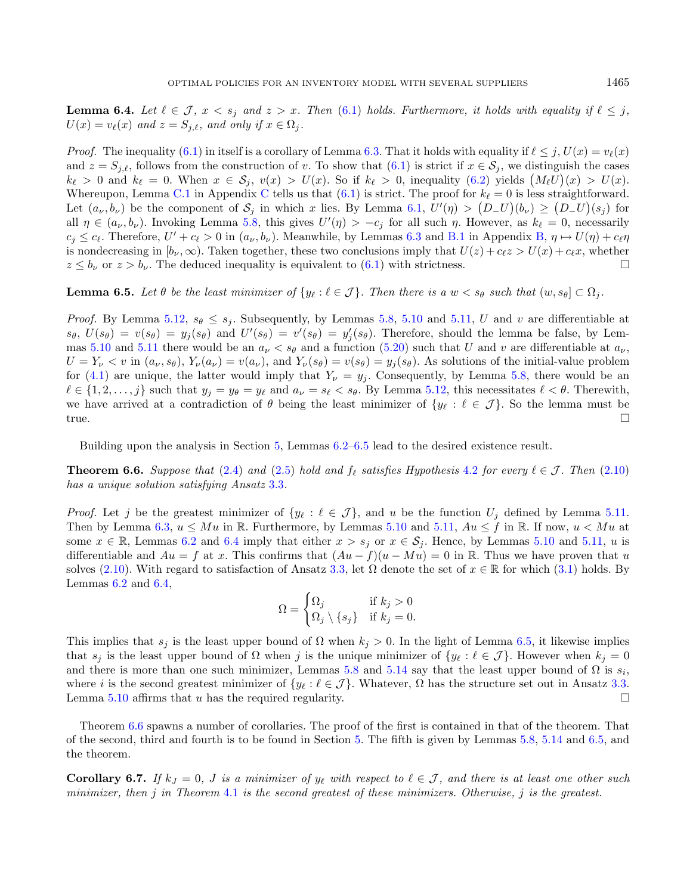**Lemma 6.4.** *Let $\ell \in \mathcal{J}$, $x < s_j$ and $z > x$. Then (6.1) holds. Furthermore, it holds with equality if $\ell \le j$, $U(x) = v_\ell(x)$ and $z = S_{j,\ell}$, and only if $x \in \Omega_j$.*

*Proof.* The inequality (6.1) in itself is a corollary of Lemma 6.3. That it holds with equality if $\ell \le j$, $U(x) = v_\ell(x)$ and $z = S_{j,\ell}$, follows from the construction of $v$. To show that (6.1) is strict if $x \in \mathcal{S}_j$, we distinguish the cases $k_\ell > 0$ and $k_\ell = 0$. When $x \in \mathcal{S}_j$, $v(x) > U(x)$. So if $k_\ell > 0$, inequality (6.2) yields $\big(M_\ell U\big)(x) > U(x)$. Whereupon, Lemma C.1 in Appendix C tells us that (6.1) is strict. The proof for $k_\ell = 0$ is less straightforward. Let $(a_\nu, b_\nu)$ be the component of $\mathcal{S}_j$ in which $x$ lies. By Lemma 6.1, $U'(\eta) > \big(D_- U\big)(b_\nu) \ge \big(D_- U\big)(s_j)$ for all $\eta \in (a_\nu, b_\nu)$. Invoking Lemma 5.8, this gives $U'(\eta) > -c_j$ for all such $\eta$. However, as $k_\ell = 0$, necessarily $c_j \le c_\ell$. Therefore, $U' + c_\ell > 0$ in $(a_\nu, b_\nu)$. Meanwhile, by Lemmas 6.3 and B.1 in Appendix B, $\eta \mapsto U(\eta) + c_\ell \eta$ is nondecreasing in $[b_\nu, \infty)$. Taken together, these two conclusions imply that $U(z) + c_\ell z > U(x) + c_\ell x$, whether $z \le b_\nu$ or $z > b_\nu$. The deduced inequality is equivalent to (6.1) with strictness. $\square$

**Lemma 6.5.** *Let $\theta$ be the least minimizer of $\{y_\ell : \ell \in \mathcal{J}\}$. Then there is a $w < s_\theta$ such that $(w, s_\theta] \subset \Omega_j$.*

*Proof.* By Lemma 5.12, $s_\theta \le s_j$. Subsequently, by Lemmas 5.8, 5.10 and 5.11, $U$ and $v$ are differentiable at $s_\theta$, $U(s_\theta) = v(s_\theta) = y_j(s_\theta)$ and $U'(s_\theta) = v'(s_\theta) = y_j'(s_\theta)$. Therefore, should the lemma be false, by Lemmas 5.10 and 5.11 there would be an $a_\nu < s_\theta$ and a function (5.20) such that $U$ and $v$ are differentiable at $a_\nu$, $U = Y_\nu < v$ in $(a_\nu, s_\theta)$, $Y_\nu(a_\nu) = v(a_\nu)$, and $Y_\nu(s_\theta) = v(s_\theta) = y_j(s_\theta)$. As solutions of the initial-value problem for (4.1) are unique, the latter would imply that $Y_\nu = y_j$. Consequently, by Lemma 5.8, there would be an $\ell \in \{1, 2, \ldots, j\}$ such that $y_j = y_\theta = y_\ell$ and $a_\nu = s_\ell < s_\theta$. By Lemma 5.12, this necessitates $\ell < \theta$. Therewith, we have arrived at a contradiction of $\theta$ being the least minimizer of $\{y_\ell : \ell \in \mathcal{J}\}$. So the lemma must be true. $\square$

Building upon the analysis in Section 5, Lemmas 6.2–6.5 lead to the desired existence result.

**Theorem 6.6.** *Suppose that (2.4) and (2.5) hold and $f_\ell$ satisfies Hypothesis 4.2 for every $\ell \in \mathcal{J}$. Then (2.10) has a unique solution satisfying Ansatz 3.3.*

*Proof.* Let $j$ be the greatest minimizer of $\{y_\ell : \ell \in \mathcal{J}\}$, and $u$ be the function $U_j$ defined by Lemma 5.11. Then by Lemma 6.3, $u \le Mu$ in $\mathbb{R}$. Furthermore, by Lemmas 5.10 and 5.11, $Au \le f$ in $\mathbb{R}$. If now, $u < Mu$ at some $x \in \mathbb{R}$, Lemmas 6.2 and 6.4 imply that either $x > s_j$ or $x \in \mathcal{S}_j$. Hence, by Lemmas 5.10 and 5.11, $u$ is differentiable and $Au = f$ at $x$. This confirms that $(Au - f)(u - Mu) = 0$ in $\mathbb{R}$. Thus we have proven that $u$ solves (2.10). With regard to satisfaction of Ansatz 3.3, let $\Omega$ denote the set of $x \in \mathbb{R}$ for which (3.1) holds. By Lemmas 6.2 and 6.4,

$$\Omega = \begin{cases} \Omega_j & \text{if } k_j > 0 \\ \Omega_j \setminus \{s_j\} & \text{if } k_j = 0. \end{cases}$$

This implies that $s_j$ is the least upper bound of $\Omega$ when $k_j > 0$. In the light of Lemma 6.5, it likewise implies that $s_j$ is the least upper bound of $\Omega$ when $j$ is the unique minimizer of $\{y_\ell : \ell \in \mathcal{J}\}$. However when $k_j = 0$ and there is more than one such minimizer, Lemmas 5.8 and 5.14 say that the least upper bound of $\Omega$ is $s_i$, where $i$ is the second greatest minimizer of $\{y_\ell : \ell \in \mathcal{J}\}$. Whatever, $\Omega$ has the structure set out in Ansatz 3.3. Lemma 5.10 affirms that $u$ has the required regularity. $\square$

Theorem 6.6 spawns a number of corollaries. The proof of the first is contained in that of the theorem. That of the second, third and fourth is to be found in Section 5. The fifth is given by Lemmas 5.8, 5.14 and 6.5, and the theorem.

**Corollary 6.7.** *If $k_J = 0$, $J$ is a minimizer of $y_\ell$ with respect to $\ell \in \mathcal{J}$, and there is at least one other such minimizer, then $j$ in Theorem 4.1 is the second greatest of these minimizers. Otherwise, $j$ is the greatest.*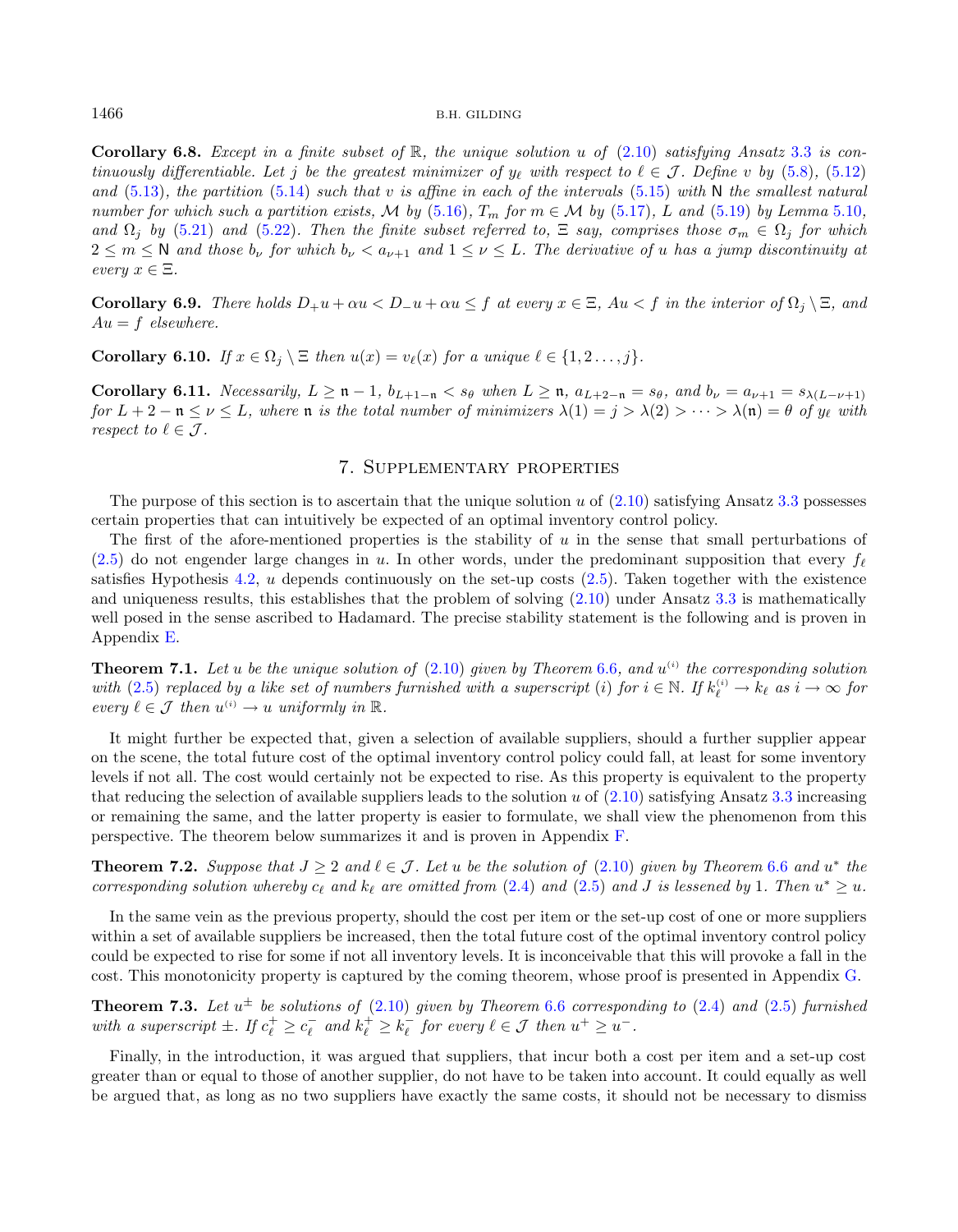**Corollary 6.8.** *Except in a finite subset of $\mathbb{R}$, the unique solution $u$ of (2.10) satisfying Ansatz 3.3 is continuously differentiable. Let $j$ be the greatest minimizer of $y_\ell$ with respect to $\ell \in \mathcal{J}$. Define $v$ by (5.8), (5.12) and (5.13), the partition (5.14) such that $v$ is affine in each of the intervals (5.15) with $\mathsf{N}$ the smallest natural number for which such a partition exists, $\mathcal{M}$ by (5.16), $T_m$ for $m \in \mathcal{M}$ by (5.17), $L$ and (5.19) by Lemma 5.10, and $\Omega_j$ by (5.21) and (5.22). Then the finite subset referred to, $\Xi$ say, comprises those $\sigma_m \in \Omega_j$ for which $2 \leq m \leq \mathsf{N}$ and those $b_\nu$ for which $b_\nu < a_{\nu+1}$ and $1 \leq \nu \leq L$. The derivative of $u$ has a jump discontinuity at every $x \in \Xi$.*

**Corollary 6.9.** *There holds $D_+u + \alpha u < D_-u + \alpha u \leq f$ at every $x \in \Xi$, $Au < f$ in the interior of $\Omega_j \setminus \Xi$, and $Au = f$ elsewhere.*

**Corollary 6.10.** *If $x \in \Omega_j \setminus \Xi$ then $u(x) = v_\ell(x)$ for a unique $\ell \in \{1, 2 \ldots, j\}$.*

**Corollary 6.11.** *Necessarily, $L \geq \mathfrak{n} - 1$, $b_{L+1-\mathfrak{n}} < s_\theta$ when $L \geq \mathfrak{n}$, $a_{L+2-\mathfrak{n}} = s_\theta$, and $b_\nu = a_{\nu+1} = s_{\lambda(L-\nu+1)}$ for $L + 2 - \mathfrak{n} \leq \nu \leq L$, where $\mathfrak{n}$ is the total number of minimizers $\lambda(1) = j > \lambda(2) > \cdots > \lambda(\mathfrak{n}) = \theta$ of $y_\ell$ with respect to $\ell \in \mathcal{J}$.*

## 7. Supplementary properties

The purpose of this section is to ascertain that the unique solution $u$ of (2.10) satisfying Ansatz 3.3 possesses certain properties that can intuitively be expected of an optimal inventory control policy.

The first of the afore-mentioned properties is the stability of $u$ in the sense that small perturbations of (2.5) do not engender large changes in $u$. In other words, under the predominant supposition that every $f_\ell$ satisfies Hypothesis 4.2, $u$ depends continuously on the set-up costs (2.5). Taken together with the existence and uniqueness results, this establishes that the problem of solving (2.10) under Ansatz 3.3 is mathematically well posed in the sense ascribed to Hadamard. The precise stability statement is the following and is proven in Appendix E.

**Theorem 7.1.** *Let $u$ be the unique solution of (2.10) given by Theorem 6.6, and $u^{(i)}$ the corresponding solution with (2.5) replaced by a like set of numbers furnished with a superscript $(i)$ for $i \in \mathbb{N}$. If $k_\ell^{(i)} \to k_\ell$ as $i \to \infty$ for every $\ell \in \mathcal{J}$ then $u^{(i)} \to u$ uniformly in $\mathbb{R}$.*

It might further be expected that, given a selection of available suppliers, should a further supplier appear on the scene, the total future cost of the optimal inventory control policy could fall, at least for some inventory levels if not all. The cost would certainly not be expected to rise. As this property is equivalent to the property that reducing the selection of available suppliers leads to the solution $u$ of (2.10) satisfying Ansatz 3.3 increasing or remaining the same, and the latter property is easier to formulate, we shall view the phenomenon from this perspective. The theorem below summarizes it and is proven in Appendix F.

**Theorem 7.2.** *Suppose that $J \geq 2$ and $\ell \in \mathcal{J}$. Let $u$ be the solution of (2.10) given by Theorem 6.6 and $u^*$ the corresponding solution whereby $c_\ell$ and $k_\ell$ are omitted from (2.4) and (2.5) and $J$ is lessened by 1. Then $u^* \geq u$.*

In the same vein as the previous property, should the cost per item or the set-up cost of one or more suppliers within a set of available suppliers be increased, then the total future cost of the optimal inventory control policy could be expected to rise for some if not all inventory levels. It is inconceivable that this will provoke a fall in the cost. This monotonicity property is captured by the coming theorem, whose proof is presented in Appendix G.

**Theorem 7.3.** *Let $u^\pm$ be solutions of (2.10) given by Theorem 6.6 corresponding to (2.4) and (2.5) furnished with a superscript $\pm$. If $c_\ell^+ \geq c_\ell^-$ and $k_\ell^+ \geq k_\ell^-$ for every $\ell \in \mathcal{J}$ then $u^+ \geq u^-$.*

Finally, in the introduction, it was argued that suppliers, that incur both a cost per item and a set-up cost greater than or equal to those of another supplier, do not have to be taken into account. It could equally as well be argued that, as long as no two suppliers have exactly the same costs, it should not be necessary to dismiss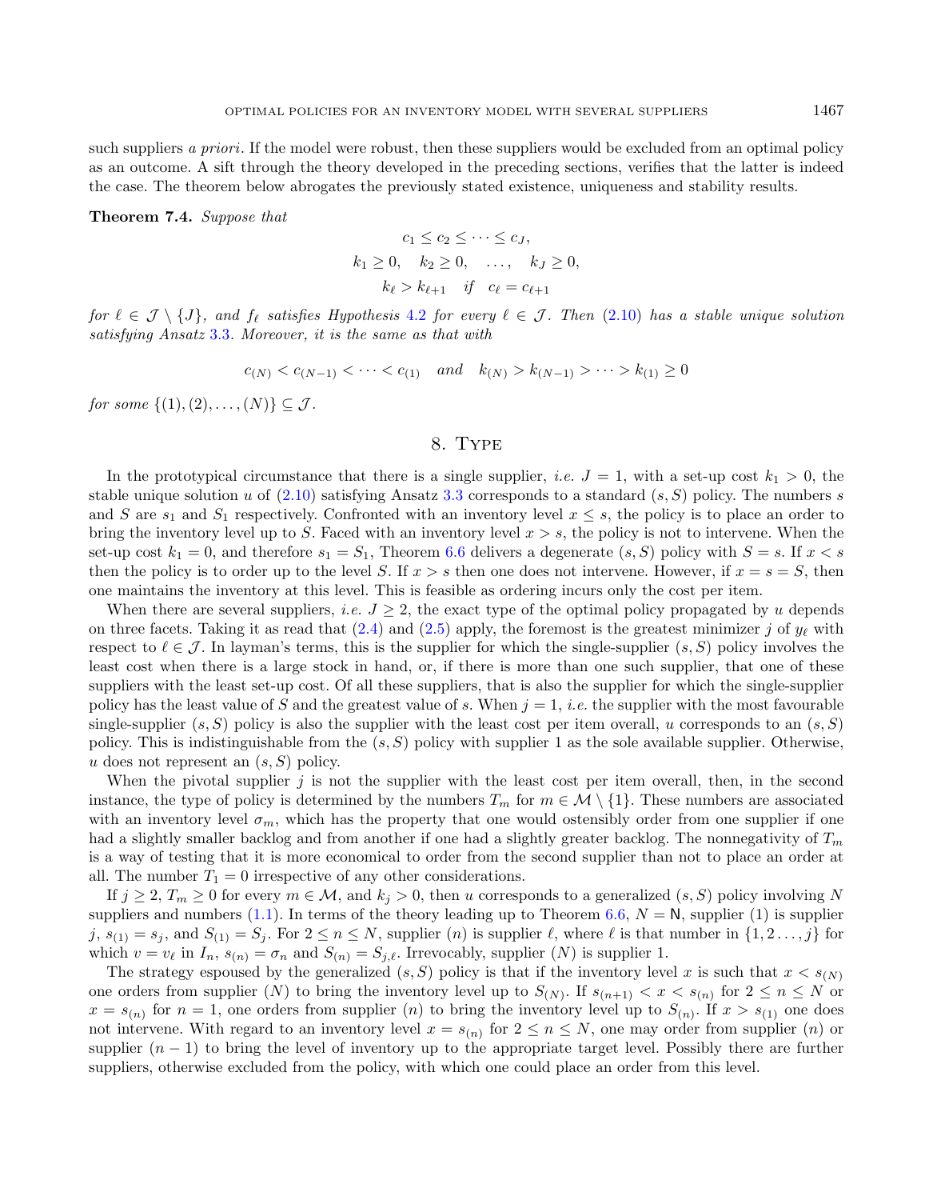such suppliers *a priori*. If the model were robust, then these suppliers would be excluded from an optimal policy as an outcome. A sift through the theory developed in the preceding sections, verifies that the latter is indeed the case. The theorem below abrogates the previously stated existence, uniqueness and stability results.

**Theorem 7.4.** *Suppose that*

$$c_1 \leq c_2 \leq \cdots \leq c_J,$$
$$k_1 \geq 0, \quad k_2 \geq 0, \quad \ldots, \quad k_J \geq 0,$$
$$k_\ell > k_{\ell+1} \quad \text{if} \quad c_\ell = c_{\ell+1}$$

*for* $\ell \in \mathcal{J} \setminus \{J\}$*, and* $f_\ell$ *satisfies Hypothesis 4.2 for every* $\ell \in \mathcal{J}$*. Then (2.10) has a stable unique solution satisfying Ansatz 3.3. Moreover, it is the same as that with*

$$c_{(N)} < c_{(N-1)} < \cdots < c_{(1)} \quad \text{and} \quad k_{(N)} > k_{(N-1)} > \cdots > k_{(1)} \geq 0$$

*for some* $\{(1), (2), \ldots, (N)\} \subseteq \mathcal{J}$.

## 8. Type

In the prototypical circumstance that there is a single supplier, *i.e.* $J = 1$, with a set-up cost $k_1 > 0$, the stable unique solution $u$ of (2.10) satisfying Ansatz 3.3 corresponds to a standard $(s, S)$ policy. The numbers $s$ and $S$ are $s_1$ and $S_1$ respectively. Confronted with an inventory level $x \leq s$, the policy is to place an order to bring the inventory level up to $S$. Faced with an inventory level $x > s$, the policy is not to intervene. When the set-up cost $k_1 = 0$, and therefore $s_1 = S_1$, Theorem 6.6 delivers a degenerate $(s, S)$ policy with $S = s$. If $x < s$ then the policy is to order up to the level $S$. If $x > s$ then one does not intervene. However, if $x = s = S$, then one maintains the inventory at this level. This is feasible as ordering incurs only the cost per item.

When there are several suppliers, *i.e.* $J \geq 2$, the exact type of the optimal policy propagated by $u$ depends on three facets. Taking it as read that (2.4) and (2.5) apply, the foremost is the greatest minimizer $j$ of $y_\ell$ with respect to $\ell \in \mathcal{J}$. In layman's terms, this is the supplier for which the single-supplier $(s, S)$ policy involves the least cost when there is a large stock in hand, or, if there is more than one such supplier, that one of these suppliers with the least set-up cost. Of all these suppliers, that is also the supplier for which the single-supplier policy has the least value of $S$ and the greatest value of $s$. When $j = 1$, *i.e.* the supplier with the most favourable single-supplier $(s, S)$ policy is also the supplier with the least cost per item overall, $u$ corresponds to an $(s, S)$ policy. This is indistinguishable from the $(s, S)$ policy with supplier 1 as the sole available supplier. Otherwise, $u$ does not represent an $(s, S)$ policy.

When the pivotal supplier $j$ is not the supplier with the least cost per item overall, then, in the second instance, the type of policy is determined by the numbers $T_m$ for $m \in \mathcal{M} \setminus \{1\}$. These numbers are associated with an inventory level $\sigma_m$, which has the property that one would ostensibly order from one supplier if one had a slightly smaller backlog and from another if one had a slightly greater backlog. The nonnegativity of $T_m$ is a way of testing that it is more economical to order from the second supplier than not to place an order at all. The number $T_1 = 0$ irrespective of any other considerations.

If $j \geq 2$, $T_m \geq 0$ for every $m \in \mathcal{M}$, and $k_j > 0$, then $u$ corresponds to a generalized $(s, S)$ policy involving $N$ suppliers and numbers (1.1). In terms of the theory leading up to Theorem 6.6, $N = \mathsf{N}$, supplier (1) is supplier $j$, $s_{(1)} = s_j$, and $S_{(1)} = S_j$. For $2 \leq n \leq N$, supplier $(n)$ is supplier $\ell$, where $\ell$ is that number in $\{1, 2 \ldots, j\}$ for which $v = v_\ell$ in $I_n$, $s_{(n)} = \sigma_n$ and $S_{(n)} = S_{j,\ell}$. Irrevocably, supplier $(N)$ is supplier 1.

The strategy espoused by the generalized $(s, S)$ policy is that if the inventory level $x$ is such that $x < s_{(N)}$ one orders from supplier $(N)$ to bring the inventory level up to $S_{(N)}$. If $s_{(n+1)} < x < s_{(n)}$ for $2 \leq n \leq N$ or $x = s_{(n)}$ for $n = 1$, one orders from supplier $(n)$ to bring the inventory level up to $S_{(n)}$. If $x > s_{(1)}$ one does not intervene. With regard to an inventory level $x = s_{(n)}$ for $2 \leq n \leq N$, one may order from supplier $(n)$ or supplier $(n - 1)$ to bring the level of inventory up to the appropriate target level. Possibly there are further suppliers, otherwise excluded from the policy, with which one could place an order from this level.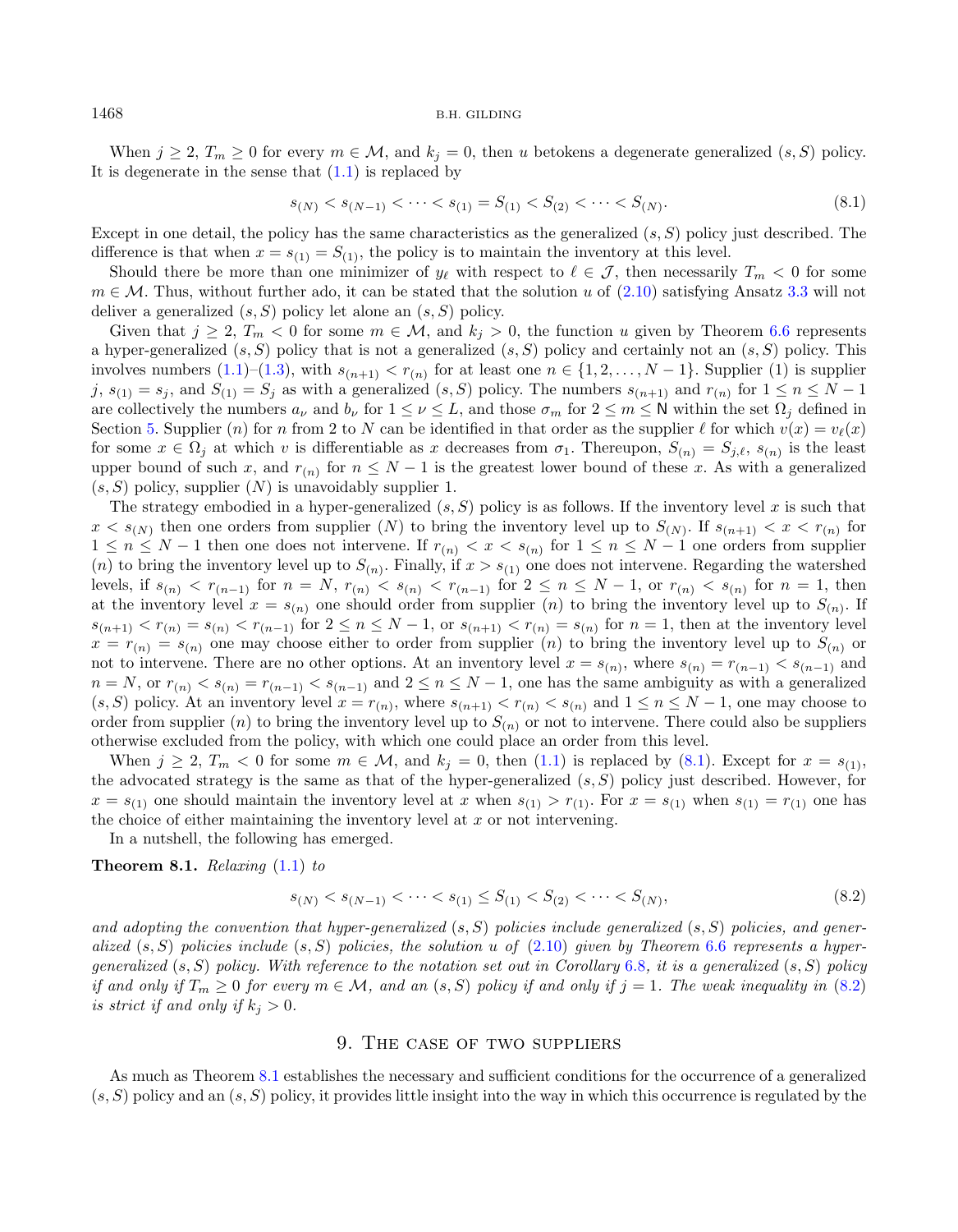When $j \geq 2$, $T_m \geq 0$ for every $m \in \mathcal{M}$, and $k_j = 0$, then $u$ betokens a degenerate generalized $(s,S)$ policy. It is degenerate in the sense that (1.1) is replaced by

$$s_{(N)} < s_{(N-1)} < \cdots < s_{(1)} = S_{(1)} < S_{(2)} < \cdots < S_{(N)}. \tag{8.1}$$

Except in one detail, the policy has the same characteristics as the generalized $(s,S)$ policy just described. The difference is that when $x = s_{(1)} = S_{(1)}$, the policy is to maintain the inventory at this level.

Should there be more than one minimizer of $y_\ell$ with respect to $\ell \in \mathcal{J}$, then necessarily $T_m < 0$ for some $m \in \mathcal{M}$. Thus, without further ado, it can be stated that the solution $u$ of (2.10) satisfying Ansatz 3.3 will not deliver a generalized $(s,S)$ policy let alone an $(s,S)$ policy.

Given that $j \geq 2$, $T_m < 0$ for some $m \in \mathcal{M}$, and $k_j > 0$, the function $u$ given by Theorem 6.6 represents a hyper-generalized $(s,S)$ policy that is not a generalized $(s,S)$ policy and certainly not an $(s,S)$ policy. This involves numbers (1.1)–(1.3), with $s_{(n+1)} < r_{(n)}$ for at least one $n \in \{1, 2, \ldots, N-1\}$. Supplier (1) is supplier $j$, $s_{(1)} = s_j$, and $S_{(1)} = S_j$ as with a generalized $(s,S)$ policy. The numbers $s_{(n+1)}$ and $r_{(n)}$ for $1 \leq n \leq N-1$ are collectively the numbers $a_\nu$ and $b_\nu$ for $1 \leq \nu \leq L$, and those $\sigma_m$ for $2 \leq m \leq \mathsf{N}$ within the set $\Omega_j$ defined in Section 5. Supplier $(n)$ for $n$ from 2 to $N$ can be identified in that order as the supplier $\ell$ for which $v(x) = v_\ell(x)$ for some $x \in \Omega_j$ at which $v$ is differentiable as $x$ decreases from $\sigma_1$. Thereupon, $S_{(n)} = S_{j,\ell}$, $s_{(n)}$ is the least upper bound of such $x$, and $r_{(n)}$ for $n \leq N-1$ is the greatest lower bound of these $x$. As with a generalized $(s,S)$ policy, supplier $(N)$ is unavoidably supplier 1.

The strategy embodied in a hyper-generalized $(s,S)$ policy is as follows. If the inventory level $x$ is such that $x < s_{(N)}$ then one orders from supplier $(N)$ to bring the inventory level up to $S_{(N)}$. If $s_{(n+1)} < x < r_{(n)}$ for $1 \leq n \leq N-1$ then one does not intervene. If $r_{(n)} < x < s_{(n)}$ for $1 \leq n \leq N-1$ one orders from supplier $(n)$ to bring the inventory level up to $S_{(n)}$. Finally, if $x > s_{(1)}$ one does not intervene. Regarding the watershed levels, if $s_{(n)} < r_{(n-1)}$ for $n = N$, $r_{(n)} < s_{(n)} < r_{(n-1)}$ for $2 \leq n \leq N-1$, or $r_{(n)} < s_{(n)}$ for $n = 1$, then at the inventory level $x = s_{(n)}$ one should order from supplier $(n)$ to bring the inventory level up to $S_{(n)}$. If $s_{(n+1)} < r_{(n)} = s_{(n)} < r_{(n-1)}$ for $2 \leq n \leq N-1$, or $s_{(n+1)} < r_{(n)} = s_{(n)}$ for $n = 1$, then at the inventory level $x = r_{(n)} = s_{(n)}$ one may choose either to order from supplier $(n)$ to bring the inventory level up to $S_{(n)}$ or not to intervene. There are no other options. At an inventory level $x = s_{(n)}$, where $s_{(n)} = r_{(n-1)} < s_{(n-1)}$ and $n = N$, or $r_{(n)} < s_{(n)} = r_{(n-1)} < s_{(n-1)}$ and $2 \leq n \leq N-1$, one has the same ambiguity as with a generalized $(s,S)$ policy. At an inventory level $x = r_{(n)}$, where $s_{(n+1)} < r_{(n)} < s_{(n)}$ and $1 \leq n \leq N-1$, one may choose to order from supplier $(n)$ to bring the inventory level up to $S_{(n)}$ or not to intervene. There could also be suppliers otherwise excluded from the policy, with which one could place an order from this level.

When $j \geq 2$, $T_m < 0$ for some $m \in \mathcal{M}$, and $k_j = 0$, then (1.1) is replaced by (8.1). Except for $x = s_{(1)}$, the advocated strategy is the same as that of the hyper-generalized $(s,S)$ policy just described. However, for $x = s_{(1)}$ one should maintain the inventory level at $x$ when $s_{(1)} > r_{(1)}$. For $x = s_{(1)}$ when $s_{(1)} = r_{(1)}$ one has the choice of either maintaining the inventory level at $x$ or not intervening.

In a nutshell, the following has emerged.

**Theorem 8.1.** *Relaxing* (1.1) *to*

$$s_{(N)} < s_{(N-1)} < \cdots < s_{(1)} \leq S_{(1)} < S_{(2)} < \cdots < S_{(N)}, \tag{8.2}$$

*and adopting the convention that hyper-generalized $(s,S)$ policies include generalized $(s,S)$ policies, and generalized $(s,S)$ policies include $(s,S)$ policies, the solution $u$ of* (2.10) *given by Theorem* 6.6 *represents a hyper-generalized $(s,S)$ policy. With reference to the notation set out in Corollary* 6.8*, it is a generalized $(s,S)$ policy if and only if $T_m \geq 0$ for every $m \in \mathcal{M}$, and an $(s,S)$ policy if and only if $j = 1$. The weak inequality in* (8.2) *is strict if and only if $k_j > 0$.*

## 9. The case of two suppliers

As much as Theorem 8.1 establishes the necessary and sufficient conditions for the occurrence of a generalized $(s,S)$ policy and an $(s,S)$ policy, it provides little insight into the way in which this occurrence is regulated by the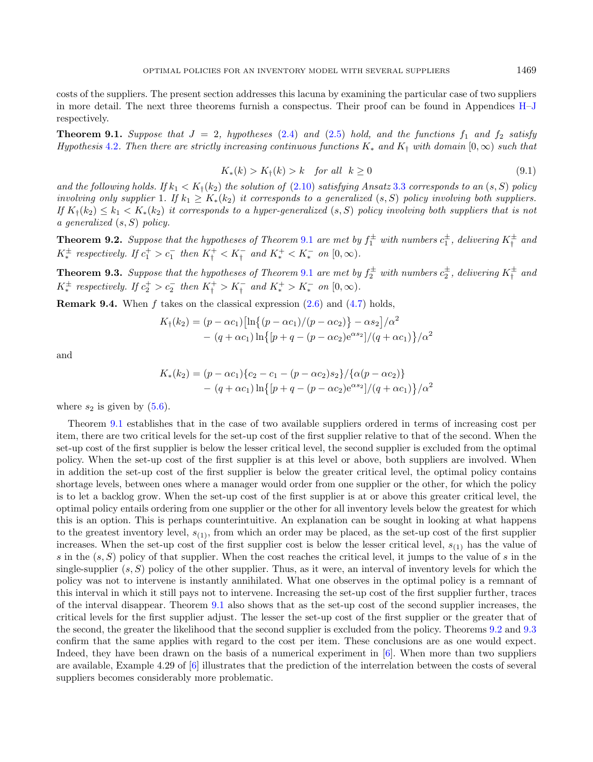costs of the suppliers. The present section addresses this lacuna by examining the particular case of two suppliers in more detail. The next three theorems furnish a conspectus. Their proof can be found in Appendices H–J respectively.

**Theorem 9.1.** *Suppose that $J = 2$, hypotheses (2.4) and (2.5) hold, and the functions $f_1$ and $f_2$ satisfy Hypothesis 4.2. Then there are strictly increasing continuous functions $K_*$ and $K_\dagger$ with domain $[0,\infty)$ such that*

$$K_*(k) > K_\dagger(k) > k \quad \textit{for all} \;\; k \geq 0 \tag{9.1}$$

*and the following holds. If $k_1 < K_\dagger(k_2)$ the solution of (2.10) satisfying Ansatz 3.3 corresponds to an $(s,S)$ policy involving only supplier 1. If $k_1 \geq K_*(k_2)$ it corresponds to a generalized $(s,S)$ policy involving both suppliers. If $K_\dagger(k_2) \leq k_1 < K_*(k_2)$ it corresponds to a hyper-generalized $(s,S)$ policy involving both suppliers that is not a generalized $(s,S)$ policy.*

**Theorem 9.2.** *Suppose that the hypotheses of Theorem 9.1 are met by $f_1^{\pm}$ with numbers $c_1^{\pm}$, delivering $K_\dagger^{\pm}$ and $K_*^{\pm}$ respectively. If $c_1^+ > c_1^-$ then $K_\dagger^+ < K_\dagger^-$ and $K_*^+ < K_*^-$ on $[0,\infty)$.*

**Theorem 9.3.** *Suppose that the hypotheses of Theorem 9.1 are met by $f_2^{\pm}$ with numbers $c_2^{\pm}$, delivering $K_\dagger^{\pm}$ and $K_*^{\pm}$ respectively. If $c_2^+ > c_2^-$ then $K_\dagger^+ > K_\dagger^-$ and $K_*^+ > K_*^-$ on $[0,\infty)$.*

**Remark 9.4.** When $f$ takes on the classical expression (2.6) and (4.7) holds,

$$\begin{aligned} K_\dagger(k_2) &= (p-\alpha c_1)\big[\ln\{(p-\alpha c_1)/(p-\alpha c_2)\} - \alpha s_2\big]/\alpha^2 \\ &\quad - (q+\alpha c_1)\ln\big\{[p+q-(p-\alpha c_2)\mathrm{e}^{\alpha s_2}]/(q+\alpha c_1)\big\}/\alpha^2 \end{aligned}$$

and

$$\begin{aligned} K_*(k_2) &= (p-\alpha c_1)\{c_2 - c_1 - (p-\alpha c_2)s_2\}/\{\alpha(p-\alpha c_2)\} \\ &\quad - (q+\alpha c_1)\ln\big\{[p+q-(p-\alpha c_2)\mathrm{e}^{\alpha s_2}]/(q+\alpha c_1)\big\}/\alpha^2 \end{aligned}$$

where $s_2$ is given by (5.6).

Theorem 9.1 establishes that in the case of two available suppliers ordered in terms of increasing cost per item, there are two critical levels for the set-up cost of the first supplier relative to that of the second. When the set-up cost of the first supplier is below the lesser critical level, the second supplier is excluded from the optimal policy. When the set-up cost of the first supplier is at this level or above, both suppliers are involved. When in addition the set-up cost of the first supplier is below the greater critical level, the optimal policy contains shortage levels, between ones where a manager would order from one supplier or the other, for which the policy is to let a backlog grow. When the set-up cost of the first supplier is at or above this greater critical level, the optimal policy entails ordering from one supplier or the other for all inventory levels below the greatest for which this is an option. This is perhaps counterintuitive. An explanation can be sought in looking at what happens to the greatest inventory level, $s_{(1)}$, from which an order may be placed, as the set-up cost of the first supplier increases. When the set-up cost of the first supplier cost is below the lesser critical level, $s_{(1)}$ has the value of $s$ in the $(s,S)$ policy of that supplier. When the cost reaches the critical level, it jumps to the value of $s$ in the single-supplier $(s,S)$ policy of the other supplier. Thus, as it were, an interval of inventory levels for which the policy was not to intervene is instantly annihilated. What one observes in the optimal policy is a remnant of this interval in which it still pays not to intervene. Increasing the set-up cost of the first supplier further, traces of the interval disappear. Theorem 9.1 also shows that as the set-up cost of the second supplier increases, the critical levels for the first supplier adjust. The lesser the set-up cost of the first supplier or the greater that of the second, the greater the likelihood that the second supplier is excluded from the policy. Theorems 9.2 and 9.3 confirm that the same applies with regard to the cost per item. These conclusions are as one would expect. Indeed, they have been drawn on the basis of a numerical experiment in [6]. When more than two suppliers are available, Example 4.29 of [6] illustrates that the prediction of the interrelation between the costs of several suppliers becomes considerably more problematic.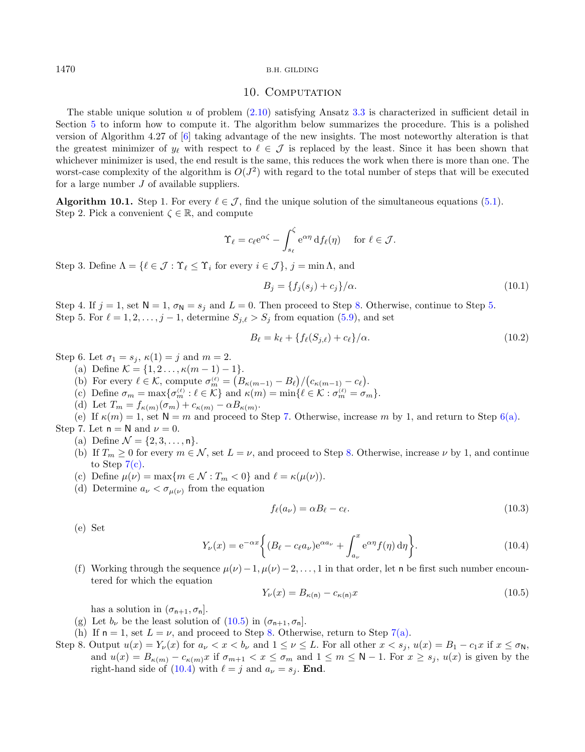## 10. Computation

The stable unique solution $u$ of problem (2.10) satisfying Ansatz 3.3 is characterized in sufficient detail in Section 5 to inform how to compute it. The algorithm below summarizes the procedure. This is a polished version of Algorithm 4.27 of [6] taking advantage of the new insights. The most noteworthy alteration is that the greatest minimizer of $y_\ell$ with respect to $\ell \in \mathcal{J}$ is replaced by the least. Since it has been shown that whichever minimizer is used, the end result is the same, this reduces the work when there is more than one. The worst-case complexity of the algorithm is $O(J^2)$ with regard to the total number of steps that will be executed for a large number $J$ of available suppliers.

**Algorithm 10.1.** Step 1. For every $\ell \in \mathcal{J}$, find the unique solution of the simultaneous equations (5.1).
Step 2. Pick a convenient $\zeta \in \mathbb{R}$, and compute

$$\Upsilon_\ell = c_\ell \mathrm{e}^{\alpha\zeta} - \int_{s_\ell}^{\zeta} \mathrm{e}^{\alpha\eta}\,\mathrm{d}f_\ell(\eta) \quad \text{ for } \ell \in \mathcal{J}.$$

Step 3. Define $\Lambda = \{\ell \in \mathcal{J} : \Upsilon_\ell \le \Upsilon_i \text{ for every } i \in \mathcal{J}\}$, $j = \min \Lambda$, and

$$B_j = \{f_j(s_j) + c_j\}/\alpha. \tag{10.1}$$

Step 4. If $j = 1$, set $\mathsf{N} = 1$, $\sigma_{\mathsf{N}} = s_j$ and $L = 0$. Then proceed to Step 8. Otherwise, continue to Step 5.
Step 5. For $\ell = 1, 2, \ldots, j-1$, determine $S_{j,\ell} > S_j$ from equation (5.9), and set

$$B_\ell = k_\ell + \{f_\ell(S_{j,\ell}) + c_\ell\}/\alpha. \tag{10.2}$$

Step 6. Let $\sigma_1 = s_j$, $\kappa(1) = j$ and $m = 2$.
- (a) Define $\mathcal{K} = \{1, 2\ldots, \kappa(m-1) - 1\}$.
- (b) For every $\ell \in \mathcal{K}$, compute $\sigma_m^{(\ell)} = \big(B_{\kappa(m-1)} - B_\ell\big)/\big(c_{\kappa(m-1)} - c_\ell\big)$.
- (c) Define $\sigma_m = \max\{\sigma_m^{(\ell)} : \ell \in \mathcal{K}\}$ and $\kappa(m) = \min\{\ell \in \mathcal{K} : \sigma_m^{(\ell)} = \sigma_m\}$.
- (d) Let $T_m = f_{\kappa(m)}(\sigma_m) + c_{\kappa(m)} - \alpha B_{\kappa(m)}$.
- (e) If $\kappa(m) = 1$, set $\mathsf{N} = m$ and proceed to Step 7. Otherwise, increase $m$ by 1, and return to Step 6(a).

Step 7. Let $\mathsf{n} = \mathsf{N}$ and $\nu = 0$.
- (a) Define $\mathcal{N} = \{2, 3, \ldots, \mathsf{n}\}$.
- (b) If $T_m \ge 0$ for every $m \in \mathcal{N}$, set $L = \nu$, and proceed to Step 8. Otherwise, increase $\nu$ by 1, and continue to Step 7(c).
- (c) Define $\mu(\nu) = \max\{m \in \mathcal{N} : T_m < 0\}$ and $\ell = \kappa(\mu(\nu))$.
- (d) Determine $a_\nu < \sigma_{\mu(\nu)}$ from the equation

$$f_\ell(a_\nu) = \alpha B_\ell - c_\ell. \tag{10.3}$$

- (e) Set

$$Y_\nu(x) = \mathrm{e}^{-\alpha x}\bigg\{(B_\ell - c_\ell a_\nu)\mathrm{e}^{\alpha a_\nu} + \int_{a_\nu}^{x} \mathrm{e}^{\alpha\eta} f(\eta)\,\mathrm{d}\eta\bigg\}. \tag{10.4}$$

- (f) Working through the sequence $\mu(\nu)-1, \mu(\nu)-2, \ldots, 1$ in that order, let $\mathsf{n}$ be first such number encountered for which the equation

$$Y_\nu(x) = B_{\kappa(\mathsf{n})} - c_{\kappa(\mathsf{n})}x \tag{10.5}$$

  has a solution in $(\sigma_{\mathsf{n}+1}, \sigma_{\mathsf{n}}]$.
- (g) Let $b_\nu$ be the least solution of (10.5) in $(\sigma_{\mathsf{n}+1}, \sigma_{\mathsf{n}}]$.
- (h) If $\mathsf{n} = 1$, set $L = \nu$, and proceed to Step 8. Otherwise, return to Step 7(a).

Step 8. Output $u(x) = Y_\nu(x)$ for $a_\nu < x < b_\nu$ and $1 \le \nu \le L$. For all other $x < s_j$, $u(x) = B_1 - c_1 x$ if $x \le \sigma_{\mathsf{N}}$, and $u(x) = B_{\kappa(m)} - c_{\kappa(m)}x$ if $\sigma_{m+1} < x \le \sigma_m$ and $1 \le m \le \mathsf{N}-1$. For $x \ge s_j$, $u(x)$ is given by the right-hand side of (10.4) with $\ell = j$ and $a_\nu = s_j$. **End.**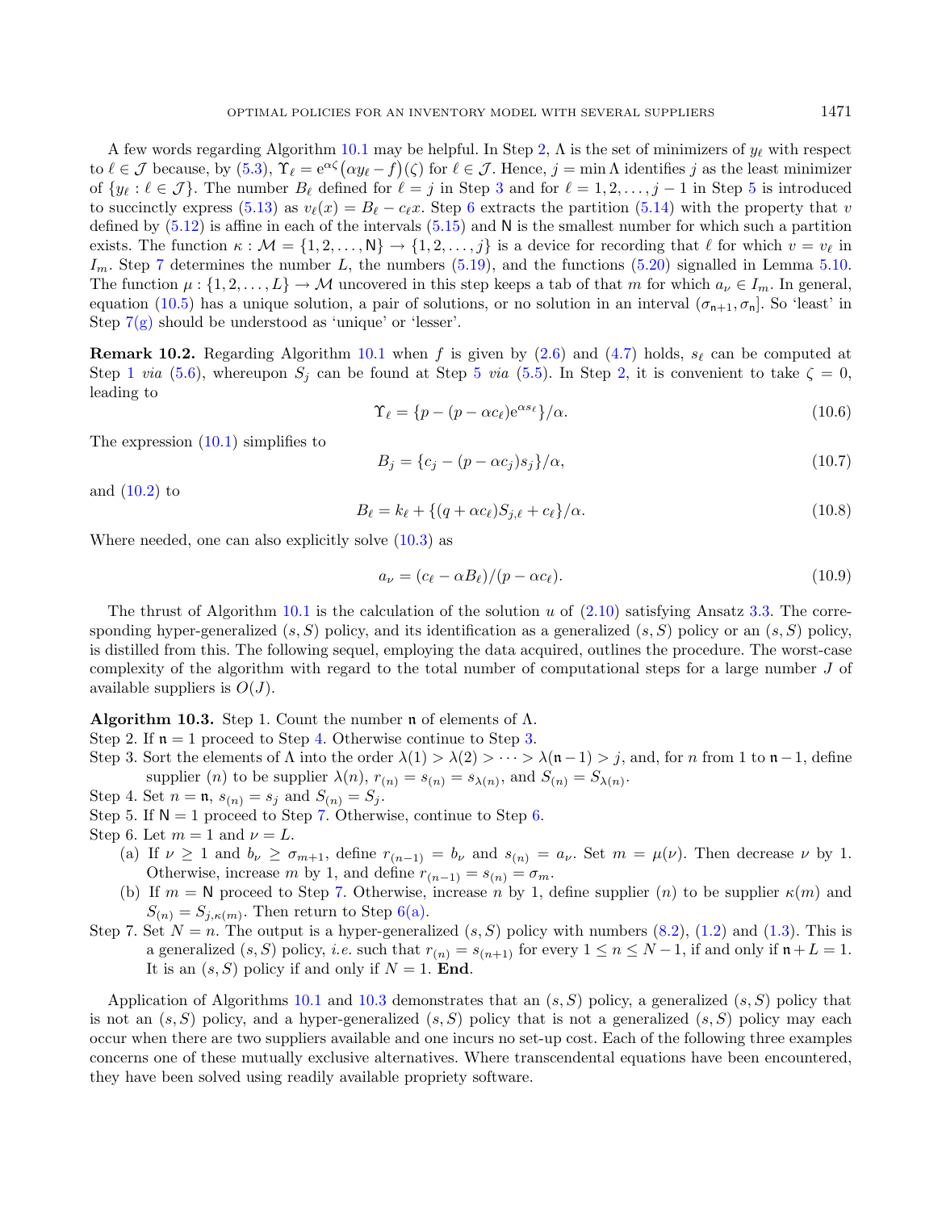A few words regarding Algorithm 10.1 may be helpful. In Step 2, $\Lambda$ is the set of minimizers of $y_\ell$ with respect to $\ell \in \mathcal{J}$ because, by (5.3), $\Upsilon_\ell = \mathrm{e}^{\alpha\zeta}\big(\alpha y_\ell - f\big)(\zeta)$ for $\ell \in \mathcal{J}$. Hence, $j = \min \Lambda$ identifies $j$ as the least minimizer of $\{y_\ell : \ell \in \mathcal{J}\}$. The number $B_\ell$ defined for $\ell = j$ in Step 3 and for $\ell = 1, 2, \ldots, j-1$ in Step 5 is introduced to succinctly express (5.13) as $v_\ell(x) = B_\ell - c_\ell x$. Step 6 extracts the partition (5.14) with the property that $v$ defined by (5.12) is affine in each of the intervals (5.15) and $\mathsf{N}$ is the smallest number for which such a partition exists. The function $\kappa : \mathcal{M} = \{1, 2, \ldots, \mathsf{N}\} \to \{1, 2, \ldots, j\}$ is a device for recording that $\ell$ for which $v = v_\ell$ in $I_m$. Step 7 determines the number $L$, the numbers (5.19), and the functions (5.20) signalled in Lemma 5.10. The function $\mu : \{1, 2, \ldots, L\} \to \mathcal{M}$ uncovered in this step keeps a tab of that $m$ for which $a_\nu \in I_m$. In general, equation (10.5) has a unique solution, a pair of solutions, or no solution in an interval $(\sigma_{\mathsf{n}+1}, \sigma_{\mathsf{n}}]$. So 'least' in Step 7(g) should be understood as 'unique' or 'lesser'.

**Remark 10.2.** Regarding Algorithm 10.1 when $f$ is given by (2.6) and (4.7) holds, $s_\ell$ can be computed at Step 1 *via* (5.6), whereupon $S_j$ can be found at Step 5 *via* (5.5). In Step 2, it is convenient to take $\zeta = 0$, leading to

$$\Upsilon_\ell = \{p - (p - \alpha c_\ell)\mathrm{e}^{\alpha s_\ell}\}/\alpha. \tag{10.6}$$

The expression (10.1) simplifies to

$$B_j = \{c_j - (p - \alpha c_j)s_j\}/\alpha, \tag{10.7}$$

and (10.2) to

$$B_\ell = k_\ell + \{(q + \alpha c_\ell)S_{j,\ell} + c_\ell\}/\alpha. \tag{10.8}$$

Where needed, one can also explicitly solve (10.3) as

$$a_\nu = (c_\ell - \alpha B_\ell)/(p - \alpha c_\ell). \tag{10.9}$$

The thrust of Algorithm 10.1 is the calculation of the solution $u$ of (2.10) satisfying Ansatz 3.3. The corresponding hyper-generalized $(s, S)$ policy, and its identification as a generalized $(s, S)$ policy or an $(s, S)$ policy, is distilled from this. The following sequel, employing the data acquired, outlines the procedure. The worst-case complexity of the algorithm with regard to the total number of computational steps for a large number $J$ of available suppliers is $O(J)$.

**Algorithm 10.3.** Step 1. Count the number $\mathfrak{n}$ of elements of $\Lambda$.

Step 2. If $\mathfrak{n} = 1$ proceed to Step 4. Otherwise continue to Step 3.

Step 3. Sort the elements of $\Lambda$ into the order $\lambda(1) > \lambda(2) > \cdots > \lambda(\mathfrak{n}-1) > j$, and, for $n$ from 1 to $\mathfrak{n}-1$, define supplier $(n)$ to be supplier $\lambda(n)$, $r_{(n)} = s_{(n)} = s_{\lambda(n)}$, and $S_{(n)} = S_{\lambda(n)}$.

Step 4. Set $n = \mathfrak{n}$, $s_{(n)} = s_j$ and $S_{(n)} = S_j$.

Step 5. If $\mathsf{N} = 1$ proceed to Step 7. Otherwise, continue to Step 6.

Step 6. Let $m = 1$ and $\nu = L$.

- (a) If $\nu \geq 1$ and $b_\nu \geq \sigma_{m+1}$, define $r_{(n-1)} = b_\nu$ and $s_{(n)} = a_\nu$. Set $m = \mu(\nu)$. Then decrease $\nu$ by 1. Otherwise, increase $m$ by 1, and define $r_{(n-1)} = s_{(n)} = \sigma_m$.
- (b) If $m = \mathsf{N}$ proceed to Step 7. Otherwise, increase $n$ by 1, define supplier $(n)$ to be supplier $\kappa(m)$ and $S_{(n)} = S_{j,\kappa(m)}$. Then return to Step 6(a).

Step 7. Set $N = n$. The output is a hyper-generalized $(s, S)$ policy with numbers (8.2), (1.2) and (1.3). This is a generalized $(s, S)$ policy, *i.e.* such that $r_{(n)} = s_{(n+1)}$ for every $1 \leq n \leq N-1$, if and only if $\mathfrak{n} + L = 1$. It is an $(s, S)$ policy if and only if $N = 1$. **End**.

Application of Algorithms 10.1 and 10.3 demonstrates that an $(s, S)$ policy, a generalized $(s, S)$ policy that is not an $(s, S)$ policy, and a hyper-generalized $(s, S)$ policy that is not a generalized $(s, S)$ policy may each occur when there are two suppliers available and one incurs no set-up cost. Each of the following three examples concerns one of these mutually exclusive alternatives. Where transcendental equations have been encountered, they have been solved using readily available propriety software.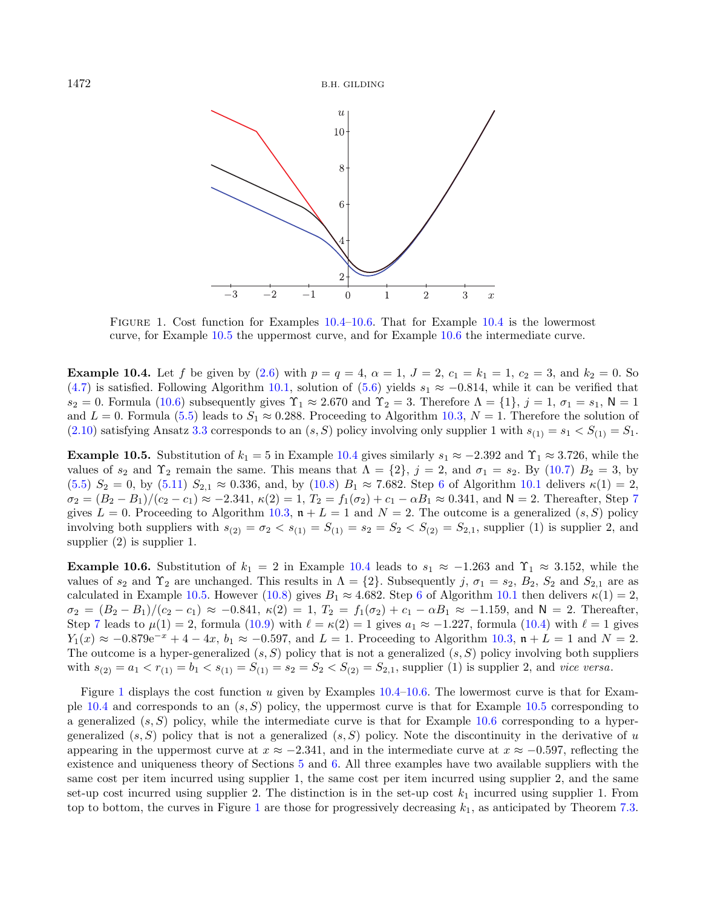FIGURE 1. Cost function for Examples 10.4–10.6. That for Example 10.4 is the lowermost curve, for Example 10.5 the uppermost curve, and for Example 10.6 the intermediate curve.

**Example 10.4.** Let $f$ be given by (2.6) with $p = q = 4$, $\alpha = 1$, $J = 2$, $c_1 = k_1 = 1$, $c_2 = 3$, and $k_2 = 0$. So (4.7) is satisfied. Following Algorithm 10.1, solution of (5.6) yields $s_1 \approx -0.814$, while it can be verified that $s_2 = 0$. Formula (10.6) subsequently gives $\Upsilon_1 \approx 2.670$ and $\Upsilon_2 = 3$. Therefore $\Lambda = \{1\}$, $j = 1$, $\sigma_1 = s_1$, $\mathsf{N} = 1$ and $L = 0$. Formula (5.5) leads to $S_1 \approx 0.288$. Proceeding to Algorithm 10.3, $N = 1$. Therefore the solution of (2.10) satisfying Ansatz 3.3 corresponds to an $(s, S)$ policy involving only supplier 1 with $s_{(1)} = s_1 < S_{(1)} = S_1$.

**Example 10.5.** Substitution of $k_1 = 5$ in Example 10.4 gives similarly $s_1 \approx -2.392$ and $\Upsilon_1 \approx 3.726$, while the values of $s_2$ and $\Upsilon_2$ remain the same. This means that $\Lambda = \{2\}$, $j = 2$, and $\sigma_1 = s_2$. By (10.7) $B_2 = 3$, by (5.5) $S_2 = 0$, by (5.11) $S_{2,1} \approx 0.336$, and, by (10.8) $B_1 \approx 7.682$. Step 6 of Algorithm 10.1 delivers $\kappa(1) = 2$, $\sigma_2 = (B_2 - B_1)/(c_2 - c_1) \approx -2.341$, $\kappa(2) = 1$, $T_2 = f_1(\sigma_2) + c_1 - \alpha B_1 \approx 0.341$, and $\mathsf{N} = 2$. Thereafter, Step 7 gives $L = 0$. Proceeding to Algorithm 10.3, $\mathfrak{n} + L = 1$ and $N = 2$. The outcome is a generalized $(s, S)$ policy involving both suppliers with $s_{(2)} = \sigma_2 < s_{(1)} = S_{(1)} = s_2 = S_2 < S_{(2)} = S_{2,1}$, supplier (1) is supplier 2, and supplier (2) is supplier 1.

**Example 10.6.** Substitution of $k_1 = 2$ in Example 10.4 leads to $s_1 \approx -1.263$ and $\Upsilon_1 \approx 3.152$, while the values of $s_2$ and $\Upsilon_2$ are unchanged. This results in $\Lambda = \{2\}$. Subsequently $j$, $\sigma_1 = s_2$, $B_2$, $S_2$ and $S_{2,1}$ are as calculated in Example 10.5. However (10.8) gives $B_1 \approx 4.682$. Step 6 of Algorithm 10.1 then delivers $\kappa(1) = 2$, $\sigma_2 = (B_2 - B_1)/(c_2 - c_1) \approx -0.841$, $\kappa(2) = 1$, $T_2 = f_1(\sigma_2) + c_1 - \alpha B_1 \approx -1.159$, and $\mathsf{N} = 2$. Thereafter, Step 7 leads to $\mu(1) = 2$, formula (10.9) with $\ell = \kappa(2) = 1$ gives $a_1 \approx -1.227$, formula (10.4) with $\ell = 1$ gives $Y_1(x) \approx -0.879\mathrm{e}^{-x} + 4 - 4x$, $b_1 \approx -0.597$, and $L = 1$. Proceeding to Algorithm 10.3, $\mathfrak{n} + L = 1$ and $N = 2$. The outcome is a hyper-generalized $(s, S)$ policy that is not a generalized $(s, S)$ policy involving both suppliers with $s_{(2)} = a_1 < r_{(1)} = b_1 < s_{(1)} = S_{(1)} = s_2 = S_2 < S_{(2)} = S_{2,1}$, supplier (1) is supplier 2, and *vice versa*.

Figure 1 displays the cost function $u$ given by Examples 10.4–10.6. The lowermost curve is that for Example 10.4 and corresponds to an $(s, S)$ policy, the uppermost curve is that for Example 10.5 corresponding to a generalized $(s, S)$ policy, while the intermediate curve is that for Example 10.6 corresponding to a hyper-generalized $(s, S)$ policy that is not a generalized $(s, S)$ policy. Note the discontinuity in the derivative of $u$ appearing in the uppermost curve at $x \approx -2.341$, and in the intermediate curve at $x \approx -0.597$, reflecting the existence and uniqueness theory of Sections 5 and 6. All three examples have two available suppliers with the same cost per item incurred using supplier 1, the same cost per item incurred using supplier 2, and the same set-up cost incurred using supplier 2. The distinction is in the set-up cost $k_1$ incurred using supplier 1. From top to bottom, the curves in Figure 1 are those for progressively decreasing $k_1$, as anticipated by Theorem 7.3.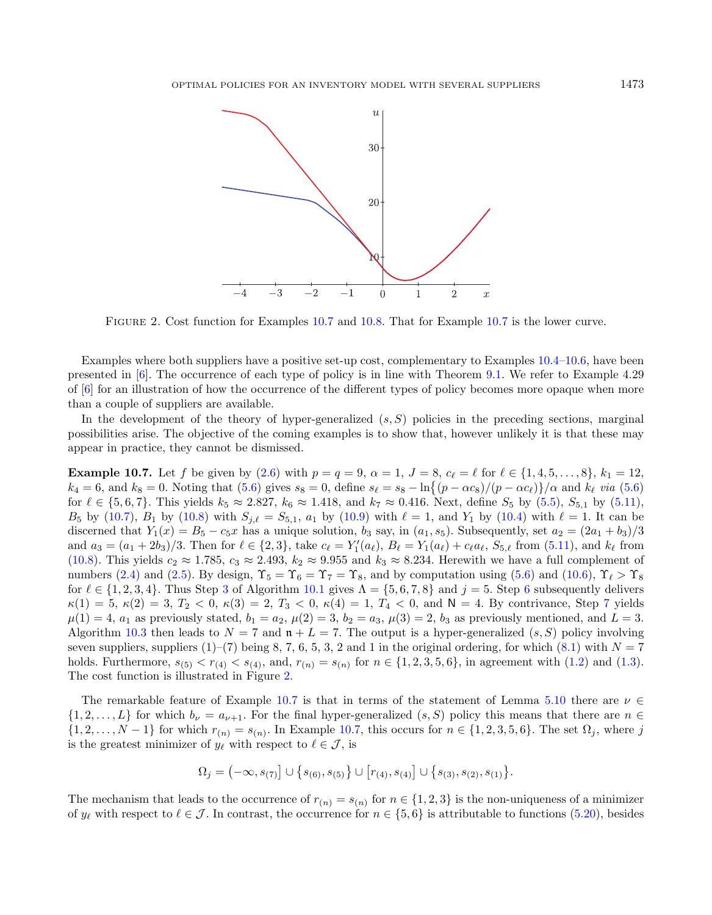FIGURE 2. Cost function for Examples 10.7 and 10.8. That for Example 10.7 is the lower curve.

Examples where both suppliers have a positive set-up cost, complementary to Examples 10.4–10.6, have been presented in [6]. The occurrence of each type of policy is in line with Theorem 9.1. We refer to Example 4.29 of [6] for an illustration of how the occurrence of the different types of policy becomes more opaque when more than a couple of suppliers are available.

In the development of the theory of hyper-generalized $(s, S)$ policies in the preceding sections, marginal possibilities arise. The objective of the coming examples is to show that, however unlikely it is that these may appear in practice, they cannot be dismissed.

**Example 10.7.** Let $f$ be given by (2.6) with $p = q = 9$, $\alpha = 1$, $J = 8$, $c_\ell = \ell$ for $\ell \in \{1, 4, 5, \ldots, 8\}$, $k_1 = 12$, $k_4 = 6$, and $k_8 = 0$. Noting that (5.6) gives $s_8 = 0$, define $s_\ell = s_8 - \ln\{(p - \alpha c_8)/(p - \alpha c_\ell)\}/\alpha$ and $k_\ell$ *via* (5.6) for $\ell \in \{5, 6, 7\}$. This yields $k_5 \approx 2.827$, $k_6 \approx 1.418$, and $k_7 \approx 0.416$. Next, define $S_5$ by (5.5), $S_{5,1}$ by (5.11), $B_5$ by (10.7), $B_1$ by (10.8) with $S_{j,\ell} = S_{5,1}$, $a_1$ by (10.9) with $\ell = 1$, and $Y_1$ by (10.4) with $\ell = 1$. It can be discerned that $Y_1(x) = B_5 - c_5 x$ has a unique solution, $b_3$ say, in $(a_1, s_5)$. Subsequently, set $a_2 = (2a_1 + b_3)/3$ and $a_3 = (a_1 + 2b_3)/3$. Then for $\ell \in \{2, 3\}$, take $c_\ell = Y_1'(a_\ell)$, $B_\ell = Y_1(a_\ell) + c_\ell a_\ell$, $S_{5,\ell}$ from (5.11), and $k_\ell$ from (10.8). This yields $c_2 \approx 1.785$, $c_3 \approx 2.493$, $k_2 \approx 9.955$ and $k_3 \approx 8.234$. Herewith we have a full complement of numbers (2.4) and (2.5). By design, $\Upsilon_5 = \Upsilon_6 = \Upsilon_7 = \Upsilon_8$, and by computation using (5.6) and (10.6), $\Upsilon_\ell > \Upsilon_8$ for $\ell \in \{1, 2, 3, 4\}$. Thus Step 3 of Algorithm 10.1 gives $\Lambda = \{5, 6, 7, 8\}$ and $j = 5$. Step 6 subsequently delivers $\kappa(1) = 5$, $\kappa(2) = 3$, $T_2 < 0$, $\kappa(3) = 2$, $T_3 < 0$, $\kappa(4) = 1$, $T_4 < 0$, and $\mathsf{N} = 4$. By contrivance, Step 7 yields $\mu(1) = 4$, $a_1$ as previously stated, $b_1 = a_2$, $\mu(2) = 3$, $b_2 = a_3$, $\mu(3) = 2$, $b_3$ as previously mentioned, and $L = 3$. Algorithm 10.3 then leads to $N = 7$ and $\mathfrak{n} + L = 7$. The output is a hyper-generalized $(s, S)$ policy involving seven suppliers, suppliers (1)–(7) being 8, 7, 6, 5, 3, 2 and 1 in the original ordering, for which (8.1) with $N = 7$ holds. Furthermore, $s_{(5)} < r_{(4)} < s_{(4)}$, and, $r_{(n)} = s_{(n)}$ for $n \in \{1, 2, 3, 5, 6\}$, in agreement with (1.2) and (1.3). The cost function is illustrated in Figure 2.

The remarkable feature of Example 10.7 is that in terms of the statement of Lemma 5.10 there are $\nu \in \{1, 2, \ldots, L\}$ for which $b_\nu = a_{\nu+1}$. For the final hyper-generalized $(s, S)$ policy this means that there are $n \in \{1, 2, \ldots, N - 1\}$ for which $r_{(n)} = s_{(n)}$. In Example 10.7, this occurs for $n \in \{1, 2, 3, 5, 6\}$. The set $\Omega_j$, where $j$ is the greatest minimizer of $y_\ell$ with respect to $\ell \in \mathcal{J}$, is

$$\Omega_j = \left(-\infty, s_{(7)}\right] \cup \left\{s_{(6)}, s_{(5)}\right\} \cup \left[r_{(4)}, s_{(4)}\right] \cup \left\{s_{(3)}, s_{(2)}, s_{(1)}\right\}.$$

The mechanism that leads to the occurrence of $r_{(n)} = s_{(n)}$ for $n \in \{1, 2, 3\}$ is the non-uniqueness of a minimizer of $y_\ell$ with respect to $\ell \in \mathcal{J}$. In contrast, the occurrence for $n \in \{5, 6\}$ is attributable to functions (5.20), besides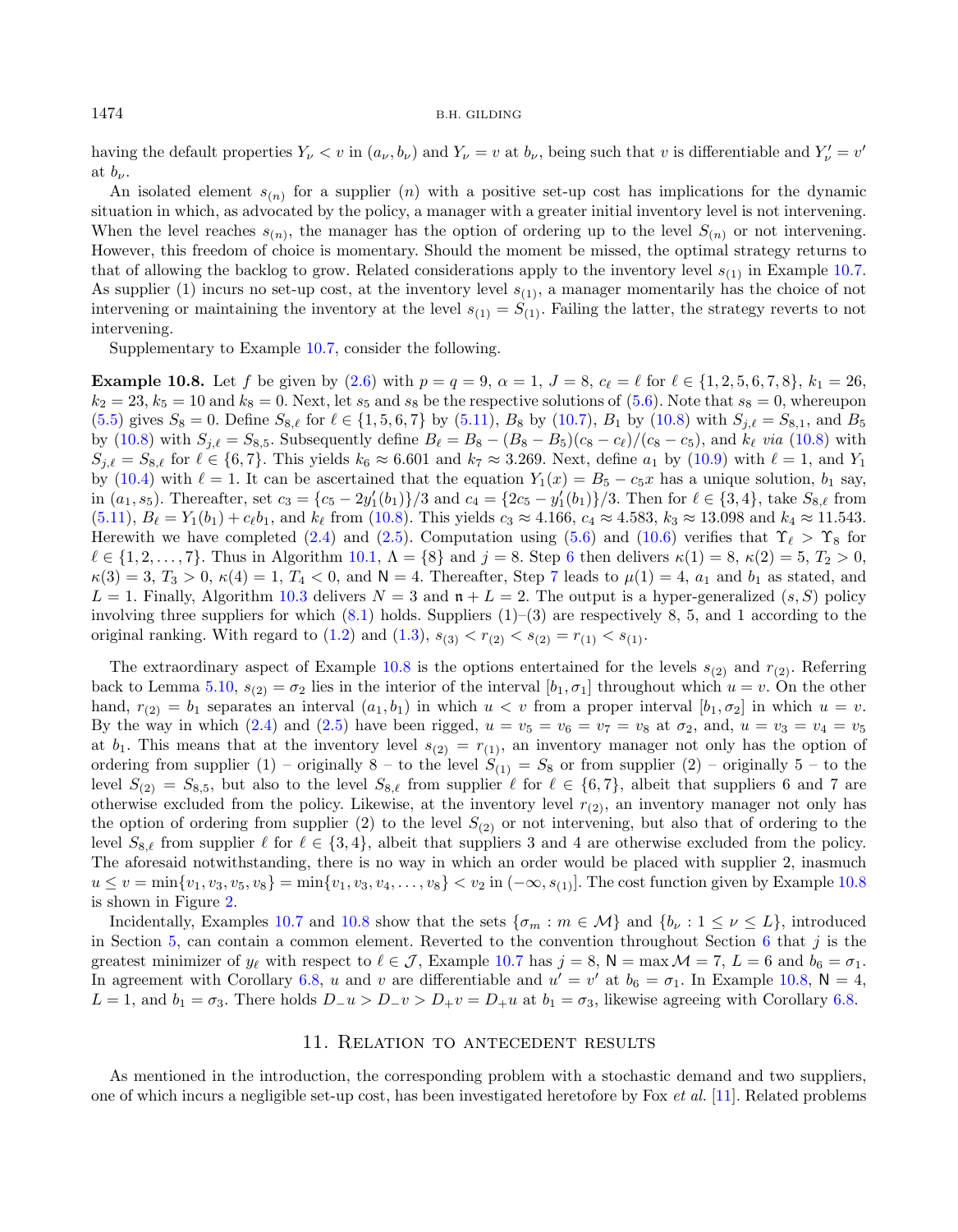having the default properties $Y_\nu < v$ in $(a_\nu, b_\nu)$ and $Y_\nu = v$ at $b_\nu$, being such that $v$ is differentiable and $Y'_\nu = v'$ at $b_\nu$.

An isolated element $s_{(n)}$ for a supplier $(n)$ with a positive set-up cost has implications for the dynamic situation in which, as advocated by the policy, a manager with a greater initial inventory level is not intervening. When the level reaches $s_{(n)}$, the manager has the option of ordering up to the level $S_{(n)}$ or not intervening. However, this freedom of choice is momentary. Should the moment be missed, the optimal strategy returns to that of allowing the backlog to grow. Related considerations apply to the inventory level $s_{(1)}$ in Example 10.7. As supplier (1) incurs no set-up cost, at the inventory level $s_{(1)}$, a manager momentarily has the choice of not intervening or maintaining the inventory at the level $s_{(1)} = S_{(1)}$. Failing the latter, the strategy reverts to not intervening.

Supplementary to Example 10.7, consider the following.

**Example 10.8.** Let $f$ be given by (2.6) with $p = q = 9$, $\alpha = 1$, $J = 8$, $c_\ell = \ell$ for $\ell \in \{1, 2, 5, 6, 7, 8\}$, $k_1 = 26$, $k_2 = 23$, $k_5 = 10$ and $k_8 = 0$. Next, let $s_5$ and $s_8$ be the respective solutions of (5.6). Note that $s_8 = 0$, whereupon (5.5) gives $S_8 = 0$. Define $S_{8,\ell}$ for $\ell \in \{1, 5, 6, 7\}$ by (5.11), $B_8$ by (10.7), $B_1$ by (10.8) with $S_{j,\ell} = S_{8,1}$, and $B_5$ by (10.8) with $S_{j,\ell} = S_{8,5}$. Subsequently define $B_\ell = B_8 - (B_8 - B_5)(c_8 - c_\ell)/(c_8 - c_5)$, and $k_\ell$ *via* (10.8) with $S_{j,\ell} = S_{8,\ell}$ for $\ell \in \{6, 7\}$. This yields $k_6 \approx 6.601$ and $k_7 \approx 3.269$. Next, define $a_1$ by (10.9) with $\ell = 1$, and $Y_1$ by (10.4) with $\ell = 1$. It can be ascertained that the equation $Y_1(x) = B_5 - c_5 x$ has a unique solution, $b_1$ say, in $(a_1, s_5)$. Thereafter, set $c_3 = \{c_5 - 2y'_1(b_1)\}/3$ and $c_4 = \{2c_5 - y'_1(b_1)\}/3$. Then for $\ell \in \{3, 4\}$, take $S_{8,\ell}$ from (5.11), $B_\ell = Y_1(b_1) + c_\ell b_1$, and $k_\ell$ from (10.8). This yields $c_3 \approx 4.166$, $c_4 \approx 4.583$, $k_3 \approx 13.098$ and $k_4 \approx 11.543$. Herewith we have completed (2.4) and (2.5). Computation using (5.6) and (10.6) verifies that $\Upsilon_\ell > \Upsilon_8$ for $\ell \in \{1, 2, \ldots, 7\}$. Thus in Algorithm 10.1, $\Lambda = \{8\}$ and $j = 8$. Step 6 then delivers $\kappa(1) = 8$, $\kappa(2) = 5$, $T_2 > 0$, $\kappa(3) = 3$, $T_3 > 0$, $\kappa(4) = 1$, $T_4 < 0$, and $\mathsf{N} = 4$. Thereafter, Step 7 leads to $\mu(1) = 4$, $a_1$ and $b_1$ as stated, and $L = 1$. Finally, Algorithm 10.3 delivers $N = 3$ and $\mathfrak{n} + L = 2$. The output is a hyper-generalized $(s, S)$ policy involving three suppliers for which (8.1) holds. Suppliers (1)–(3) are respectively 8, 5, and 1 according to the original ranking. With regard to (1.2) and (1.3), $s_{(3)} < r_{(2)} < s_{(2)} = r_{(1)} < s_{(1)}$.

The extraordinary aspect of Example 10.8 is the options entertained for the levels $s_{(2)}$ and $r_{(2)}$. Referring back to Lemma 5.10, $s_{(2)} = \sigma_2$ lies in the interior of the interval $[b_1, \sigma_1]$ throughout which $u = v$. On the other hand, $r_{(2)} = b_1$ separates an interval $(a_1, b_1)$ in which $u < v$ from a proper interval $[b_1, \sigma_2]$ in which $u = v$. By the way in which (2.4) and (2.5) have been rigged, $u = v_5 = v_6 = v_7 = v_8$ at $\sigma_2$, and, $u = v_3 = v_4 = v_5$ at $b_1$. This means that at the inventory level $s_{(2)} = r_{(1)}$, an inventory manager not only has the option of ordering from supplier (1) – originally 8 – to the level $S_{(1)} = S_8$ or from supplier (2) – originally 5 – to the level $S_{(2)} = S_{8,5}$, but also to the level $S_{8,\ell}$ from supplier $\ell$ for $\ell \in \{6, 7\}$, albeit that suppliers 6 and 7 are otherwise excluded from the policy. Likewise, at the inventory level $r_{(2)}$, an inventory manager not only has the option of ordering from supplier (2) to the level $S_{(2)}$ or not intervening, but also that of ordering to the level $S_{8,\ell}$ from supplier $\ell$ for $\ell \in \{3, 4\}$, albeit that suppliers 3 and 4 are otherwise excluded from the policy. The aforesaid notwithstanding, there is no way in which an order would be placed with supplier 2, inasmuch $u \le v = \min\{v_1, v_3, v_5, v_8\} = \min\{v_1, v_3, v_4, \ldots, v_8\} < v_2$ in $(-\infty, s_{(1)}]$. The cost function given by Example 10.8 is shown in Figure 2.

Incidentally, Examples 10.7 and 10.8 show that the sets $\{\sigma_m : m \in \mathcal{M}\}$ and $\{b_\nu : 1 \le \nu \le L\}$, introduced in Section 5, can contain a common element. Reverted to the convention throughout Section 6 that $j$ is the greatest minimizer of $y_\ell$ with respect to $\ell \in \mathcal{J}$, Example 10.7 has $j = 8$, $\mathsf{N} = \max \mathcal{M} = 7$, $L = 6$ and $b_6 = \sigma_1$. In agreement with Corollary 6.8, $u$ and $v$ are differentiable and $u' = v'$ at $b_6 = \sigma_1$. In Example 10.8, $\mathsf{N} = 4$, $L = 1$, and $b_1 = \sigma_3$. There holds $D_- u > D_- v > D_+ v = D_+ u$ at $b_1 = \sigma_3$, likewise agreeing with Corollary 6.8.

## 11. Relation to antecedent results

As mentioned in the introduction, the corresponding problem with a stochastic demand and two suppliers, one of which incurs a negligible set-up cost, has been investigated heretofore by Fox *et al.* [11]. Related problems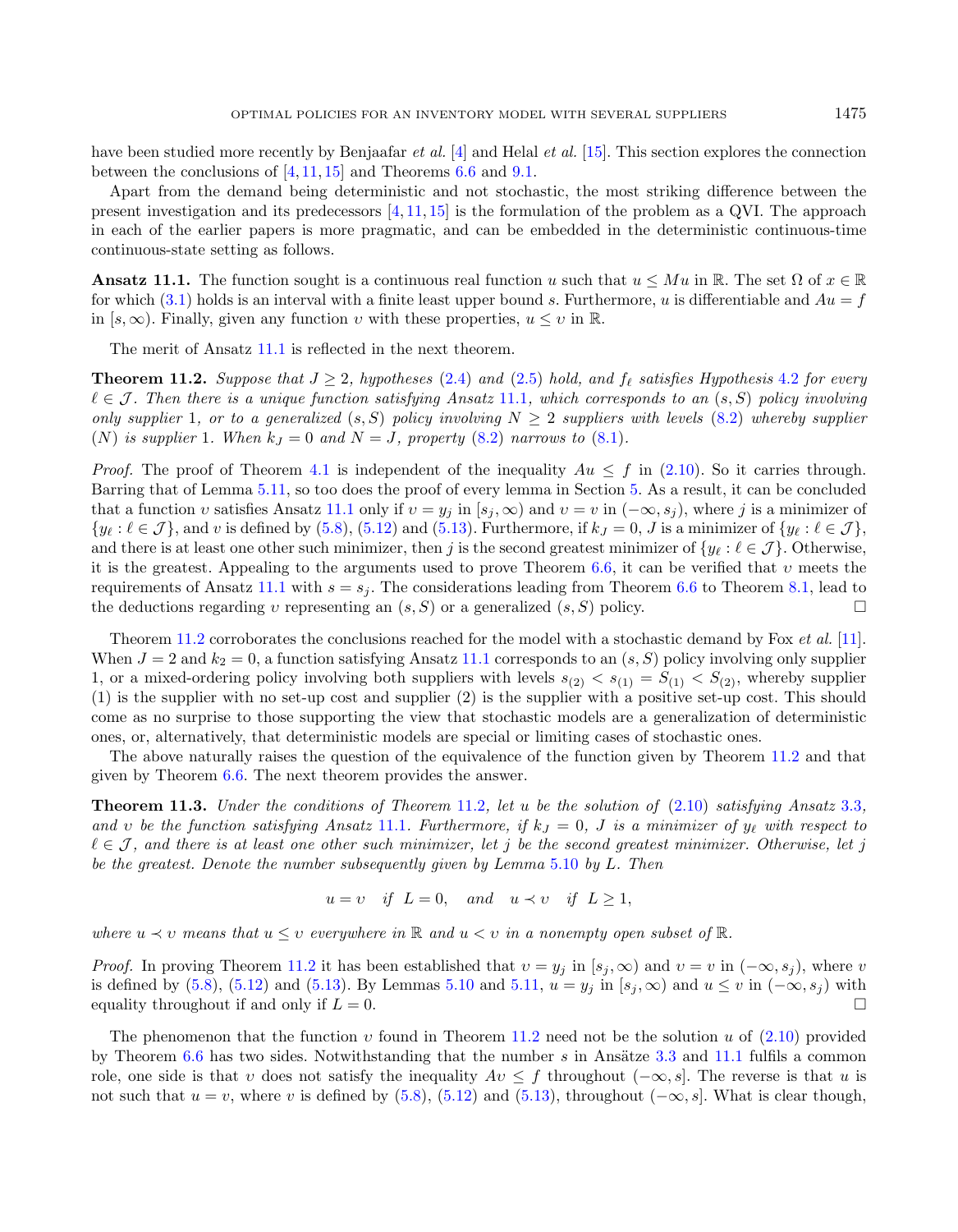have been studied more recently by Benjaafar *et al.* [4] and Helal *et al.* [15]. This section explores the connection between the conclusions of [4, 11, 15] and Theorems 6.6 and 9.1.

Apart from the demand being deterministic and not stochastic, the most striking difference between the present investigation and its predecessors [4, 11, 15] is the formulation of the problem as a QVI. The approach in each of the earlier papers is more pragmatic, and can be embedded in the deterministic continuous-time continuous-state setting as follows.

**Ansatz 11.1.** The function sought is a continuous real function $u$ such that $u \leq Mu$ in $\mathbb{R}$. The set $\Omega$ of $x \in \mathbb{R}$ for which (3.1) holds is an interval with a finite least upper bound $s$. Furthermore, $u$ is differentiable and $Au = f$ in $[s, \infty)$. Finally, given any function $v$ with these properties, $u \leq v$ in $\mathbb{R}$.

The merit of Ansatz 11.1 is reflected in the next theorem.

**Theorem 11.2.** *Suppose that $J \geq 2$, hypotheses (2.4) and (2.5) hold, and $f_\ell$ satisfies Hypothesis 4.2 for every $\ell \in \mathcal{J}$. Then there is a unique function satisfying Ansatz 11.1, which corresponds to an $(s, S)$ policy involving only supplier 1, or to a generalized $(s, S)$ policy involving $N \geq 2$ suppliers with levels (8.2) whereby supplier $(N)$ is supplier 1. When $k_J = 0$ and $N = J$, property (8.2) narrows to (8.1).*

*Proof.* The proof of Theorem 4.1 is independent of the inequality $Au \leq f$ in (2.10). So it carries through. Barring that of Lemma 5.11, so too does the proof of every lemma in Section 5. As a result, it can be concluded that a function $v$ satisfies Ansatz 11.1 only if $v = y_j$ in $[s_j, \infty)$ and $v = v$ in $(-\infty, s_j)$, where $j$ is a minimizer of $\{y_\ell : \ell \in \mathcal{J}\}$, and $v$ is defined by (5.8), (5.12) and (5.13). Furthermore, if $k_J = 0$, $J$ is a minimizer of $\{y_\ell : \ell \in \mathcal{J}\}$, and there is at least one other such minimizer, then $j$ is the second greatest minimizer of $\{y_\ell : \ell \in \mathcal{J}\}$. Otherwise, it is the greatest. Appealing to the arguments used to prove Theorem 6.6, it can be verified that $v$ meets the requirements of Ansatz 11.1 with $s = s_j$. The considerations leading from Theorem 6.6 to Theorem 8.1, lead to the deductions regarding $v$ representing an $(s, S)$ or a generalized $(s, S)$ policy. $\square$

Theorem 11.2 corroborates the conclusions reached for the model with a stochastic demand by Fox *et al.* [11]. When $J = 2$ and $k_2 = 0$, a function satisfying Ansatz 11.1 corresponds to an $(s, S)$ policy involving only supplier 1, or a mixed-ordering policy involving both suppliers with levels $s_{(2)} < s_{(1)} = S_{(1)} < S_{(2)}$, whereby supplier (1) is the supplier with no set-up cost and supplier (2) is the supplier with a positive set-up cost. This should come as no surprise to those supporting the view that stochastic models are a generalization of deterministic ones, or, alternatively, that deterministic models are special or limiting cases of stochastic ones.

The above naturally raises the question of the equivalence of the function given by Theorem 11.2 and that given by Theorem 6.6. The next theorem provides the answer.

**Theorem 11.3.** *Under the conditions of Theorem 11.2, let $u$ be the solution of (2.10) satisfying Ansatz 3.3, and $v$ be the function satisfying Ansatz 11.1. Furthermore, if $k_J = 0$, $J$ is a minimizer of $y_\ell$ with respect to $\ell \in \mathcal{J}$, and there is at least one other such minimizer, let $j$ be the second greatest minimizer. Otherwise, let $j$ be the greatest. Denote the number subsequently given by Lemma 5.10 by $L$. Then*

$$u = v \quad \text{if } \; L = 0, \quad \text{and} \quad u \prec v \quad \text{if } \; L \geq 1,$$

*where $u \prec v$ means that $u \leq v$ everywhere in $\mathbb{R}$ and $u < v$ in a nonempty open subset of $\mathbb{R}$.*

*Proof.* In proving Theorem 11.2 it has been established that $v = y_j$ in $[s_j, \infty)$ and $v = v$ in $(-\infty, s_j)$, where $v$ is defined by (5.8), (5.12) and (5.13). By Lemmas 5.10 and 5.11, $u = y_j$ in $[s_j, \infty)$ and $u \leq v$ in $(-\infty, s_j)$ with equality throughout if and only if $L = 0$. $\square$

The phenomenon that the function $v$ found in Theorem 11.2 need not be the solution $u$ of (2.10) provided by Theorem 6.6 has two sides. Notwithstanding that the number $s$ in Ansätze 3.3 and 11.1 fulfils a common role, one side is that $v$ does not satisfy the inequality $Av \leq f$ throughout $(-\infty, s]$. The reverse is that $u$ is not such that $u = v$, where $v$ is defined by (5.8), (5.12) and (5.13), throughout $(-\infty, s]$. What is clear though,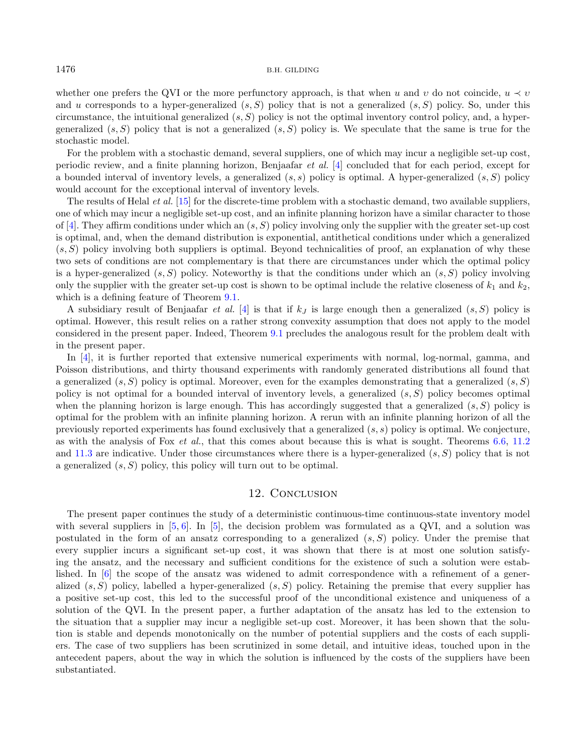whether one prefers the QVI or the more perfunctory approach, is that when $u$ and $v$ do not coincide, $u \prec v$ and $u$ corresponds to a hyper-generalized $(s, S)$ policy that is not a generalized $(s, S)$ policy. So, under this circumstance, the intuitional generalized $(s, S)$ policy is not the optimal inventory control policy, and, a hyper-generalized $(s, S)$ policy that is not a generalized $(s, S)$ policy is. We speculate that the same is true for the stochastic model.

For the problem with a stochastic demand, several suppliers, one of which may incur a negligible set-up cost, periodic review, and a finite planning horizon, Benjaafar *et al.* [4] concluded that for each period, except for a bounded interval of inventory levels, a generalized $(s, s)$ policy is optimal. A hyper-generalized $(s, S)$ policy would account for the exceptional interval of inventory levels.

The results of Helal *et al.* [15] for the discrete-time problem with a stochastic demand, two available suppliers, one of which may incur a negligible set-up cost, and an infinite planning horizon have a similar character to those of [4]. They affirm conditions under which an $(s, S)$ policy involving only the supplier with the greater set-up cost is optimal, and, when the demand distribution is exponential, antithetical conditions under which a generalized $(s, S)$ policy involving both suppliers is optimal. Beyond technicalities of proof, an explanation of why these two sets of conditions are not complementary is that there are circumstances under which the optimal policy is a hyper-generalized $(s, S)$ policy. Noteworthy is that the conditions under which an $(s, S)$ policy involving only the supplier with the greater set-up cost is shown to be optimal include the relative closeness of $k_1$ and $k_2$, which is a defining feature of Theorem 9.1.

A subsidiary result of Benjaafar *et al.* [4] is that if $k_J$ is large enough then a generalized $(s, S)$ policy is optimal. However, this result relies on a rather strong convexity assumption that does not apply to the model considered in the present paper. Indeed, Theorem 9.1 precludes the analogous result for the problem dealt with in the present paper.

In [4], it is further reported that extensive numerical experiments with normal, log-normal, gamma, and Poisson distributions, and thirty thousand experiments with randomly generated distributions all found that a generalized $(s, S)$ policy is optimal. Moreover, even for the examples demonstrating that a generalized $(s, S)$ policy is not optimal for a bounded interval of inventory levels, a generalized $(s, S)$ policy becomes optimal when the planning horizon is large enough. This has accordingly suggested that a generalized $(s, S)$ policy is optimal for the problem with an infinite planning horizon. A rerun with an infinite planning horizon of all the previously reported experiments has found exclusively that a generalized $(s, s)$ policy is optimal. We conjecture, as with the analysis of Fox *et al.*, that this comes about because this is what is sought. Theorems 6.6, 11.2 and 11.3 are indicative. Under those circumstances where there is a hyper-generalized $(s, S)$ policy that is not a generalized $(s, S)$ policy, this policy will turn out to be optimal.

## 12. Conclusion

The present paper continues the study of a deterministic continuous-time continuous-state inventory model with several suppliers in [5, 6]. In [5], the decision problem was formulated as a QVI, and a solution was postulated in the form of an ansatz corresponding to a generalized $(s, S)$ policy. Under the premise that every supplier incurs a significant set-up cost, it was shown that there is at most one solution satisfying the ansatz, and the necessary and sufficient conditions for the existence of such a solution were established. In [6] the scope of the ansatz was widened to admit correspondence with a refinement of a generalized $(s, S)$ policy, labelled a hyper-generalized $(s, S)$ policy. Retaining the premise that every supplier has a positive set-up cost, this led to the successful proof of the unconditional existence and uniqueness of a solution of the QVI. In the present paper, a further adaptation of the ansatz has led to the extension to the situation that a supplier may incur a negligible set-up cost. Moreover, it has been shown that the solution is stable and depends monotonically on the number of potential suppliers and the costs of each supplier. The case of two suppliers has been scrutinized in some detail, and intuitive ideas, touched upon in the antecedent papers, about the way in which the solution is influenced by the costs of the suppliers have been substantiated.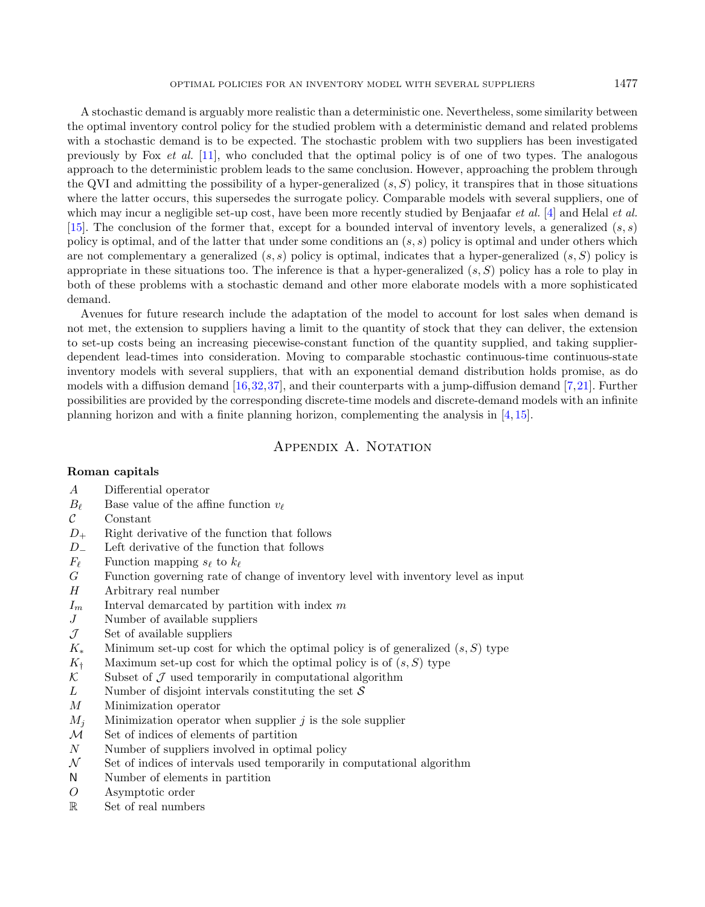A stochastic demand is arguably more realistic than a deterministic one. Nevertheless, some similarity between the optimal inventory control policy for the studied problem with a deterministic demand and related problems with a stochastic demand is to be expected. The stochastic problem with two suppliers has been investigated previously by Fox *et al.* [11], who concluded that the optimal policy is of one of two types. The analogous approach to the deterministic problem leads to the same conclusion. However, approaching the problem through the QVI and admitting the possibility of a hyper-generalized $(s, S)$ policy, it transpires that in those situations where the latter occurs, this supersedes the surrogate policy. Comparable models with several suppliers, one of which may incur a negligible set-up cost, have been more recently studied by Benjaafar *et al.* [4] and Helal *et al.* [15]. The conclusion of the former that, except for a bounded interval of inventory levels, a generalized $(s, s)$ policy is optimal, and of the latter that under some conditions an $(s, s)$ policy is optimal and under others which are not complementary a generalized $(s, s)$ policy is optimal, indicates that a hyper-generalized $(s, S)$ policy is appropriate in these situations too. The inference is that a hyper-generalized $(s, S)$ policy has a role to play in both of these problems with a stochastic demand and other more elaborate models with a more sophisticated demand.

Avenues for future research include the adaptation of the model to account for lost sales when demand is not met, the extension to suppliers having a limit to the quantity of stock that they can deliver, the extension to set-up costs being an increasing piecewise-constant function of the quantity supplied, and taking supplier-dependent lead-times into consideration. Moving to comparable stochastic continuous-time continuous-state inventory models with several suppliers, that with an exponential demand distribution holds promise, as do models with a diffusion demand [16,32,37], and their counterparts with a jump-diffusion demand [7,21]. Further possibilities are provided by the corresponding discrete-time models and discrete-demand models with an infinite planning horizon and with a finite planning horizon, complementing the analysis in [4,15].

## Appendix A. Notation

**Roman capitals**

| | |
|---|---|
| $A$ | Differential operator |
| $B_\ell$ | Base value of the affine function $v_\ell$ |
| $\mathcal{C}$ | Constant |
| $D_+$ | Right derivative of the function that follows |
| $D_-$ | Left derivative of the function that follows |
| $F_\ell$ | Function mapping $s_\ell$ to $k_\ell$ |
| $G$ | Function governing rate of change of inventory level with inventory level as input |
| $H$ | Arbitrary real number |
| $I_m$ | Interval demarcated by partition with index $m$ |
| $J$ | Number of available suppliers |
| $\mathcal{J}$ | Set of available suppliers |
| $K_*$ | Minimum set-up cost for which the optimal policy is of generalized $(s, S)$ type |
| $K_\dagger$ | Maximum set-up cost for which the optimal policy is of $(s, S)$ type |
| $\mathcal{K}$ | Subset of $\mathcal{J}$ used temporarily in computational algorithm |
| $L$ | Number of disjoint intervals constituting the set $\mathcal{S}$ |
| $M$ | Minimization operator |
| $M_j$ | Minimization operator when supplier $j$ is the sole supplier |
| $\mathcal{M}$ | Set of indices of elements of partition |
| $N$ | Number of suppliers involved in optimal policy |
| $\mathcal{N}$ | Set of indices of intervals used temporarily in computational algorithm |
| $\mathsf{N}$ | Number of elements in partition |
| $O$ | Asymptotic order |
| $\mathbb{R}$ | Set of real numbers |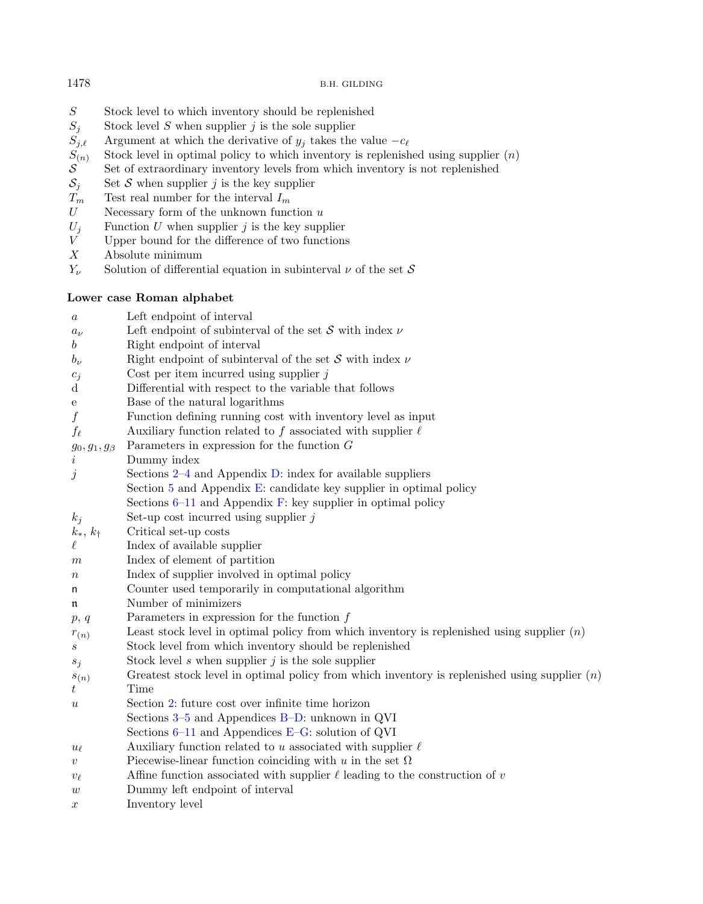| | |
|---|---|
| $S$ | Stock level to which inventory should be replenished |
| $S_j$ | Stock level $S$ when supplier $j$ is the sole supplier |
| $S_{j,\ell}$ | Argument at which the derivative of $y_j$ takes the value $-c_\ell$ |
| $S_{(n)}$ | Stock level in optimal policy to which inventory is replenished using supplier $(n)$ |
| $\mathcal{S}$ | Set of extraordinary inventory levels from which inventory is not replenished |
| $\mathcal{S}_j$ | Set $\mathcal{S}$ when supplier $j$ is the key supplier |
| $T_m$ | Test real number for the interval $I_m$ |
| $U$ | Necessary form of the unknown function $u$ |
| $U_j$ | Function $U$ when supplier $j$ is the key supplier |
| $V$ | Upper bound for the difference of two functions |
| $X$ | Absolute minimum |
| $Y_\nu$ | Solution of differential equation in subinterval $\nu$ of the set $\mathcal{S}$ |

**Lower case Roman alphabet**

| | |
|---|---|
| $a$ | Left endpoint of interval |
| $a_\nu$ | Left endpoint of subinterval of the set $\mathcal{S}$ with index $\nu$ |
| $b$ | Right endpoint of interval |
| $b_\nu$ | Right endpoint of subinterval of the set $\mathcal{S}$ with index $\nu$ |
| $c_j$ | Cost per item incurred using supplier $j$ |
| $\mathrm{d}$ | Differential with respect to the variable that follows |
| $\mathrm{e}$ | Base of the natural logarithms |
| $f$ | Function defining running cost with inventory level as input |
| $f_\ell$ | Auxiliary function related to $f$ associated with supplier $\ell$ |
| $g_0, g_1, g_\beta$ | Parameters in expression for the function $G$ |
| $i$ | Dummy index |
| $j$ | Sections 2–4 and Appendix D: index for available suppliers<br>Section 5 and Appendix E: candidate key supplier in optimal policy<br>Sections 6–11 and Appendix F: key supplier in optimal policy |
| $k_j$ | Set-up cost incurred using supplier $j$ |
| $k_*$, $k_\dagger$ | Critical set-up costs |
| $\ell$ | Index of available supplier |
| $m$ | Index of element of partition |
| $n$ | Index of supplier involved in optimal policy |
| $\mathsf{n}$ | Counter used temporarily in computational algorithm |
| $\mathfrak{n}$ | Number of minimizers |
| $p$, $q$ | Parameters in expression for the function $f$ |
| $r_{(n)}$ | Least stock level in optimal policy from which inventory is replenished using supplier $(n)$ |
| $s$ | Stock level from which inventory should be replenished |
| $s_j$ | Stock level $s$ when supplier $j$ is the sole supplier |
| $s_{(n)}$ | Greatest stock level in optimal policy from which inventory is replenished using supplier $(n)$ |
| $t$ | Time |
| $u$ | Section 2: future cost over infinite time horizon<br>Sections 3–5 and Appendices B–D: unknown in QVI<br>Sections 6–11 and Appendices E–G: solution of QVI |
| $u_\ell$ | Auxiliary function related to $u$ associated with supplier $\ell$ |
| $v$ | Piecewise-linear function coinciding with $u$ in the set $\Omega$ |
| $v_\ell$ | Affine function associated with supplier $\ell$ leading to the construction of $v$ |
| $w$ | Dummy left endpoint of interval |
| $x$ | Inventory level |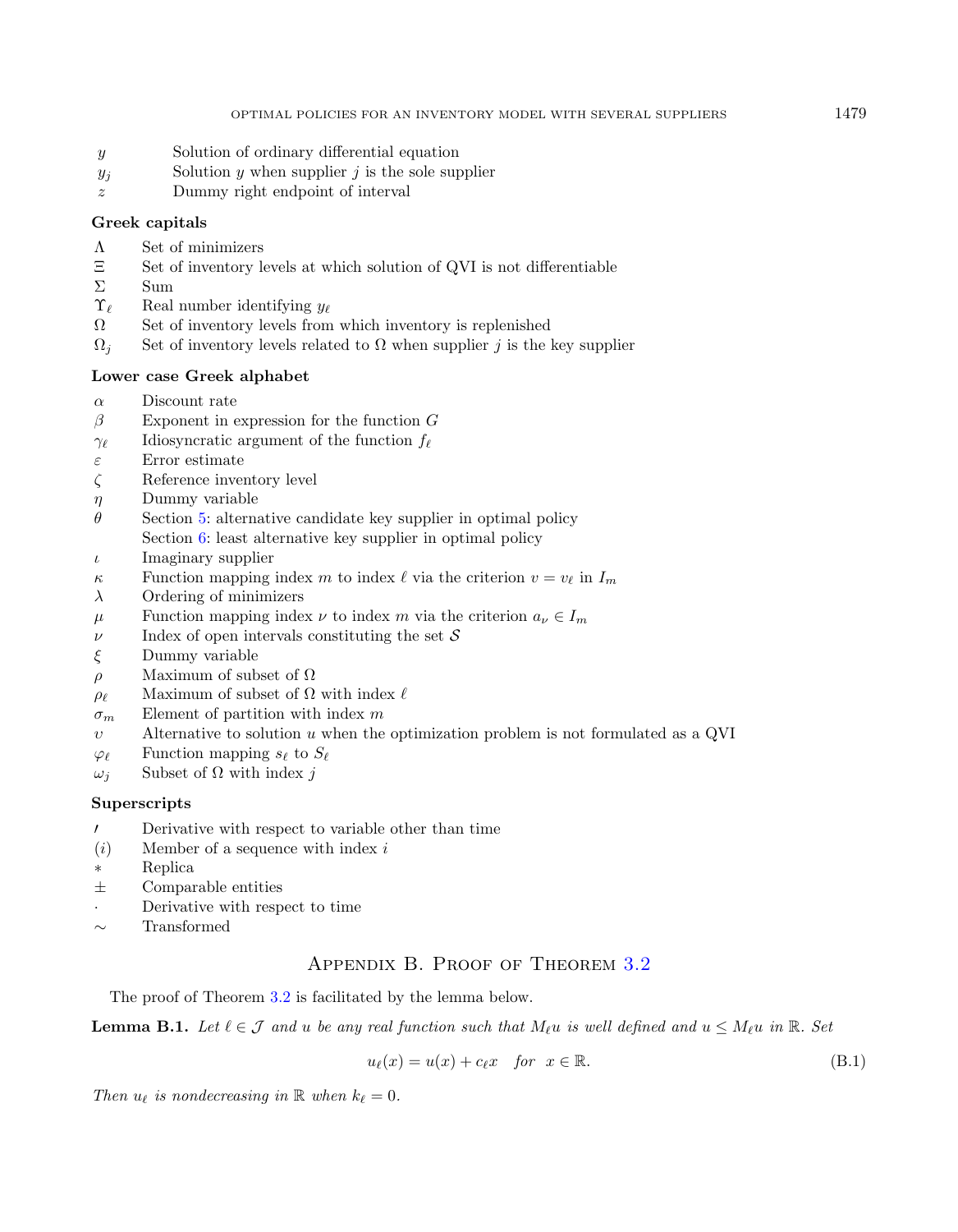| | |
|---|---|
| $y$ | Solution of ordinary differential equation |
| $y_j$ | Solution $y$ when supplier $j$ is the sole supplier |
| $z$ | Dummy right endpoint of interval |

**Greek capitals**

| | |
|---|---|
| $\Lambda$ | Set of minimizers |
| $\Xi$ | Set of inventory levels at which solution of QVI is not differentiable |
| $\Sigma$ | Sum |
| $\Upsilon_\ell$ | Real number identifying $y_\ell$ |
| $\Omega$ | Set of inventory levels from which inventory is replenished |
| $\Omega_j$ | Set of inventory levels related to $\Omega$ when supplier $j$ is the key supplier |

**Lower case Greek alphabet**

| | |
|---|---|
| $\alpha$ | Discount rate |
| $\beta$ | Exponent in expression for the function $G$ |
| $\gamma_\ell$ | Idiosyncratic argument of the function $f_\ell$ |
| $\varepsilon$ | Error estimate |
| $\zeta$ | Reference inventory level |
| $\eta$ | Dummy variable |
| $\theta$ | Section 5: alternative candidate key supplier in optimal policy<br>Section 6: least alternative key supplier in optimal policy |
| $\iota$ | Imaginary supplier |
| $\kappa$ | Function mapping index $m$ to index $\ell$ via the criterion $\upsilon = \upsilon_\ell$ in $I_m$ |
| $\lambda$ | Ordering of minimizers |
| $\mu$ | Function mapping index $\nu$ to index $m$ via the criterion $a_\nu \in I_m$ |
| $\nu$ | Index of open intervals constituting the set $\mathcal{S}$ |
| $\xi$ | Dummy variable |
| $\rho$ | Maximum of subset of $\Omega$ |
| $\rho_\ell$ | Maximum of subset of $\Omega$ with index $\ell$ |
| $\sigma_m$ | Element of partition with index $m$ |
| $\upsilon$ | Alternative to solution $u$ when the optimization problem is not formulated as a QVI |
| $\varphi_\ell$ | Function mapping $s_\ell$ to $S_\ell$ |
| $\omega_j$ | Subset of $\Omega$ with index $j$ |

**Superscripts**

| | |
|---|---|
| $\prime$ | Derivative with respect to variable other than time |
| $(i)$ | Member of a sequence with index $i$ |
| $*$ | Replica |
| $\pm$ | Comparable entities |
| $\cdot$ | Derivative with respect to time |
| $\sim$ | Transformed |

## Appendix B. Proof of Theorem 3.2

The proof of Theorem 3.2 is facilitated by the lemma below.

**Lemma B.1.** *Let $\ell \in \mathcal{J}$ and $u$ be any real function such that $M_\ell u$ is well defined and $u \le M_\ell u$ in $\mathbb{R}$. Set*

$$u_\ell(x) = u(x) + c_\ell x \quad \text{for} \quad x \in \mathbb{R}. \tag{B.1}$$

*Then $u_\ell$ is nondecreasing in $\mathbb{R}$ when $k_\ell = 0$.*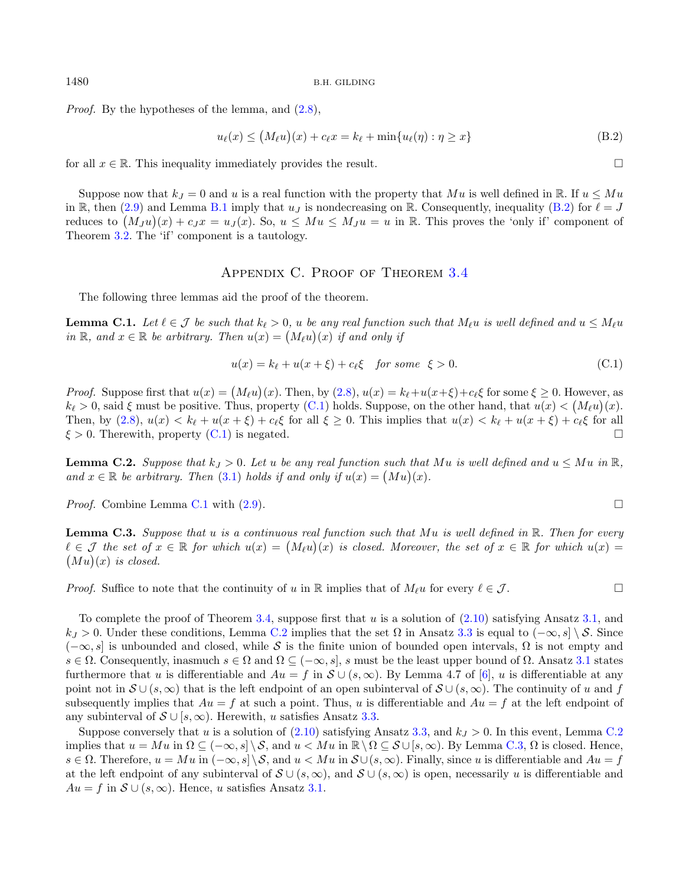*Proof.* By the hypotheses of the lemma, and (2.8),

$$u_\ell(x) \le \big(M_\ell u\big)(x) + c_\ell x = k_\ell + \min\{u_\ell(\eta) : \eta \ge x\} \tag{B.2}$$

for all $x \in \mathbb{R}$. This inequality immediately provides the result. $\square$

Suppose now that $k_J = 0$ and $u$ is a real function with the property that $Mu$ is well defined in $\mathbb{R}$. If $u \le Mu$ in $\mathbb{R}$, then (2.9) and Lemma B.1 imply that $u_J$ is nondecreasing on $\mathbb{R}$. Consequently, inequality (B.2) for $\ell = J$ reduces to $\big(M_J u\big)(x) + c_J x = u_J(x)$. So, $u \le Mu \le M_J u = u$ in $\mathbb{R}$. This proves the 'only if' component of Theorem 3.2. The 'if' component is a tautology.

## Appendix C. Proof of Theorem 3.4

The following three lemmas aid the proof of the theorem.

**Lemma C.1.** *Let $\ell \in \mathcal{J}$ be such that $k_\ell > 0$, $u$ be any real function such that $M_\ell u$ is well defined and $u \le M_\ell u$ in $\mathbb{R}$, and $x \in \mathbb{R}$ be arbitrary. Then $u(x) = \big(M_\ell u\big)(x)$ if and only if*

$$u(x) = k_\ell + u(x+\xi) + c_\ell \xi \quad \textit{for some} \;\; \xi > 0. \tag{C.1}$$

*Proof.* Suppose first that $u(x) = \big(M_\ell u\big)(x)$. Then, by (2.8), $u(x) = k_\ell + u(x+\xi) + c_\ell \xi$ for some $\xi \ge 0$. However, as $k_\ell > 0$, said $\xi$ must be positive. Thus, property (C.1) holds. Suppose, on the other hand, that $u(x) < \big(M_\ell u\big)(x)$. Then, by (2.8), $u(x) < k_\ell + u(x+\xi) + c_\ell \xi$ for all $\xi \ge 0$. This implies that $u(x) < k_\ell + u(x+\xi) + c_\ell \xi$ for all $\xi > 0$. Therewith, property (C.1) is negated. $\square$

**Lemma C.2.** *Suppose that $k_J > 0$. Let $u$ be any real function such that $Mu$ is well defined and $u \le Mu$ in $\mathbb{R}$, and $x \in \mathbb{R}$ be arbitrary. Then (3.1) holds if and only if $u(x) = \big(Mu\big)(x)$.*

*Proof.* Combine Lemma C.1 with (2.9). $\square$

**Lemma C.3.** *Suppose that $u$ is a continuous real function such that $Mu$ is well defined in $\mathbb{R}$. Then for every $\ell \in \mathcal{J}$ the set of $x \in \mathbb{R}$ for which $u(x) = \big(M_\ell u\big)(x)$ is closed. Moreover, the set of $x \in \mathbb{R}$ for which $u(x) = \big(Mu\big)(x)$ is closed.*

*Proof.* Suffice to note that the continuity of $u$ in $\mathbb{R}$ implies that of $M_\ell u$ for every $\ell \in \mathcal{J}$. $\square$

To complete the proof of Theorem 3.4, suppose first that $u$ is a solution of (2.10) satisfying Ansatz 3.1, and $k_J > 0$. Under these conditions, Lemma C.2 implies that the set $\Omega$ in Ansatz 3.3 is equal to $(-\infty, s] \setminus \mathcal{S}$. Since $(-\infty, s]$ is unbounded and closed, while $\mathcal{S}$ is the finite union of bounded open intervals, $\Omega$ is not empty and $s \in \Omega$. Consequently, inasmuch $s \in \Omega$ and $\Omega \subseteq (-\infty, s]$, $s$ must be the least upper bound of $\Omega$. Ansatz 3.1 states furthermore that $u$ is differentiable and $Au = f$ in $\mathcal{S} \cup (s, \infty)$. By Lemma 4.7 of [6], $u$ is differentiable at any point not in $\mathcal{S} \cup (s, \infty)$ that is the left endpoint of an open subinterval of $\mathcal{S} \cup (s, \infty)$. The continuity of $u$ and $f$ subsequently implies that $Au = f$ at such a point. Thus, $u$ is differentiable and $Au = f$ at the left endpoint of any subinterval of $\mathcal{S} \cup [s, \infty)$. Herewith, $u$ satisfies Ansatz 3.3.

Suppose conversely that $u$ is a solution of (2.10) satisfying Ansatz 3.3, and $k_J > 0$. In this event, Lemma C.2 implies that $u = Mu$ in $\Omega \subseteq (-\infty, s] \setminus \mathcal{S}$, and $u < Mu$ in $\mathbb{R} \setminus \Omega \subseteq \mathcal{S} \cup [s, \infty)$. By Lemma C.3, $\Omega$ is closed. Hence, $s \in \Omega$. Therefore, $u = Mu$ in $(-\infty, s] \setminus \mathcal{S}$, and $u < Mu$ in $\mathcal{S} \cup (s, \infty)$. Finally, since $u$ is differentiable and $Au = f$ at the left endpoint of any subinterval of $\mathcal{S} \cup (s, \infty)$, and $\mathcal{S} \cup (s, \infty)$ is open, necessarily $u$ is differentiable and $Au = f$ in $\mathcal{S} \cup (s, \infty)$. Hence, $u$ satisfies Ansatz 3.1.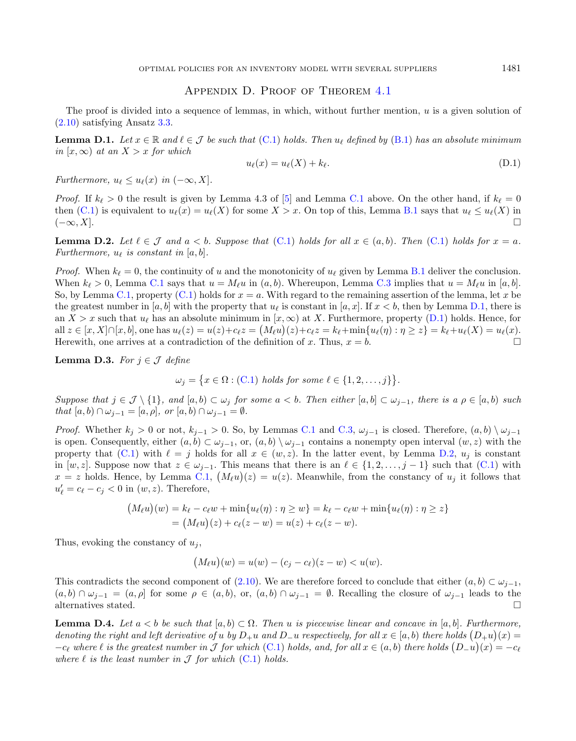## Appendix D. Proof of Theorem 4.1

The proof is divided into a sequence of lemmas, in which, without further mention, $u$ is a given solution of (2.10) satisfying Ansatz 3.3.

**Lemma D.1.** *Let $x \in \mathbb{R}$ and $\ell \in \mathcal{J}$ be such that (C.1) holds. Then $u_\ell$ defined by (B.1) has an absolute minimum in $[x, \infty)$ at an $X > x$ for which*

$$u_\ell(x) = u_\ell(X) + k_\ell. \tag{D.1}$$

*Furthermore, $u_\ell \leq u_\ell(x)$ in $(-\infty, X]$.*

*Proof.* If $k_\ell > 0$ the result is given by Lemma 4.3 of [5] and Lemma C.1 above. On the other hand, if $k_\ell = 0$ then (C.1) is equivalent to $u_\ell(x) = u_\ell(X)$ for some $X > x$. On top of this, Lemma B.1 says that $u_\ell \leq u_\ell(X)$ in $(-\infty, X]$. $\square$

**Lemma D.2.** *Let $\ell \in \mathcal{J}$ and $a < b$. Suppose that (C.1) holds for all $x \in (a, b)$. Then (C.1) holds for $x = a$. Furthermore, $u_\ell$ is constant in $[a, b]$.*

*Proof.* When $k_\ell = 0$, the continuity of $u$ and the monotonicity of $u_\ell$ given by Lemma B.1 deliver the conclusion. When $k_\ell > 0$, Lemma C.1 says that $u = M_\ell u$ in $(a, b)$. Whereupon, Lemma C.3 implies that $u = M_\ell u$ in $[a, b]$. So, by Lemma C.1, property (C.1) holds for $x = a$. With regard to the remaining assertion of the lemma, let $x$ be the greatest number in $[a, b]$ with the property that $u_\ell$ is constant in $[a, x]$. If $x < b$, then by Lemma D.1, there is an $X > x$ such that $u_\ell$ has an absolute minimum in $[x, \infty)$ at $X$. Furthermore, property (D.1) holds. Hence, for all $z \in [x, X] \cap [a, b]$, one has $u_\ell(z) = u(z) + c_\ell z = \big(M_\ell u\big)(z) + c_\ell z = k_\ell + \min\{u_\ell(\eta) : \eta \geq z\} = k_\ell + u_\ell(X) = u_\ell(x)$. Herewith, one arrives at a contradiction of the definition of $x$. Thus, $x = b$. $\square$

**Lemma D.3.** *For $j \in \mathcal{J}$ define*

$$\omega_j = \big\{x \in \Omega : \text{(C.1) holds for some } \ell \in \{1, 2, \ldots, j\}\big\}.$$

*Suppose that $j \in \mathcal{J} \setminus \{1\}$, and $[a, b) \subset \omega_j$ for some $a < b$. Then either $[a, b] \subset \omega_{j-1}$, there is a $\rho \in [a, b)$ such that $[a, b) \cap \omega_{j-1} = [a, \rho]$, or $[a, b) \cap \omega_{j-1} = \emptyset$.*

*Proof.* Whether $k_j > 0$ or not, $k_{j-1} > 0$. So, by Lemmas C.1 and C.3, $\omega_{j-1}$ is closed. Therefore, $(a, b) \setminus \omega_{j-1}$ is open. Consequently, either $(a, b) \subset \omega_{j-1}$, or, $(a, b) \setminus \omega_{j-1}$ contains a nonempty open interval $(w, z)$ with the property that (C.1) with $\ell = j$ holds for all $x \in (w, z)$. In the latter event, by Lemma D.2, $u_j$ is constant in $[w, z]$. Suppose now that $z \in \omega_{j-1}$. This means that there is an $\ell \in \{1, 2, \ldots, j-1\}$ such that (C.1) with $x = z$ holds. Hence, by Lemma C.1, $\big(M_\ell u\big)(z) = u(z)$. Meanwhile, from the constancy of $u_j$ it follows that $u_\ell' = c_\ell - c_j < 0$ in $(w, z)$. Therefore,

$$\begin{aligned}
\big(M_\ell u\big)(w) &= k_\ell - c_\ell w + \min\{u_\ell(\eta) : \eta \geq w\} = k_\ell - c_\ell w + \min\{u_\ell(\eta) : \eta \geq z\} \\
&= \big(M_\ell u\big)(z) + c_\ell(z - w) = u(z) + c_\ell(z - w).
\end{aligned}$$

Thus, evoking the constancy of $u_j$,

$$\big(M_\ell u\big)(w) = u(w) - (c_j - c_\ell)(z - w) < u(w).$$

This contradicts the second component of (2.10). We are therefore forced to conclude that either $(a, b) \subset \omega_{j-1}$, $(a, b) \cap \omega_{j-1} = (a, \rho]$ for some $\rho \in (a, b)$, or, $(a, b) \cap \omega_{j-1} = \emptyset$. Recalling the closure of $\omega_{j-1}$ leads to the alternatives stated. $\square$

**Lemma D.4.** *Let $a < b$ be such that $[a, b) \subset \Omega$. Then $u$ is piecewise linear and concave in $[a, b]$. Furthermore, denoting the right and left derivative of $u$ by $D_+ u$ and $D_- u$ respectively, for all $x \in [a, b)$ there holds $\big(D_+ u\big)(x) = -c_\ell$ where $\ell$ is the greatest number in $\mathcal{J}$ for which (C.1) holds, and, for all $x \in (a, b)$ there holds $\big(D_- u\big)(x) = -c_\ell$ where $\ell$ is the least number in $\mathcal{J}$ for which (C.1) holds.*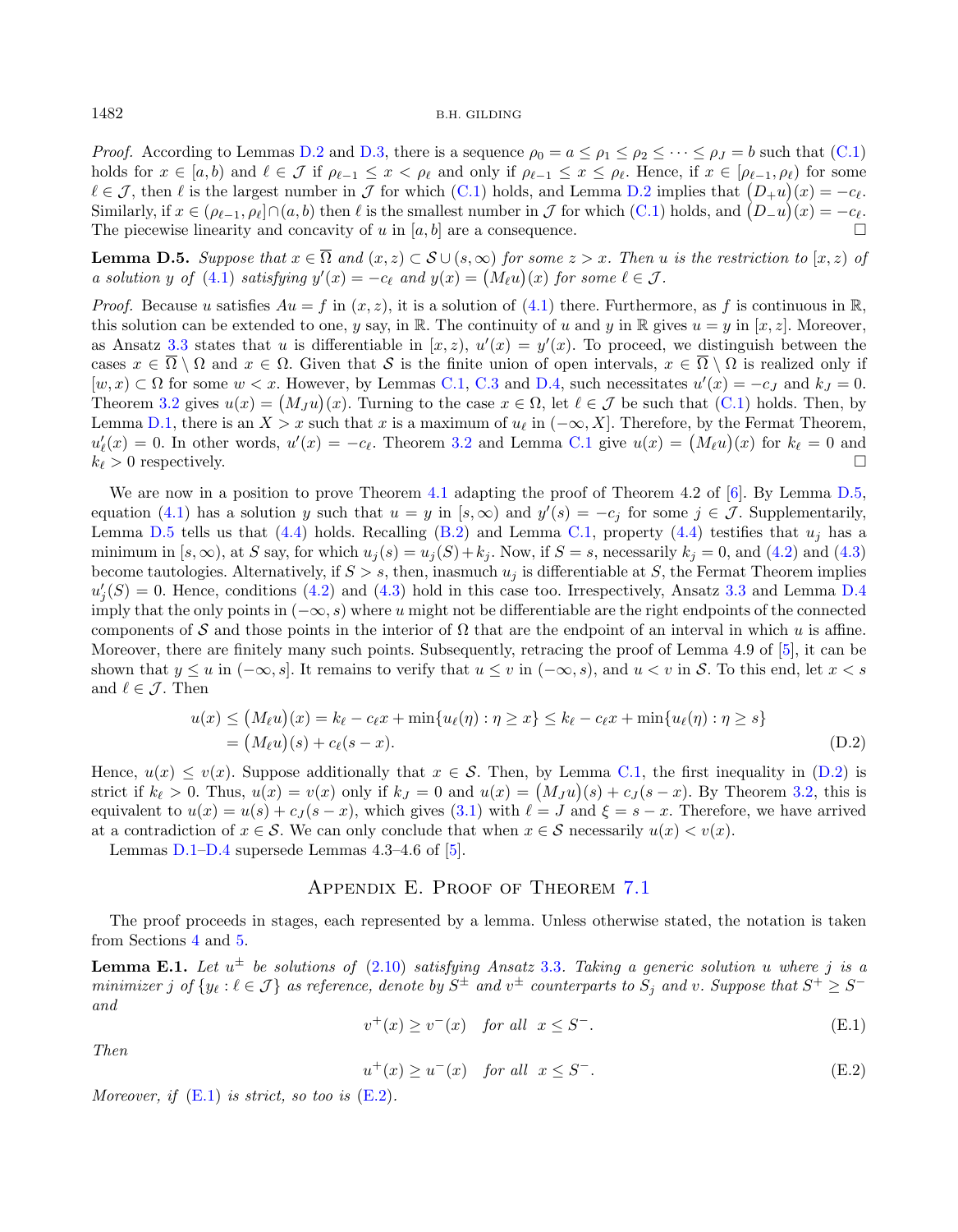*Proof.* According to Lemmas D.2 and D.3, there is a sequence $\rho_0 = a \le \rho_1 \le \rho_2 \le \dots \le \rho_J = b$ such that (C.1) holds for $x \in [a, b)$ and $\ell \in \mathcal{J}$ if $\rho_{\ell-1} \le x < \rho_\ell$ and only if $\rho_{\ell-1} \le x \le \rho_\ell$. Hence, if $x \in [\rho_{\ell-1}, \rho_\ell)$ for some $\ell \in \mathcal{J}$, then $\ell$ is the largest number in $\mathcal{J}$ for which (C.1) holds, and Lemma D.2 implies that $(D_+u)(x) = -c_\ell$. Similarly, if $x \in (\rho_{\ell-1}, \rho_\ell] \cap (a, b)$ then $\ell$ is the smallest number in $\mathcal{J}$ for which (C.1) holds, and $(D_-u)(x) = -c_\ell$. The piecewise linearity and concavity of $u$ in $[a, b]$ are a consequence. □

**Lemma D.5.** *Suppose that $x \in \overline{\Omega}$ and $(x, z) \subset \mathcal{S} \cup (s, \infty)$ for some $z > x$. Then $u$ is the restriction to $[x, z)$ of a solution $y$ of (4.1) satisfying $y'(x) = -c_\ell$ and $y(x) = (M_\ell u)(x)$ for some $\ell \in \mathcal{J}$.*

*Proof.* Because $u$ satisfies $Au = f$ in $(x, z)$, it is a solution of (4.1) there. Furthermore, as $f$ is continuous in $\mathbb{R}$, this solution can be extended to one, $y$ say, in $\mathbb{R}$. The continuity of $u$ and $y$ in $\mathbb{R}$ gives $u = y$ in $[x, z]$. Moreover, as Ansatz 3.3 states that $u$ is differentiable in $[x, z)$, $u'(x) = y'(x)$. To proceed, we distinguish between the cases $x \in \overline{\Omega} \setminus \Omega$ and $x \in \Omega$. Given that $\mathcal{S}$ is the finite union of open intervals, $x \in \overline{\Omega} \setminus \Omega$ is realized only if $[w, x) \subset \Omega$ for some $w < x$. However, by Lemmas C.1, C.3 and D.4, such necessitates $u'(x) = -c_J$ and $k_J = 0$. Theorem 3.2 gives $u(x) = (M_J u)(x)$. Turning to the case $x \in \Omega$, let $\ell \in \mathcal{J}$ be such that (C.1) holds. Then, by Lemma D.1, there is an $X > x$ such that $x$ is a maximum of $u_\ell$ in $(-\infty, X]$. Therefore, by the Fermat Theorem, $u'_\ell(x) = 0$. In other words, $u'(x) = -c_\ell$. Theorem 3.2 and Lemma C.1 give $u(x) = (M_\ell u)(x)$ for $k_\ell = 0$ and $k_\ell > 0$ respectively. □

We are now in a position to prove Theorem 4.1 adapting the proof of Theorem 4.2 of [6]. By Lemma D.5, equation (4.1) has a solution $y$ such that $u = y$ in $[s, \infty)$ and $y'(s) = -c_j$ for some $j \in \mathcal{J}$. Supplementarily, Lemma D.5 tells us that (4.4) holds. Recalling (B.2) and Lemma C.1, property (4.4) testifies that $u_j$ has a minimum in $[s, \infty)$, at $S$ say, for which $u_j(s) = u_j(S) + k_j$. Now, if $S = s$, necessarily $k_j = 0$, and (4.2) and (4.3) become tautologies. Alternatively, if $S > s$, then, inasmuch $u_j$ is differentiable at $S$, the Fermat Theorem implies $u'_j(S) = 0$. Hence, conditions (4.2) and (4.3) hold in this case too. Irrespectively, Ansatz 3.3 and Lemma D.4 imply that the only points in $(-\infty, s)$ where $u$ might not be differentiable are the right endpoints of the connected components of $\mathcal{S}$ and those points in the interior of $\Omega$ that are the endpoint of an interval in which $u$ is affine. Moreover, there are finitely many such points. Subsequently, retracing the proof of Lemma 4.9 of [5], it can be shown that $y \le u$ in $(-\infty, s]$. It remains to verify that $u \le v$ in $(-\infty, s)$, and $u < v$ in $\mathcal{S}$. To this end, let $x < s$ and $\ell \in \mathcal{J}$. Then

$$
\begin{aligned}
u(x) \le (M_\ell u)(x) &= k_\ell - c_\ell x + \min\{u_\ell(\eta) : \eta \ge x\} \le k_\ell - c_\ell x + \min\{u_\ell(\eta) : \eta \ge s\} \\
&= (M_\ell u)(s) + c_\ell(s - x).
\end{aligned}
\tag{D.2}
$$

Hence, $u(x) \le v(x)$. Suppose additionally that $x \in \mathcal{S}$. Then, by Lemma C.1, the first inequality in (D.2) is strict if $k_\ell > 0$. Thus, $u(x) = v(x)$ only if $k_J = 0$ and $u(x) = (M_J u)(s) + c_J(s - x)$. By Theorem 3.2, this is equivalent to $u(x) = u(s) + c_J(s - x)$, which gives (3.1) with $\ell = J$ and $\xi = s - x$. Therefore, we have arrived at a contradiction of $x \in \mathcal{S}$. We can only conclude that when $x \in \mathcal{S}$ necessarily $u(x) < v(x)$.

Lemmas D.1–D.4 supersede Lemmas 4.3–4.6 of [5].

## Appendix E. Proof of Theorem 7.1

The proof proceeds in stages, each represented by a lemma. Unless otherwise stated, the notation is taken from Sections 4 and 5.

**Lemma E.1.** *Let $u^\pm$ be solutions of (2.10) satisfying Ansatz 3.3. Taking a generic solution $u$ where $j$ is a minimizer $j$ of $\{y_\ell : \ell \in \mathcal{J}\}$ as reference, denote by $S^\pm$ and $v^\pm$ counterparts to $S_j$ and $v$. Suppose that $S^+ \ge S^-$ and*

$$
v^+(x) \ge v^-(x) \quad \text{for all } \ x \le S^-. \tag{E.1}
$$

*Then*

$$
u^+(x) \ge u^-(x) \quad \text{for all } \ x \le S^-. \tag{E.2}
$$

*Moreover, if (E.1) is strict, so too is (E.2).*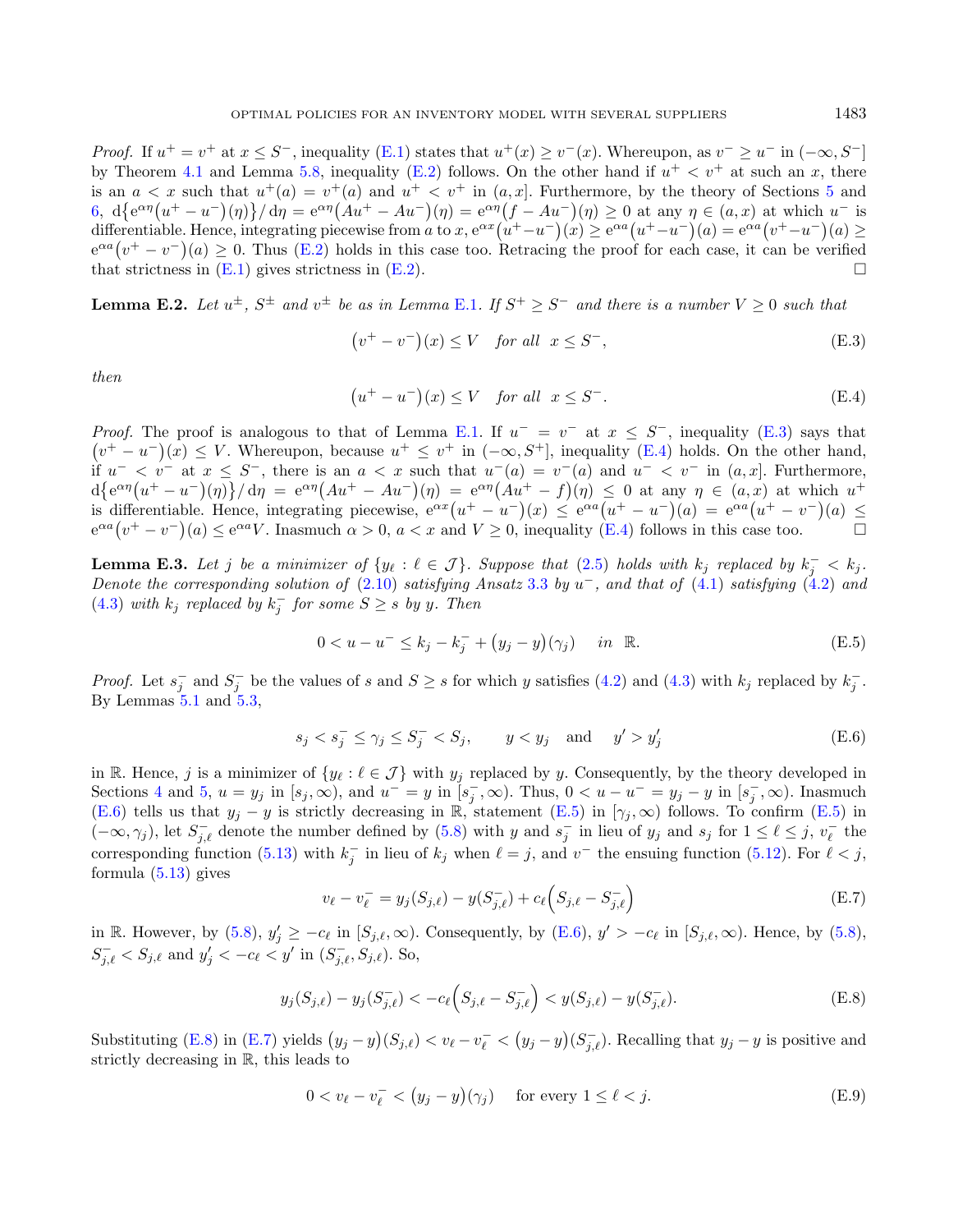*Proof.* If $u^+ = v^+$ at $x \le S^-$, inequality (E.1) states that $u^+(x) \ge v^-(x)$. Whereupon, as $v^- \ge u^-$ in $(-\infty, S^-]$ by Theorem 4.1 and Lemma 5.8, inequality (E.2) follows. On the other hand if $u^+ < v^+$ at such an $x$, there is an $a < x$ such that $u^+(a) = v^+(a)$ and $u^+ < v^+$ in $(a, x]$. Furthermore, by the theory of Sections 5 and 6, $\mathrm{d}\{\mathrm{e}^{\alpha\eta}(u^+ - u^-)(\eta)\}/\,\mathrm{d}\eta = \mathrm{e}^{\alpha\eta}(Au^+ - Au^-)(\eta) = \mathrm{e}^{\alpha\eta}(f - Au^-)(\eta) \ge 0$ at any $\eta \in (a, x)$ at which $u^-$ is differentiable. Hence, integrating piecewise from $a$ to $x$, $\mathrm{e}^{\alpha x}(u^+ - u^-)(x) \ge \mathrm{e}^{\alpha a}(u^+ - u^-)(a) = \mathrm{e}^{\alpha a}(v^+ - u^-)(a) \ge \mathrm{e}^{\alpha a}(v^+ - v^-)(a) \ge 0$. Thus (E.2) holds in this case too. Retracing the proof for each case, it can be verified that strictness in (E.1) gives strictness in (E.2). $\square$

**Lemma E.2.** *Let $u^\pm$, $S^\pm$ and $v^\pm$ be as in Lemma E.1. If $S^+ \ge S^-$ and there is a number $V \ge 0$ such that*

$$(v^+ - v^-)(x) \le V \quad \textit{for all} \;\; x \le S^-, \tag{E.3}$$

*then*

$$(u^+ - u^-)(x) \le V \quad \textit{for all} \;\; x \le S^-. \tag{E.4}$$

*Proof.* The proof is analogous to that of Lemma E.1. If $u^- = v^-$ at $x \le S^-$, inequality (E.3) says that $(v^+ - u^-)(x) \le V$. Whereupon, because $u^+ \le v^+$ in $(-\infty, S^+]$, inequality (E.4) holds. On the other hand, if $u^- < v^-$ at $x \le S^-$, there is an $a < x$ such that $u^-(a) = v^-(a)$ and $u^- < v^-$ in $(a, x]$. Furthermore, $\mathrm{d}\{\mathrm{e}^{\alpha\eta}(u^+ - u^-)(\eta)\}/\,\mathrm{d}\eta = \mathrm{e}^{\alpha\eta}(Au^+ - Au^-)(\eta) = \mathrm{e}^{\alpha\eta}(Au^+ - f)(\eta) \le 0$ at any $\eta \in (a, x)$ at which $u^+$ is differentiable. Hence, integrating piecewise, $\mathrm{e}^{\alpha x}(u^+ - u^-)(x) \le \mathrm{e}^{\alpha a}(u^+ - u^-)(a) = \mathrm{e}^{\alpha a}(u^+ - v^-)(a) \le \mathrm{e}^{\alpha a}(v^+ - v^-)(a) \le \mathrm{e}^{\alpha a}V$. Inasmuch $\alpha > 0$, $a < x$ and $V \ge 0$, inequality (E.4) follows in this case too. $\square$

**Lemma E.3.** *Let $j$ be a minimizer of $\{y_\ell : \ell \in \mathcal{J}\}$. Suppose that (2.5) holds with $k_j$ replaced by $k_j^- < k_j$. Denote the corresponding solution of (2.10) satisfying Ansatz 3.3 by $u^-$, and that of (4.1) satisfying (4.2) and (4.3) with $k_j$ replaced by $k_j^-$ for some $S \ge s$ by $y$. Then*

$$0 < u - u^- \le k_j - k_j^- + (y_j - y)(\gamma_j) \quad \textit{ in } \;\; \mathbb{R}. \tag{E.5}$$

*Proof.* Let $s_j^-$ and $S_j^-$ be the values of $s$ and $S \ge s$ for which $y$ satisfies (4.2) and (4.3) with $k_j$ replaced by $k_j^-$. By Lemmas 5.1 and 5.3,

$$s_j < s_j^- \le \gamma_j \le S_j^- < S_j, \qquad y < y_j \quad \text{and} \quad y' > y_j' \tag{E.6}$$

in $\mathbb{R}$. Hence, $j$ is a minimizer of $\{y_\ell : \ell \in \mathcal{J}\}$ with $y_j$ replaced by $y$. Consequently, by the theory developed in Sections 4 and 5, $u = y_j$ in $[s_j, \infty)$, and $u^- = y$ in $[s_j^-, \infty)$. Thus, $0 < u - u^- = y_j - y$ in $[s_j^-, \infty)$. Inasmuch (E.6) tells us that $y_j - y$ is strictly decreasing in $\mathbb{R}$, statement (E.5) in $[\gamma_j, \infty)$ follows. To confirm (E.5) in $(-\infty, \gamma_j)$, let $S_{j,\ell}^-$ denote the number defined by (5.8) with $y$ and $s_j^-$ in lieu of $y_j$ and $s_j$ for $1 \le \ell \le j$, $v_\ell^-$ the corresponding function (5.13) with $k_j^-$ in lieu of $k_j$ when $\ell = j$, and $v^-$ the ensuing function (5.12). For $\ell < j$, formula (5.13) gives

$$v_\ell - v_\ell^- = y_j(S_{j,\ell}) - y(S_{j,\ell}^-) + c_\ell\Big(S_{j,\ell} - S_{j,\ell}^-\Big) \tag{E.7}$$

in $\mathbb{R}$. However, by (5.8), $y_j' \ge -c_\ell$ in $[S_{j,\ell}, \infty)$. Consequently, by (E.6), $y' > -c_\ell$ in $[S_{j,\ell}, \infty)$. Hence, by (5.8), $S_{j,\ell}^- < S_{j,\ell}$ and $y_j' < -c_\ell < y'$ in $(S_{j,\ell}^-, S_{j,\ell})$. So,

$$y_j(S_{j,\ell}) - y_j(S_{j,\ell}^-) < -c_\ell\Big(S_{j,\ell} - S_{j,\ell}^-\Big) < y(S_{j,\ell}) - y(S_{j,\ell}^-). \tag{E.8}$$

Substituting (E.8) in (E.7) yields $(y_j - y)(S_{j,\ell}) < v_\ell - v_\ell^- < (y_j - y)(S_{j,\ell}^-)$. Recalling that $y_j - y$ is positive and strictly decreasing in $\mathbb{R}$, this leads to

$$0 < v_\ell - v_\ell^- < (y_j - y)(\gamma_j) \quad \text{ for every } 1 \le \ell < j. \tag{E.9}$$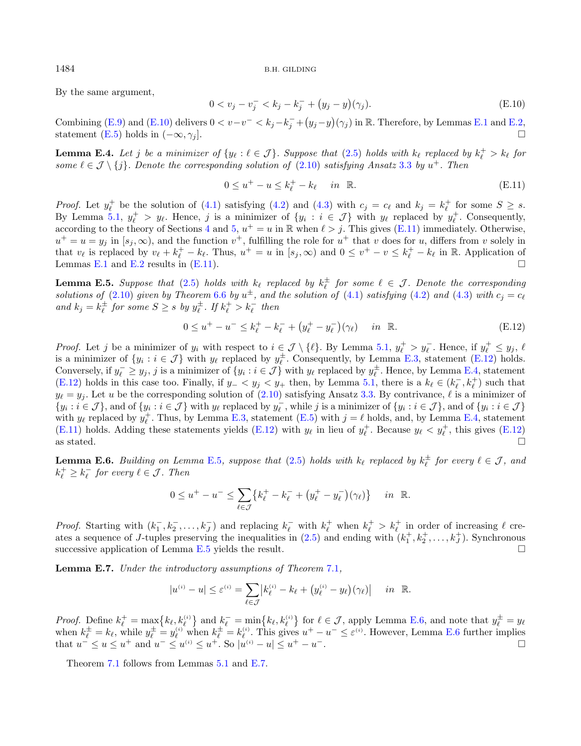By the same argument,

$$0 < v_j - v_j^- < k_j - k_j^- + \big(y_j - y\big)(\gamma_j). \tag{E.10}$$

Combining (E.9) and (E.10) delivers $0 < v - v^- < k_j - k_j^- + \big(y_j - y\big)(\gamma_j)$ in $\mathbb{R}$. Therefore, by Lemmas E.1 and E.2, statement (E.5) holds in $(-\infty, \gamma_j]$. □

**Lemma E.4.** *Let $j$ be a minimizer of $\{y_\ell : \ell \in \mathcal{J}\}$. Suppose that (2.5) holds with $k_\ell$ replaced by $k_\ell^+ > k_\ell$ for some $\ell \in \mathcal{J} \setminus \{j\}$. Denote the corresponding solution of (2.10) satisfying Ansatz 3.3 by $u^+$. Then*

$$0 \le u^+ - u \le k_\ell^+ - k_\ell \quad \text{in} \ \ \mathbb{R}. \tag{E.11}$$

*Proof.* Let $y_\ell^+$ be the solution of (4.1) satisfying (4.2) and (4.3) with $c_j = c_\ell$ and $k_j = k_\ell^+$ for some $S \ge s$. By Lemma 5.1, $y_\ell^+ > y_\ell$. Hence, $j$ is a minimizer of $\{y_i : i \in \mathcal{J}\}$ with $y_\ell$ replaced by $y_\ell^+$. Consequently, according to the theory of Sections 4 and 5, $u^+ = u$ in $\mathbb{R}$ when $\ell > j$. This gives (E.11) immediately. Otherwise, $u^+ = u = y_j$ in $[s_j, \infty)$, and the function $v^+$, fulfilling the role for $u^+$ that $v$ does for $u$, differs from $v$ solely in that $v_\ell$ is replaced by $v_\ell + k_\ell^+ - k_\ell$. Thus, $u^+ = u$ in $[s_j, \infty)$ and $0 \le v^+ - v \le k_\ell^+ - k_\ell$ in $\mathbb{R}$. Application of Lemmas E.1 and E.2 results in (E.11). □

**Lemma E.5.** *Suppose that (2.5) holds with $k_\ell$ replaced by $k_\ell^\pm$ for some $\ell \in \mathcal{J}$. Denote the corresponding solutions of (2.10) given by Theorem 6.6 by $u^\pm$, and the solution of (4.1) satisfying (4.2) and (4.3) with $c_j = c_\ell$ and $k_j = k_\ell^\pm$ for some $S \ge s$ by $y_\ell^\pm$. If $k_\ell^+ > k_\ell^-$ then*

$$0 \le u^+ - u^- \le k_\ell^+ - k_\ell^- + \big(y_\ell^+ - y_\ell^-\big)(\gamma_\ell) \quad \text{in} \ \ \mathbb{R}. \tag{E.12}$$

*Proof.* Let $j$ be a minimizer of $y_i$ with respect to $i \in \mathcal{J} \setminus \{\ell\}$. By Lemma 5.1, $y_\ell^+ > y_\ell^-$. Hence, if $y_\ell^+ \le y_j$, $\ell$ is a minimizer of $\{y_i : i \in \mathcal{J}\}$ with $y_\ell$ replaced by $y_\ell^\pm$. Consequently, by Lemma E.3, statement (E.12) holds. Conversely, if $y_\ell^- \ge y_j$, $j$ is a minimizer of $\{y_i : i \in \mathcal{J}\}$ with $y_\ell$ replaced by $y_\ell^\pm$. Hence, by Lemma E.4, statement (E.12) holds in this case too. Finally, if $y_- < y_j < y_+$ then, by Lemma 5.1, there is a $k_\ell \in (k_\ell^-, k_\ell^+)$ such that $y_\ell = y_j$. Let $u$ be the corresponding solution of (2.10) satisfying Ansatz 3.3. By contrivance, $\ell$ is a minimizer of $\{y_i : i \in \mathcal{J}\}$, and of $\{y_i : i \in \mathcal{J}\}$ with $y_\ell$ replaced by $y_\ell^-$, while $j$ is a minimizer of $\{y_i : i \in \mathcal{J}\}$, and of $\{y_i : i \in \mathcal{J}\}$ with $y_\ell$ replaced by $y_\ell^+$. Thus, by Lemma E.3, statement (E.5) with $j = \ell$ holds, and, by Lemma E.4, statement (E.11) holds. Adding these statements yields (E.12) with $y_\ell$ in lieu of $y_\ell^+$. Because $y_\ell < y_\ell^+$, this gives (E.12) as stated. □

**Lemma E.6.** *Building on Lemma E.5, suppose that (2.5) holds with $k_\ell$ replaced by $k_\ell^\pm$ for every $\ell \in \mathcal{J}$, and $k_\ell^+ \ge k_\ell^-$ for every $\ell \in \mathcal{J}$. Then*

$$0 \le u^+ - u^- \le \sum_{\ell \in \mathcal{J}} \big\{k_\ell^+ - k_\ell^- + \big(y_\ell^+ - y_\ell^-\big)(\gamma_\ell)\big\} \quad \text{in} \ \ \mathbb{R}.$$

*Proof.* Starting with $(k_1^-, k_2^-, \ldots, k_J^-)$ and replacing $k_\ell^-$ with $k_\ell^+$ when $k_\ell^+ > k_\ell^+$ in order of increasing $\ell$ creates a sequence of $J$-tuples preserving the inequalities in (2.5) and ending with $(k_1^+, k_2^+, \ldots, k_J^+)$. Synchronous successive application of Lemma E.5 yields the result. □

**Lemma E.7.** *Under the introductory assumptions of Theorem 7.1,*

$$|u^{(i)} - u| \le \varepsilon^{(i)} = \sum_{\ell \in \mathcal{J}} \big|k_\ell^{(i)} - k_\ell + \big(y_\ell^{(i)} - y_\ell\big)(\gamma_\ell)\big| \quad \text{in} \ \ \mathbb{R}.$$

*Proof.* Define $k_\ell^+ = \max\{k_\ell, k_\ell^{(i)}\}$ and $k_\ell^- = \min\{k_\ell, k_\ell^{(i)}\}$ for $\ell \in \mathcal{J}$, apply Lemma E.6, and note that $y_\ell^\pm = y_\ell$ when $k_\ell^\pm = k_\ell$, while $y_\ell^\pm = y_\ell^{(i)}$ when $k_\ell^\pm = k_\ell^{(i)}$. This gives $u^+ - u^- \le \varepsilon^{(i)}$. However, Lemma E.6 further implies that $u^- \le u \le u^+$ and $u^- \le u^{(i)} \le u^+$. So $|u^{(i)} - u| \le u^+ - u^-$. □

Theorem 7.1 follows from Lemmas 5.1 and E.7.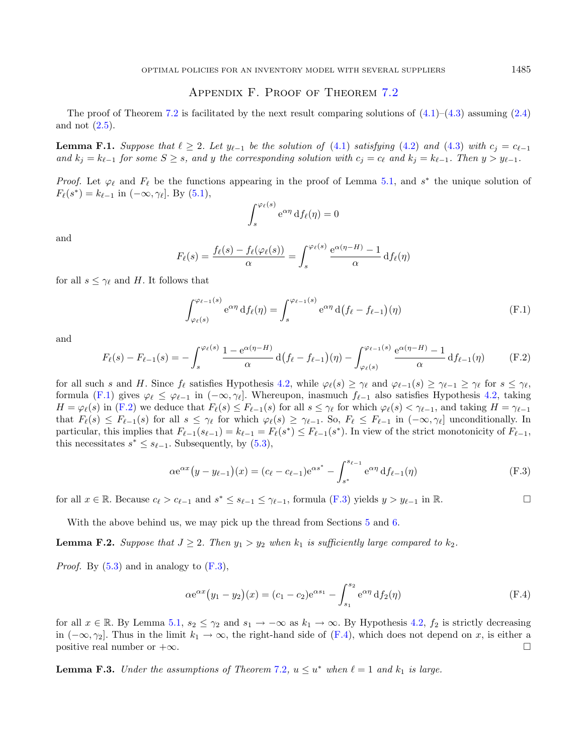## Appendix F. Proof of Theorem 7.2

The proof of Theorem 7.2 is facilitated by the next result comparing solutions of (4.1)–(4.3) assuming (2.4) and not (2.5).

**Lemma F.1.** *Suppose that $\ell \geq 2$. Let $y_{\ell-1}$ be the solution of (4.1) satisfying (4.2) and (4.3) with $c_j = c_{\ell-1}$ and $k_j = k_{\ell-1}$ for some $S \geq s$, and $y$ the corresponding solution with $c_j = c_\ell$ and $k_j = k_{\ell-1}$. Then $y > y_{\ell-1}$.*

*Proof.* Let $\varphi_\ell$ and $F_\ell$ be the functions appearing in the proof of Lemma 5.1, and $s^*$ the unique solution of $F_\ell(s^*) = k_{\ell-1}$ in $(-\infty, \gamma_\ell]$. By (5.1),

$$\int_s^{\varphi_\ell(s)} \mathrm{e}^{\alpha\eta}\,\mathrm{d}f_\ell(\eta) = 0$$

and

$$F_\ell(s) = \frac{f_\ell(s) - f_\ell(\varphi_\ell(s))}{\alpha} = \int_s^{\varphi_\ell(s)} \frac{\mathrm{e}^{\alpha(\eta - H)} - 1}{\alpha}\,\mathrm{d}f_\ell(\eta)$$

for all $s \leq \gamma_\ell$ and $H$. It follows that

$$\int_{\varphi_\ell(s)}^{\varphi_{\ell-1}(s)} \mathrm{e}^{\alpha\eta}\,\mathrm{d}f_\ell(\eta) = \int_s^{\varphi_{\ell-1}(s)} \mathrm{e}^{\alpha\eta}\,\mathrm{d}\big(f_\ell - f_{\ell-1}\big)(\eta) \tag{F.1}$$

and

$$F_\ell(s) - F_{\ell-1}(s) = -\int_s^{\varphi_\ell(s)} \frac{1 - \mathrm{e}^{\alpha(\eta-H)}}{\alpha}\,\mathrm{d}\big(f_\ell - f_{\ell-1}\big)(\eta) - \int_{\varphi_\ell(s)}^{\varphi_{\ell-1}(s)} \frac{\mathrm{e}^{\alpha(\eta-H)} - 1}{\alpha}\,\mathrm{d}f_{\ell-1}(\eta) \tag{F.2}$$

for all such $s$ and $H$. Since $f_\ell$ satisfies Hypothesis 4.2, while $\varphi_\ell(s) \geq \gamma_\ell$ and $\varphi_{\ell-1}(s) \geq \gamma_{\ell-1} \geq \gamma_\ell$ for $s \leq \gamma_\ell$, formula (F.1) gives $\varphi_\ell \leq \varphi_{\ell-1}$ in $(-\infty, \gamma_\ell]$. Whereupon, inasmuch $f_{\ell-1}$ also satisfies Hypothesis 4.2, taking $H = \varphi_\ell(s)$ in (F.2) we deduce that $F_\ell(s) \leq F_{\ell-1}(s)$ for all $s \leq \gamma_\ell$ for which $\varphi_\ell(s) < \gamma_{\ell-1}$, and taking $H = \gamma_{\ell-1}$ that $F_\ell(s) \leq F_{\ell-1}(s)$ for all $s \leq \gamma_\ell$ for which $\varphi_\ell(s) \geq \gamma_{\ell-1}$. So, $F_\ell \leq F_{\ell-1}$ in $(-\infty, \gamma_\ell]$ unconditionally. In particular, this implies that $F_{\ell-1}(s_{\ell-1}) = k_{\ell-1} = F_\ell(s^*) \leq F_{\ell-1}(s^*)$. In view of the strict monotonicity of $F_{\ell-1}$, this necessitates $s^* \leq s_{\ell-1}$. Subsequently, by (5.3),

$$\alpha \mathrm{e}^{\alpha x}\big(y - y_{\ell-1}\big)(x) = (c_\ell - c_{\ell-1})\mathrm{e}^{\alpha s^*} - \int_{s^*}^{s_{\ell-1}} \mathrm{e}^{\alpha\eta}\,\mathrm{d}f_{\ell-1}(\eta) \tag{F.3}$$

for all $x \in \mathbb{R}$. Because $c_\ell > c_{\ell-1}$ and $s^* \leq s_{\ell-1} \leq \gamma_{\ell-1}$, formula (F.3) yields $y > y_{\ell-1}$ in $\mathbb{R}$. $\square$

With the above behind us, we may pick up the thread from Sections 5 and 6.

**Lemma F.2.** *Suppose that $J \geq 2$. Then $y_1 > y_2$ when $k_1$ is sufficiently large compared to $k_2$.*

*Proof.* By (5.3) and in analogy to (F.3),

$$\alpha \mathrm{e}^{\alpha x}\big(y_1 - y_2\big)(x) = (c_1 - c_2)\mathrm{e}^{\alpha s_1} - \int_{s_1}^{s_2} \mathrm{e}^{\alpha\eta}\,\mathrm{d}f_2(\eta) \tag{F.4}$$

for all $x \in \mathbb{R}$. By Lemma 5.1, $s_2 \leq \gamma_2$ and $s_1 \to -\infty$ as $k_1 \to \infty$. By Hypothesis 4.2, $f_2$ is strictly decreasing in $(-\infty, \gamma_2]$. Thus in the limit $k_1 \to \infty$, the right-hand side of (F.4), which does not depend on $x$, is either a positive real number or $+\infty$. $\square$

**Lemma F.3.** *Under the assumptions of Theorem 7.2, $u \leq u^*$ when $\ell = 1$ and $k_1$ is large.*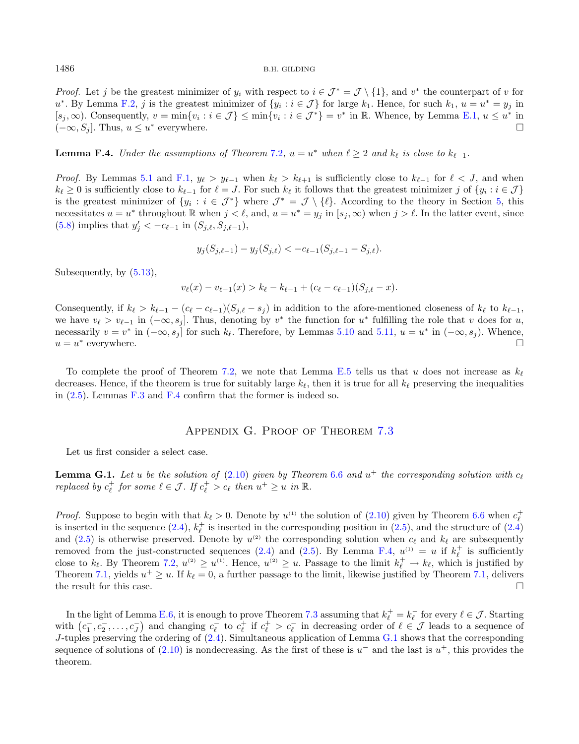*Proof.* Let $j$ be the greatest minimizer of $y_i$ with respect to $i \in \mathcal{J}^* = \mathcal{J} \setminus \{1\}$, and $v^*$ the counterpart of $v$ for $u^*$. By Lemma F.2, $j$ is the greatest minimizer of $\{y_i : i \in \mathcal{J}\}$ for large $k_1$. Hence, for such $k_1$, $u = u^* = y_j$ in $[s_j, \infty)$. Consequently, $v = \min\{v_i : i \in \mathcal{J}\} \leq \min\{v_i : i \in \mathcal{J}^*\} = v^*$ in $\mathbb{R}$. Whence, by Lemma E.1, $u \leq u^*$ in $(-\infty, S_j]$. Thus, $u \leq u^*$ everywhere. □

**Lemma F.4.** *Under the assumptions of Theorem 7.2, $u = u^*$ when $\ell \geq 2$ and $k_\ell$ is close to $k_{\ell-1}$.*

*Proof.* By Lemmas 5.1 and F.1, $y_\ell > y_{\ell-1}$ when $k_\ell > k_{\ell+1}$ is sufficiently close to $k_{\ell-1}$ for $\ell < J$, and when $k_\ell \geq 0$ is sufficiently close to $k_{\ell-1}$ for $\ell = J$. For such $k_\ell$ it follows that the greatest minimizer $j$ of $\{y_i : i \in \mathcal{J}\}$ is the greatest minimizer of $\{y_i : i \in \mathcal{J}^*\}$ where $\mathcal{J}^* = \mathcal{J} \setminus \{\ell\}$. According to the theory in Section 5, this necessitates $u = u^*$ throughout $\mathbb{R}$ when $j < \ell$, and, $u = u^* = y_j$ in $[s_j, \infty)$ when $j > \ell$. In the latter event, since (5.8) implies that $y_j' < -c_{\ell-1}$ in $(S_{j,\ell}, S_{j,\ell-1})$,

$$y_j(S_{j,\ell-1}) - y_j(S_{j,\ell}) < -c_{\ell-1}(S_{j,\ell-1} - S_{j,\ell}).$$

Subsequently, by (5.13),

$$v_\ell(x) - v_{\ell-1}(x) > k_\ell - k_{\ell-1} + (c_\ell - c_{\ell-1})(S_{j,\ell} - x).$$

Consequently, if $k_\ell > k_{\ell-1} - (c_\ell - c_{\ell-1})(S_{j,\ell} - s_j)$ in addition to the afore-mentioned closeness of $k_\ell$ to $k_{\ell-1}$, we have $v_\ell > v_{\ell-1}$ in $(-\infty, s_j]$. Thus, denoting by $v^*$ the function for $u^*$ fulfilling the role that $v$ does for $u$, necessarily $v = v^*$ in $(-\infty, s_j]$ for such $k_\ell$. Therefore, by Lemmas 5.10 and 5.11, $u = u^*$ in $(-\infty, s_j)$. Whence, $u = u^*$ everywhere. □

To complete the proof of Theorem 7.2, we note that Lemma E.5 tells us that $u$ does not increase as $k_\ell$ decreases. Hence, if the theorem is true for suitably large $k_\ell$, then it is true for all $k_\ell$ preserving the inequalities in (2.5). Lemmas F.3 and F.4 confirm that the former is indeed so.

## Appendix G. Proof of Theorem 7.3

Let us first consider a select case.

**Lemma G.1.** *Let $u$ be the solution of (2.10) given by Theorem 6.6 and $u^+$ the corresponding solution with $c_\ell$ replaced by $c_\ell^+$ for some $\ell \in \mathcal{J}$. If $c_\ell^+ > c_\ell$ then $u^+ \geq u$ in $\mathbb{R}$.*

*Proof.* Suppose to begin with that $k_\ell > 0$. Denote by $u^{(1)}$ the solution of (2.10) given by Theorem 6.6 when $c_\ell^+$ is inserted in the sequence (2.4), $k_\ell^+$ is inserted in the corresponding position in (2.5), and the structure of (2.4) and (2.5) is otherwise preserved. Denote by $u^{(2)}$ the corresponding solution when $c_\ell$ and $k_\ell$ are subsequently removed from the just-constructed sequences (2.4) and (2.5). By Lemma F.4, $u^{(1)} = u$ if $k_\ell^+$ is sufficiently close to $k_\ell$. By Theorem 7.2, $u^{(2)} \geq u^{(1)}$. Hence, $u^{(2)} \geq u$. Passage to the limit $k_\ell^+ \to k_\ell$, which is justified by Theorem 7.1, yields $u^+ \geq u$. If $k_\ell = 0$, a further passage to the limit, likewise justified by Theorem 7.1, delivers the result for this case. □

In the light of Lemma E.6, it is enough to prove Theorem 7.3 assuming that $k_\ell^+ = k_\ell^-$ for every $\ell \in \mathcal{J}$. Starting with $(c_1^-, c_2^-, \ldots, c_J^-)$ and changing $c_\ell^-$ to $c_\ell^+$ if $c_\ell^+ > c_\ell^-$ in decreasing order of $\ell \in \mathcal{J}$ leads to a sequence of $J$-tuples preserving the ordering of (2.4). Simultaneous application of Lemma G.1 shows that the corresponding sequence of solutions of (2.10) is nondecreasing. As the first of these is $u^-$ and the last is $u^+$, this provides the theorem.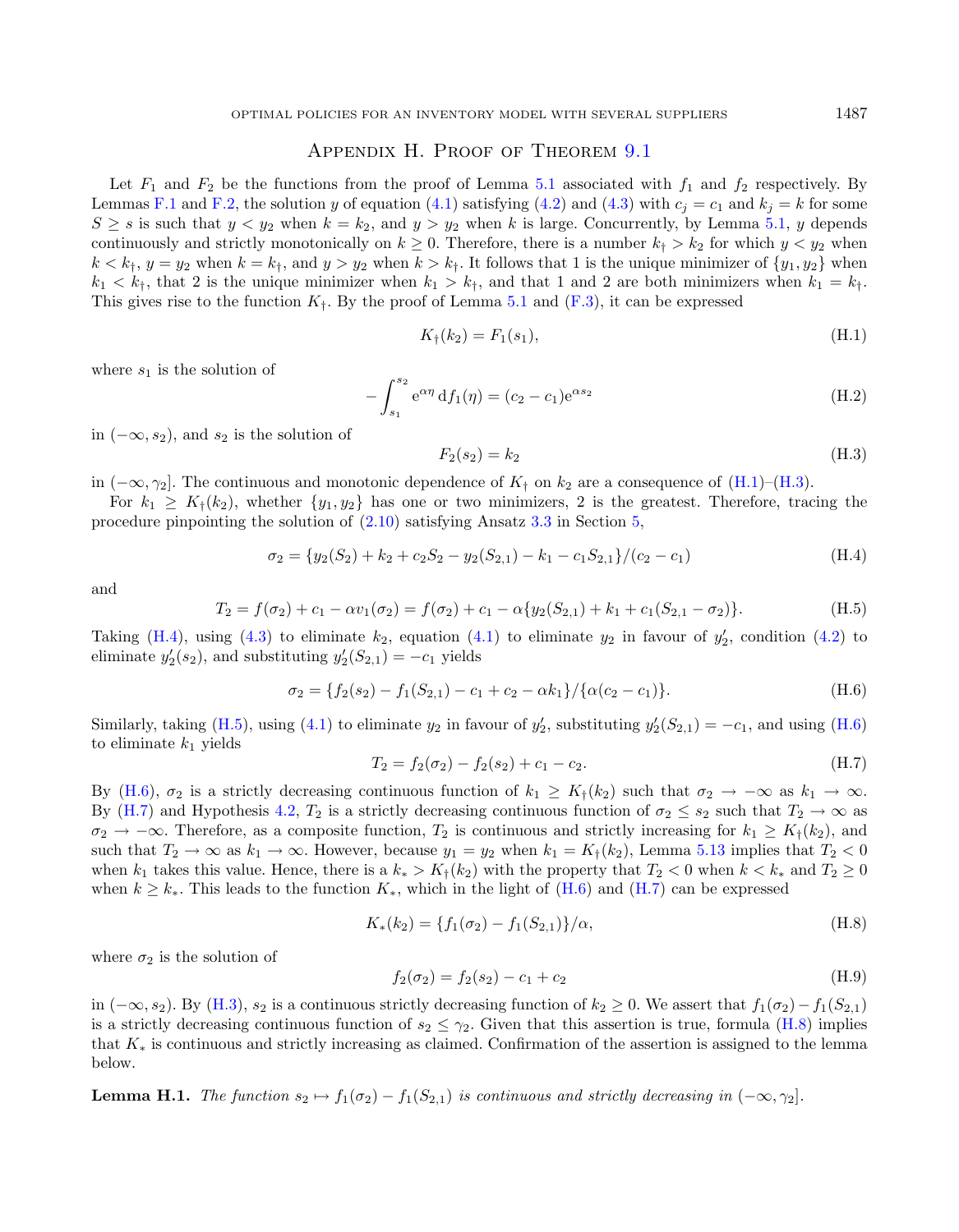## Appendix H. Proof of Theorem 9.1

Let $F_1$ and $F_2$ be the functions from the proof of Lemma 5.1 associated with $f_1$ and $f_2$ respectively. By Lemmas F.1 and F.2, the solution $y$ of equation (4.1) satisfying (4.2) and (4.3) with $c_j = c_1$ and $k_j = k$ for some $S \geq s$ is such that $y < y_2$ when $k = k_2$, and $y > y_2$ when $k$ is large. Concurrently, by Lemma 5.1, $y$ depends continuously and strictly monotonically on $k \geq 0$. Therefore, there is a number $k_\dagger > k_2$ for which $y < y_2$ when $k < k_\dagger$, $y = y_2$ when $k = k_\dagger$, and $y > y_2$ when $k > k_\dagger$. It follows that 1 is the unique minimizer of $\{y_1, y_2\}$ when $k_1 < k_\dagger$, that 2 is the unique minimizer when $k_1 > k_\dagger$, and that 1 and 2 are both minimizers when $k_1 = k_\dagger$. This gives rise to the function $K_\dagger$. By the proof of Lemma 5.1 and (F.3), it can be expressed

$$K_\dagger(k_2) = F_1(s_1), \tag{H.1}$$

where $s_1$ is the solution of

$$-\int_{s_1}^{s_2} \mathrm{e}^{\alpha\eta}\,\mathrm{d}f_1(\eta) = (c_2 - c_1)\mathrm{e}^{\alpha s_2} \tag{H.2}$$

in $(-\infty, s_2)$, and $s_2$ is the solution of

$$F_2(s_2) = k_2 \tag{H.3}$$

in $(-\infty, \gamma_2]$. The continuous and monotonic dependence of $K_\dagger$ on $k_2$ are a consequence of (H.1)–(H.3).

For $k_1 \geq K_\dagger(k_2)$, whether $\{y_1, y_2\}$ has one or two minimizers, 2 is the greatest. Therefore, tracing the procedure pinpointing the solution of (2.10) satisfying Ansatz 3.3 in Section 5,

$$\sigma_2 = \{y_2(S_2) + k_2 + c_2 S_2 - y_2(S_{2,1}) - k_1 - c_1 S_{2,1}\}/(c_2 - c_1) \tag{H.4}$$

and

$$T_2 = f(\sigma_2) + c_1 - \alpha v_1(\sigma_2) = f(\sigma_2) + c_1 - \alpha\{y_2(S_{2,1}) + k_1 + c_1(S_{2,1} - \sigma_2)\}. \tag{H.5}$$

Taking (H.4), using (4.3) to eliminate $k_2$, equation (4.1) to eliminate $y_2$ in favour of $y_2'$, condition (4.2) to eliminate $y_2'(s_2)$, and substituting $y_2'(S_{2,1}) = -c_1$ yields

$$\sigma_2 = \{f_2(s_2) - f_1(S_{2,1}) - c_1 + c_2 - \alpha k_1\}/\{\alpha(c_2 - c_1)\}. \tag{H.6}$$

Similarly, taking (H.5), using (4.1) to eliminate $y_2$ in favour of $y_2'$, substituting $y_2'(S_{2,1}) = -c_1$, and using (H.6) to eliminate $k_1$ yields

$$T_2 = f_2(\sigma_2) - f_2(s_2) + c_1 - c_2. \tag{H.7}$$

By (H.6), $\sigma_2$ is a strictly decreasing continuous function of $k_1 \geq K_\dagger(k_2)$ such that $\sigma_2 \to -\infty$ as $k_1 \to \infty$. By (H.7) and Hypothesis 4.2, $T_2$ is a strictly decreasing continuous function of $\sigma_2 \leq s_2$ such that $T_2 \to \infty$ as $\sigma_2 \to -\infty$. Therefore, as a composite function, $T_2$ is continuous and strictly increasing for $k_1 \geq K_\dagger(k_2)$, and such that $T_2 \to \infty$ as $k_1 \to \infty$. However, because $y_1 = y_2$ when $k_1 = K_\dagger(k_2)$, Lemma 5.13 implies that $T_2 < 0$ when $k_1$ takes this value. Hence, there is a $k_* > K_\dagger(k_2)$ with the property that $T_2 < 0$ when $k < k_*$ and $T_2 \geq 0$ when $k \geq k_*$. This leads to the function $K_*$, which in the light of (H.6) and (H.7) can be expressed

$$K_*(k_2) = \{f_1(\sigma_2) - f_1(S_{2,1})\}/\alpha, \tag{H.8}$$

where $\sigma_2$ is the solution of

$$f_2(\sigma_2) = f_2(s_2) - c_1 + c_2 \tag{H.9}$$

in $(-\infty, s_2)$. By (H.3), $s_2$ is a continuous strictly decreasing function of $k_2 \geq 0$. We assert that $f_1(\sigma_2) - f_1(S_{2,1})$ is a strictly decreasing continuous function of $s_2 \leq \gamma_2$. Given that this assertion is true, formula (H.8) implies that $K_*$ is continuous and strictly increasing as claimed. Confirmation of the assertion is assigned to the lemma below.

**Lemma H.1.** *The function $s_2 \mapsto f_1(\sigma_2) - f_1(S_{2,1})$ is continuous and strictly decreasing in $(-\infty, \gamma_2]$.*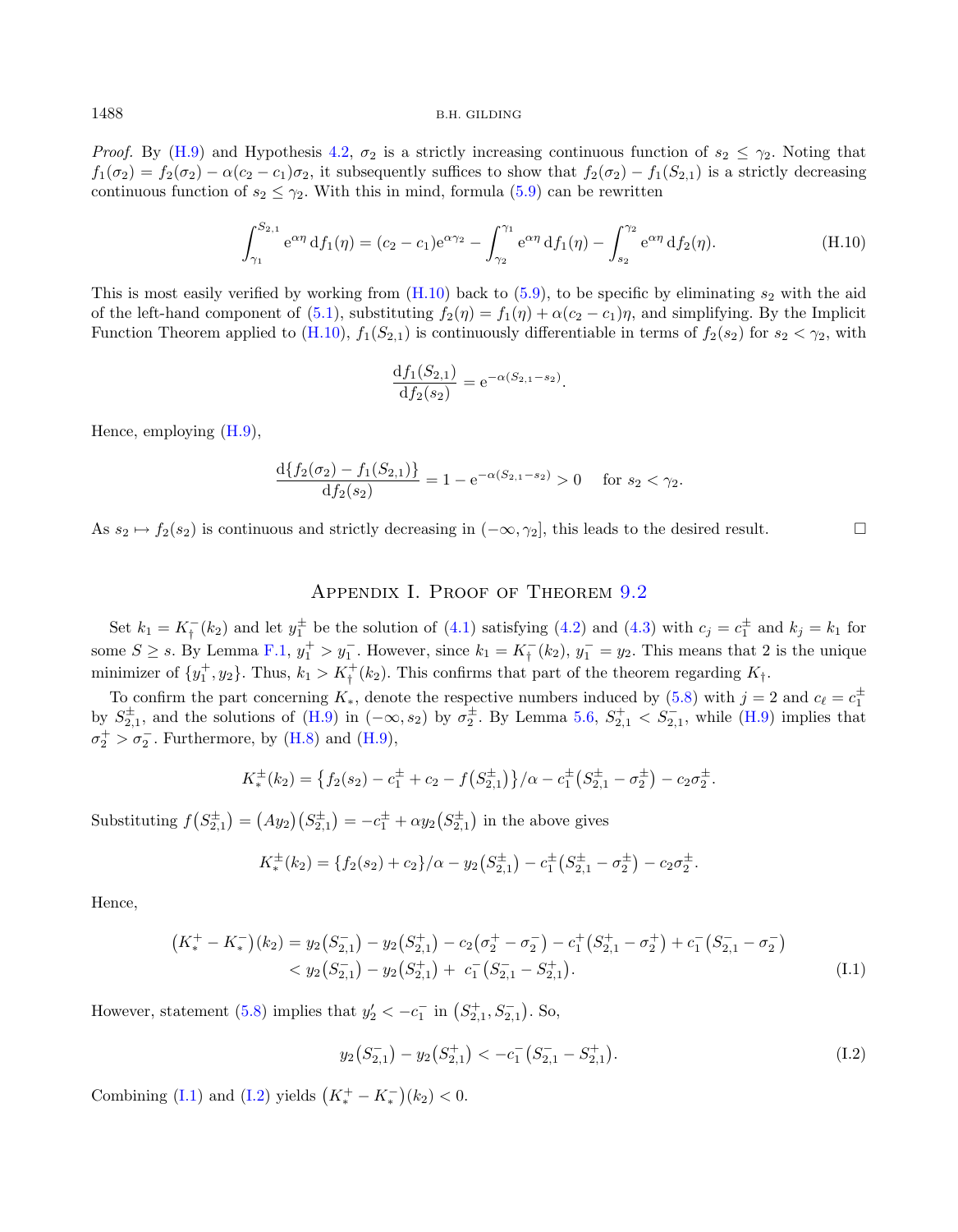*Proof.* By (H.9) and Hypothesis 4.2, $\sigma_2$ is a strictly increasing continuous function of $s_2 \le \gamma_2$. Noting that $f_1(\sigma_2) = f_2(\sigma_2) - \alpha(c_2 - c_1)\sigma_2$, it subsequently suffices to show that $f_2(\sigma_2) - f_1(S_{2,1})$ is a strictly decreasing continuous function of $s_2 \le \gamma_2$. With this in mind, formula (5.9) can be rewritten

$$\int_{\gamma_1}^{S_{2,1}} \mathrm{e}^{\alpha\eta}\,\mathrm{d}f_1(\eta) = (c_2 - c_1)\mathrm{e}^{\alpha\gamma_2} - \int_{\gamma_2}^{\gamma_1} \mathrm{e}^{\alpha\eta}\,\mathrm{d}f_1(\eta) - \int_{s_2}^{\gamma_2} \mathrm{e}^{\alpha\eta}\,\mathrm{d}f_2(\eta). \tag{H.10}$$

This is most easily verified by working from (H.10) back to (5.9), to be specific by eliminating $s_2$ with the aid of the left-hand component of (5.1), substituting $f_2(\eta) = f_1(\eta) + \alpha(c_2 - c_1)\eta$, and simplifying. By the Implicit Function Theorem applied to (H.10), $f_1(S_{2,1})$ is continuously differentiable in terms of $f_2(s_2)$ for $s_2 < \gamma_2$, with

$$\frac{\mathrm{d}f_1(S_{2,1})}{\mathrm{d}f_2(s_2)} = \mathrm{e}^{-\alpha(S_{2,1} - s_2)}.$$

Hence, employing (H.9),

$$\frac{\mathrm{d}\{f_2(\sigma_2) - f_1(S_{2,1})\}}{\mathrm{d}f_2(s_2)} = 1 - \mathrm{e}^{-\alpha(S_{2,1} - s_2)} > 0 \quad \text{for } s_2 < \gamma_2.$$

As $s_2 \mapsto f_2(s_2)$ is continuous and strictly decreasing in $(-\infty, \gamma_2]$, this leads to the desired result. $\square$

## Appendix I. Proof of Theorem 9.2

Set $k_1 = K_\dagger^-(k_2)$ and let $y_1^\pm$ be the solution of (4.1) satisfying (4.2) and (4.3) with $c_j = c_1^\pm$ and $k_j = k_1$ for some $S \ge s$. By Lemma F.1, $y_1^+ > y_1^-$. However, since $k_1 = K_\dagger^-(k_2)$, $y_1^- = y_2$. This means that 2 is the unique minimizer of $\{y_1^+, y_2\}$. Thus, $k_1 > K_\dagger^+(k_2)$. This confirms that part of the theorem regarding $K_\dagger$.

To confirm the part concerning $K_*$, denote the respective numbers induced by (5.8) with $j = 2$ and $c_\ell = c_1^\pm$ by $S_{2,1}^\pm$, and the solutions of (H.9) in $(-\infty, s_2)$ by $\sigma_2^\pm$. By Lemma 5.6, $S_{2,1}^+ < S_{2,1}^-$, while (H.9) implies that $\sigma_2^+ > \sigma_2^-$. Furthermore, by (H.8) and (H.9),

$$K_*^\pm(k_2) = \{f_2(s_2) - c_1^\pm + c_2 - f(S_{2,1}^\pm)\}/\alpha - c_1^\pm(S_{2,1}^\pm - \sigma_2^\pm) - c_2\sigma_2^\pm.$$

Substituting $f(S_{2,1}^\pm) = (Ay_2)(S_{2,1}^\pm) = -c_1^\pm + \alpha y_2(S_{2,1}^\pm)$ in the above gives

$$K_*^\pm(k_2) = \{f_2(s_2) + c_2\}/\alpha - y_2(S_{2,1}^\pm) - c_1^\pm(S_{2,1}^\pm - \sigma_2^\pm) - c_2\sigma_2^\pm.$$

Hence,

$$\begin{aligned}(K_*^+ - K_*^-)(k_2) &= y_2(S_{2,1}^-) - y_2(S_{2,1}^+) - c_2(\sigma_2^+ - \sigma_2^-) - c_1^+(S_{2,1}^+ - \sigma_2^+) + c_1^-(S_{2,1}^- - \sigma_2^-) \\ &< y_2(S_{2,1}^-) - y_2(S_{2,1}^+) + c_1^-(S_{2,1}^- - S_{2,1}^+).\end{aligned} \tag{I.1}$$

However, statement (5.8) implies that $y_2' < -c_1^-$ in $(S_{2,1}^+, S_{2,1}^-)$. So,

$$y_2(S_{2,1}^-) - y_2(S_{2,1}^+) < -c_1^-(S_{2,1}^- - S_{2,1}^+). \tag{I.2}$$

Combining (I.1) and (I.2) yields $(K_*^+ - K_*^-)(k_2) < 0$.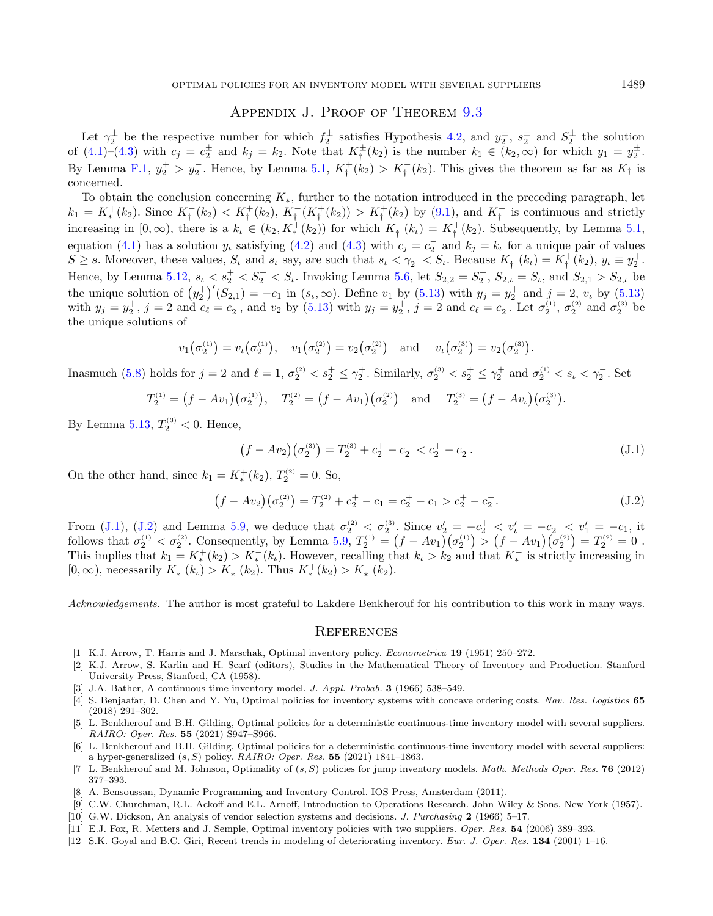## Appendix J. Proof of Theorem 9.3

Let $\gamma_2^{\pm}$ be the respective number for which $f_2^{\pm}$ satisfies Hypothesis 4.2, and $y_2^{\pm}$, $s_2^{\pm}$ and $S_2^{\pm}$ the solution of (4.1)–(4.3) with $c_j = c_2^{\pm}$ and $k_j = k_2$. Note that $K_\dagger^{\pm}(k_2)$ is the number $k_1 \in (k_2, \infty)$ for which $y_1 = y_2^{\pm}$. By Lemma F.1, $y_2^+ > y_2^-$. Hence, by Lemma 5.1, $K_\dagger^+(k_2) > K_\dagger^-(k_2)$. This gives the theorem as far as $K_\dagger$ is concerned.

To obtain the conclusion concerning $K_*$, further to the notation introduced in the preceding paragraph, let $k_1 = K_*^+(k_2)$. Since $K_\dagger^-(k_2) < K_\dagger^+(k_2)$, $K_\dagger^-(K_\dagger^+(k_2)) > K_\dagger^+(k_2)$ by (9.1), and $K_\dagger^-$ is continuous and strictly increasing in $[0,\infty)$, there is a $k_\iota \in (k_2, K_\dagger^+(k_2))$ for which $K_\dagger^-(k_\iota) = K_\dagger^+(k_2)$. Subsequently, by Lemma 5.1, equation (4.1) has a solution $y_\iota$ satisfying (4.2) and (4.3) with $c_j = c_2^-$ and $k_j = k_\iota$ for a unique pair of values $S \geq s$. Moreover, these values, $S_\iota$ and $s_\iota$ say, are such that $s_\iota < \gamma_2^- < S_\iota$. Because $K_\dagger^-(k_\iota) = K_\dagger^+(k_2)$, $y_\iota \equiv y_2^+$. Hence, by Lemma 5.12, $s_\iota < s_2^+ < S_2^+ < S_\iota$. Invoking Lemma 5.6, let $S_{2,2} = S_2^+$, $S_{2,\iota} = S_\iota$, and $S_{2,1} > S_{2,\iota}$ be the unique solution of $\left(y_2^+\right)'(S_{2,1}) = -c_1$ in $(s_\iota, \infty)$. Define $v_1$ by (5.13) with $y_j = y_2^+$ and $j = 2$, $v_\iota$ by (5.13) with $y_j = y_2^+$, $j = 2$ and $c_\ell = c_2^-$, and $v_2$ by (5.13) with $y_j = y_2^+$, $j = 2$ and $c_\ell = c_2^+$. Let $\sigma_2^{(1)}$, $\sigma_2^{(2)}$ and $\sigma_2^{(3)}$ be the unique solutions of

$$v_1\big(\sigma_2^{(1)}\big) = v_\iota\big(\sigma_2^{(1)}\big), \quad v_1\big(\sigma_2^{(2)}\big) = v_2\big(\sigma_2^{(2)}\big) \quad \text{and} \quad v_\iota\big(\sigma_2^{(3)}\big) = v_2\big(\sigma_2^{(3)}\big).$$

Inasmuch (5.8) holds for $j = 2$ and $\ell = 1$, $\sigma_2^{(2)} < s_2^+ \leq \gamma_2^+$. Similarly, $\sigma_2^{(3)} < s_2^+ \leq \gamma_2^+$ and $\sigma_2^{(1)} < s_\iota < \gamma_2^-$. Set

$$T_2^{(1)} = \big(f - Av_1\big)\big(\sigma_2^{(1)}\big), \quad T_2^{(2)} = \big(f - Av_1\big)\big(\sigma_2^{(2)}\big) \quad \text{and} \quad T_2^{(3)} = \big(f - Av_\iota\big)\big(\sigma_2^{(3)}\big).$$

By Lemma 5.13, $T_2^{(3)} < 0$. Hence,

$$\big(f - Av_2\big)\big(\sigma_2^{(3)}\big) = T_2^{(3)} + c_2^+ - c_2^- < c_2^+ - c_2^-. \tag{J.1}$$

On the other hand, since $k_1 = K_*^+(k_2)$, $T_2^{(2)} = 0$. So,

$$\big(f - Av_2\big)\big(\sigma_2^{(2)}\big) = T_2^{(2)} + c_2^+ - c_1 = c_2^+ - c_1 > c_2^+ - c_2^-. \tag{J.2}$$

From (J.1), (J.2) and Lemma 5.9, we deduce that $\sigma_2^{(2)} < \sigma_2^{(3)}$. Since $v_2' = -c_2^+ < v_\iota' = -c_2^- < v_1' = -c_1$, it follows that $\sigma_2^{(1)} < \sigma_2^{(2)}$. Consequently, by Lemma 5.9, $T_2^{(1)} = \big(f - Av_1\big)\big(\sigma_2^{(1)}\big) > \big(f - Av_1\big)\big(\sigma_2^{(2)}\big) = T_2^{(2)} = 0$. This implies that $k_1 = K_*^+(k_2) > K_*^-(k_\iota)$. However, recalling that $k_\iota > k_2$ and that $K_*^-$ is strictly increasing in $[0,\infty)$, necessarily $K_*^-(k_\iota) > K_*^-(k_2)$. Thus $K_*^+(k_2) > K_*^-(k_2)$.

*Acknowledgements.* The author is most grateful to Lakdere Benkherouf for his contribution to this work in many ways.

## References

[1] K.J. Arrow, T. Harris and J. Marschak, Optimal inventory policy. *Econometrica* **19** (1951) 250–272.

[2] K.J. Arrow, S. Karlin and H. Scarf (editors), Studies in the Mathematical Theory of Inventory and Production. Stanford University Press, Stanford, CA (1958).

[3] J.A. Bather, A continuous time inventory model. *J. Appl. Probab.* **3** (1966) 538–549.

[4] S. Benjaafar, D. Chen and Y. Yu, Optimal policies for inventory systems with concave ordering costs. *Nav. Res. Logistics* **65** (2018) 291–302.

[5] L. Benkherouf and B.H. Gilding, Optimal policies for a deterministic continuous-time inventory model with several suppliers. *RAIRO: Oper. Res.* **55** (2021) S947–S966.

[6] L. Benkherouf and B.H. Gilding, Optimal policies for a deterministic continuous-time inventory model with several suppliers: a hyper-generalized $(s, S)$ policy. *RAIRO: Oper. Res.* **55** (2021) 1841–1863.

[7] L. Benkherouf and M. Johnson, Optimality of $(s, S)$ policies for jump inventory models. *Math. Methods Oper. Res.* **76** (2012) 377–393.

[8] A. Bensoussan, Dynamic Programming and Inventory Control. IOS Press, Amsterdam (2011).

[9] C.W. Churchman, R.L. Ackoff and E.L. Arnoff, Introduction to Operations Research. John Wiley & Sons, New York (1957).

[10] G.W. Dickson, An analysis of vendor selection systems and decisions. *J. Purchasing* **2** (1966) 5–17.

[11] E.J. Fox, R. Metters and J. Semple, Optimal inventory policies with two suppliers. *Oper. Res.* **54** (2006) 389–393.

[12] S.K. Goyal and B.C. Giri, Recent trends in modeling of deteriorating inventory. *Eur. J. Oper. Res.* **134** (2001) 1–16.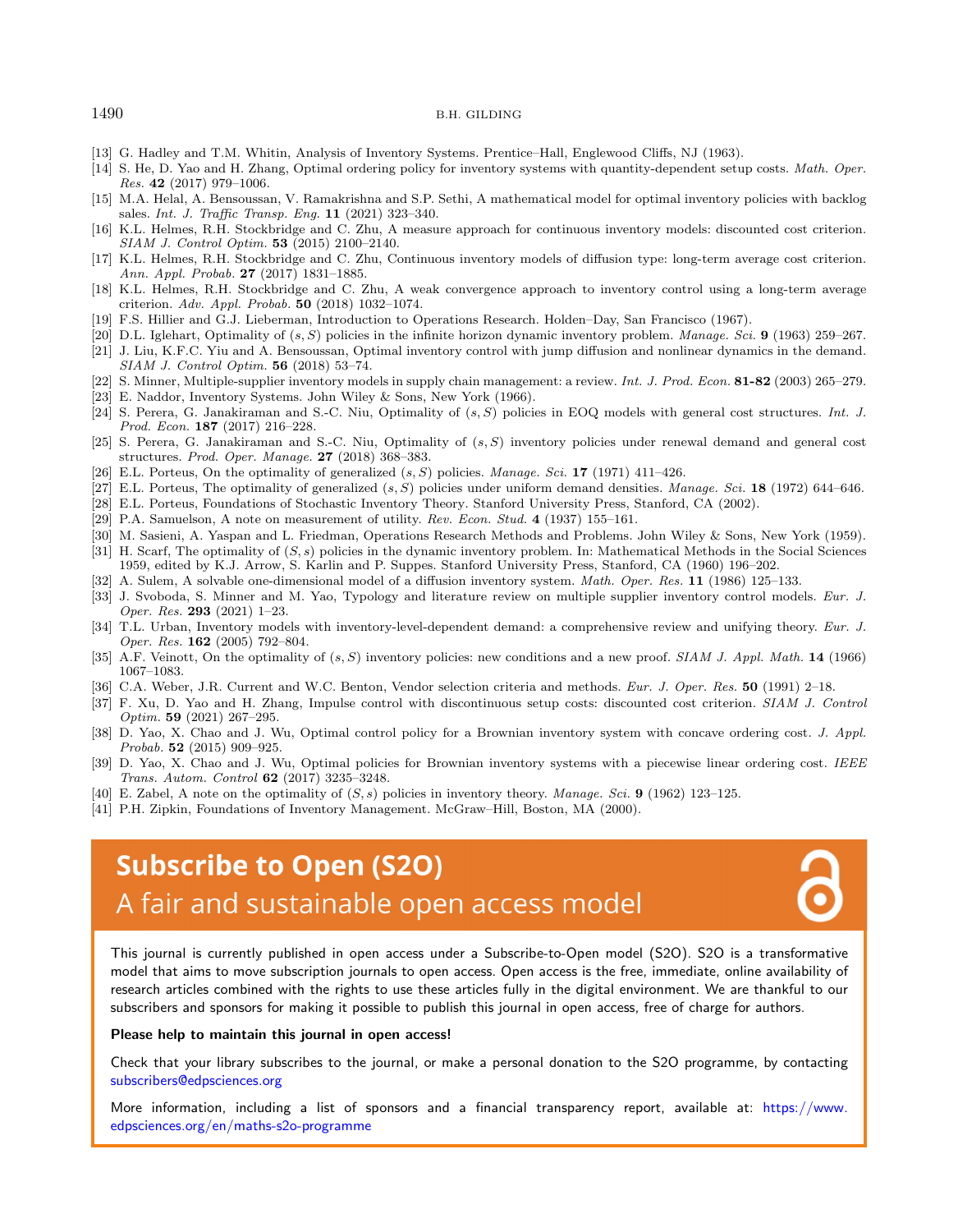- [13] G. Hadley and T.M. Whitin, Analysis of Inventory Systems. Prentice–Hall, Englewood Cliffs, NJ (1963).
- [14] S. He, D. Yao and H. Zhang, Optimal ordering policy for inventory systems with quantity-dependent setup costs. *Math. Oper. Res.* **42** (2017) 979–1006.
- [15] M.A. Helal, A. Bensoussan, V. Ramakrishna and S.P. Sethi, A mathematical model for optimal inventory policies with backlog sales. *Int. J. Traffic Transp. Eng.* **11** (2021) 323–340.
- [16] K.L. Helmes, R.H. Stockbridge and C. Zhu, A measure approach for continuous inventory models: discounted cost criterion. *SIAM J. Control Optim.* **53** (2015) 2100–2140.
- [17] K.L. Helmes, R.H. Stockbridge and C. Zhu, Continuous inventory models of diffusion type: long-term average cost criterion. *Ann. Appl. Probab.* **27** (2017) 1831–1885.
- [18] K.L. Helmes, R.H. Stockbridge and C. Zhu, A weak convergence approach to inventory control using a long-term average criterion. *Adv. Appl. Probab.* **50** (2018) 1032–1074.
- [19] F.S. Hillier and G.J. Lieberman, Introduction to Operations Research. Holden–Day, San Francisco (1967).
- [20] D.L. Iglehart, Optimality of $(s, S)$ policies in the infinite horizon dynamic inventory problem. *Manage. Sci.* **9** (1963) 259–267.
- [21] J. Liu, K.F.C. Yiu and A. Bensoussan, Optimal inventory control with jump diffusion and nonlinear dynamics in the demand. *SIAM J. Control Optim.* **56** (2018) 53–74.
- [22] S. Minner, Multiple-supplier inventory models in supply chain management: a review. *Int. J. Prod. Econ.* **81-82** (2003) 265–279.
- [23] E. Naddor, Inventory Systems. John Wiley & Sons, New York (1966).
- [24] S. Perera, G. Janakiraman and S.-C. Niu, Optimality of $(s, S)$ policies in EOQ models with general cost structures. *Int. J. Prod. Econ.* **187** (2017) 216–228.
- [25] S. Perera, G. Janakiraman and S.-C. Niu, Optimality of $(s, S)$ inventory policies under renewal demand and general cost structures. *Prod. Oper. Manage.* **27** (2018) 368–383.
- [26] E.L. Porteus, On the optimality of generalized $(s, S)$ policies. *Manage. Sci.* **17** (1971) 411–426.
- [27] E.L. Porteus, The optimality of generalized $(s, S)$ policies under uniform demand densities. *Manage. Sci.* **18** (1972) 644–646.
- [28] E.L. Porteus, Foundations of Stochastic Inventory Theory. Stanford University Press, Stanford, CA (2002).
- [29] P.A. Samuelson, A note on measurement of utility. *Rev. Econ. Stud.* **4** (1937) 155–161.
- [30] M. Sasieni, A. Yaspan and L. Friedman, Operations Research Methods and Problems. John Wiley & Sons, New York (1959).
- [31] H. Scarf, The optimality of $(S, s)$ policies in the dynamic inventory problem. In: Mathematical Methods in the Social Sciences 1959, edited by K.J. Arrow, S. Karlin and P. Suppes. Stanford University Press, Stanford, CA (1960) 196–202.
- [32] A. Sulem, A solvable one-dimensional model of a diffusion inventory system. *Math. Oper. Res.* **11** (1986) 125–133.
- [33] J. Svoboda, S. Minner and M. Yao, Typology and literature review on multiple supplier inventory control models. *Eur. J. Oper. Res.* **293** (2021) 1–23.
- [34] T.L. Urban, Inventory models with inventory-level-dependent demand: a comprehensive review and unifying theory. *Eur. J. Oper. Res.* **162** (2005) 792–804.
- [35] A.F. Veinott, On the optimality of $(s, S)$ inventory policies: new conditions and a new proof. *SIAM J. Appl. Math.* **14** (1966) 1067–1083.
- [36] C.A. Weber, J.R. Current and W.C. Benton, Vendor selection criteria and methods. *Eur. J. Oper. Res.* **50** (1991) 2–18.
- [37] F. Xu, D. Yao and H. Zhang, Impulse control with discontinuous setup costs: discounted cost criterion. *SIAM J. Control Optim.* **59** (2021) 267–295.
- [38] D. Yao, X. Chao and J. Wu, Optimal control policy for a Brownian inventory system with concave ordering cost. *J. Appl. Probab.* **52** (2015) 909–925.
- [39] D. Yao, X. Chao and J. Wu, Optimal policies for Brownian inventory systems with a piecewise linear ordering cost. *IEEE Trans. Autom. Control* **62** (2017) 3235–3248.
- [40] E. Zabel, A note on the optimality of $(S, s)$ policies in inventory theory. *Manage. Sci.* **9** (1962) 123–125.
- [41] P.H. Zipkin, Foundations of Inventory Management. McGraw–Hill, Boston, MA (2000).

## Subscribe to Open (S2O)

### A fair and sustainable open access model

This journal is currently published in open access under a Subscribe-to-Open model (S2O). S2O is a transformative model that aims to move subscription journals to open access. Open access is the free, immediate, online availability of research articles combined with the rights to use these articles fully in the digital environment. We are thankful to our subscribers and sponsors for making it possible to publish this journal in open access, free of charge for authors.

**Please help to maintain this journal in open access!**

Check that your library subscribes to the journal, or make a personal donation to the S2O programme, by contacting subscribers@edpsciences.org

More information, including a list of sponsors and a financial transparency report, available at: https://www.edpsciences.org/en/maths-s2o-programme